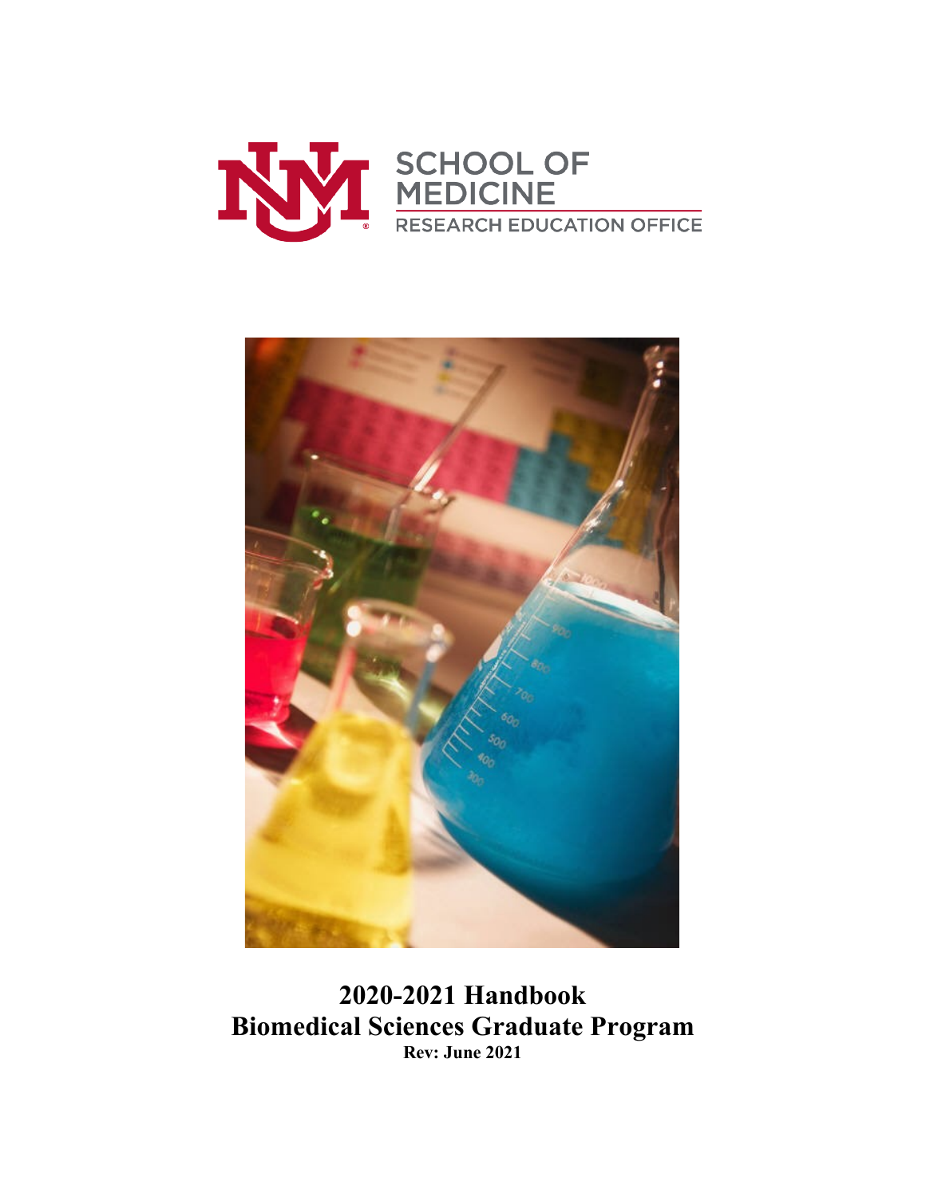SCHOOL OF MEDICINE
RESEARCH EDUCATION OFFICE

# 2020-2021 Handbook
# Biomedical Sciences Graduate Program

**Rev: June 2021**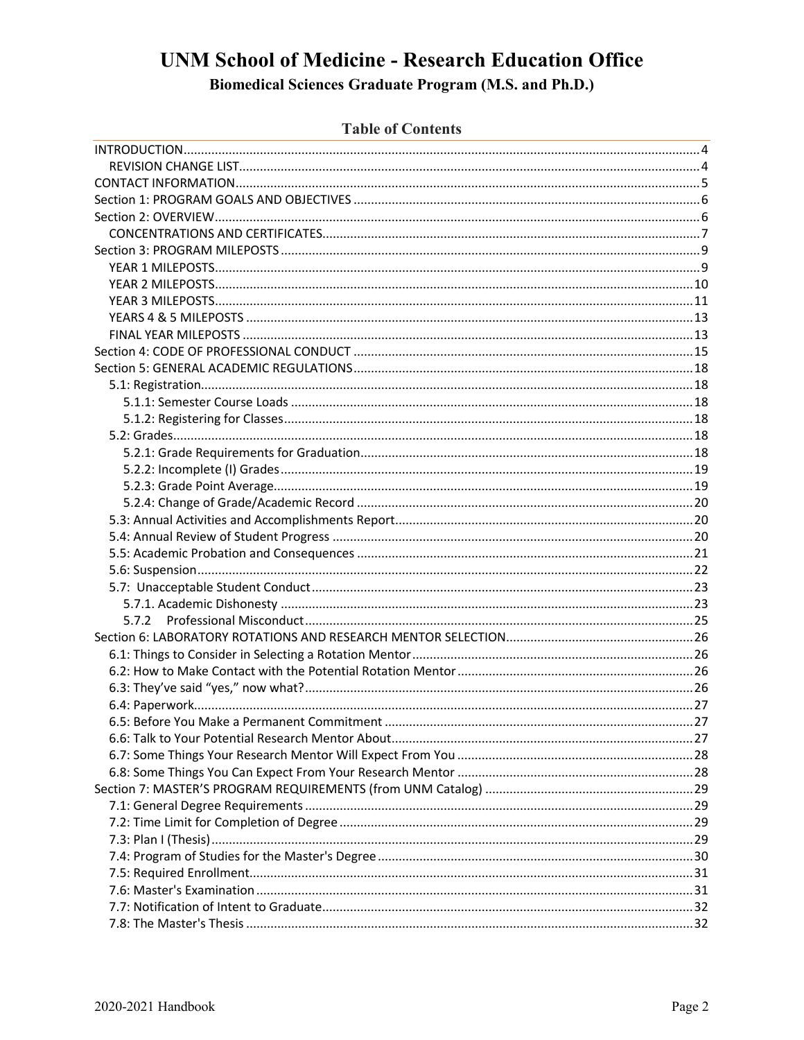# UNM School of Medicine - Research Education Office

## Biomedical Sciences Graduate Program (M.S. and Ph.D.)

### Table of Contents

INTRODUCTION....4
- REVISION CHANGE LIST....4

CONTACT INFORMATION....5

Section 1: PROGRAM GOALS AND OBJECTIVES....6

Section 2: OVERVIEW....6
- CONCENTRATIONS AND CERTIFICATES....7

Section 3: PROGRAM MILEPOSTS....9
- YEAR 1 MILEPOSTS....9
- YEAR 2 MILEPOSTS....10
- YEAR 3 MILEPOSTS....11
- YEARS 4 & 5 MILEPOSTS....13
- FINAL YEAR MILEPOSTS....13

Section 4: CODE OF PROFESSIONAL CONDUCT....15

Section 5: GENERAL ACADEMIC REGULATIONS....18
- 5.1: Registration....18
  - 5.1.1: Semester Course Loads....18
  - 5.1.2: Registering for Classes....18
- 5.2: Grades....18
  - 5.2.1: Grade Requirements for Graduation....18
  - 5.2.2: Incomplete (I) Grades....19
  - 5.2.3: Grade Point Average....19
  - 5.2.4: Change of Grade/Academic Record....20
- 5.3: Annual Activities and Accomplishments Report....20
- 5.4: Annual Review of Student Progress....20
- 5.5: Academic Probation and Consequences....21
- 5.6: Suspension....22
- 5.7: Unacceptable Student Conduct....23
  - 5.7.1. Academic Dishonesty....23
  - 5.7.2 Professional Misconduct....25

Section 6: LABORATORY ROTATIONS AND RESEARCH MENTOR SELECTION....26
- 6.1: Things to Consider in Selecting a Rotation Mentor....26
- 6.2: How to Make Contact with the Potential Rotation Mentor....26
- 6.3: They've said "yes," now what?....26
- 6.4: Paperwork....27
- 6.5: Before You Make a Permanent Commitment....27
- 6.6: Talk to Your Potential Research Mentor About....27
- 6.7: Some Things Your Research Mentor Will Expect From You....28
- 6.8: Some Things You Can Expect From Your Research Mentor....28

Section 7: MASTER'S PROGRAM REQUIREMENTS (from UNM Catalog)....29
- 7.1: General Degree Requirements....29
- 7.2: Time Limit for Completion of Degree....29
- 7.3: Plan I (Thesis)....29
- 7.4: Program of Studies for the Master's Degree....30
- 7.5: Required Enrollment....31
- 7.6: Master's Examination....31
- 7.7: Notification of Intent to Graduate....32
- 7.8: The Master's Thesis....32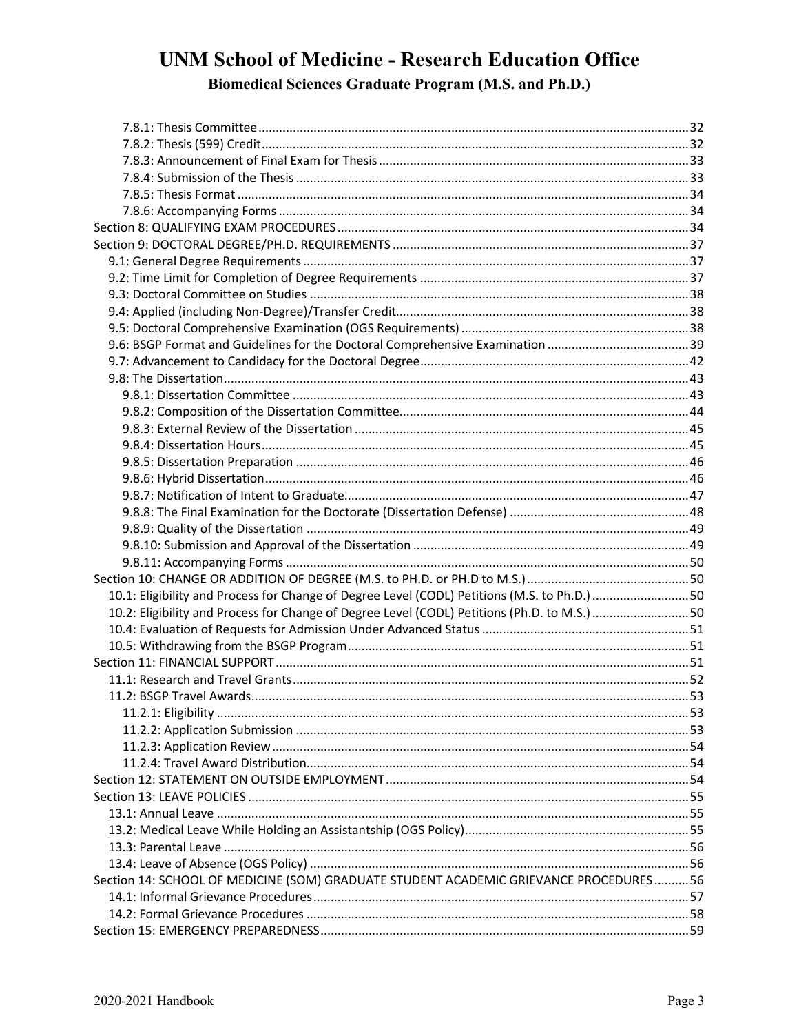7.8.1: Thesis Committee ....... 32
7.8.2: Thesis (599) Credit ....... 32
7.8.3: Announcement of Final Exam for Thesis ....... 33
7.8.4: Submission of the Thesis ....... 33
7.8.5: Thesis Format ....... 34
7.8.6: Accompanying Forms ....... 34
Section 8: QUALIFYING EXAM PROCEDURES ....... 34
Section 9: DOCTORAL DEGREE/PH.D. REQUIREMENTS ....... 37
9.1: General Degree Requirements ....... 37
9.2: Time Limit for Completion of Degree Requirements ....... 37
9.3: Doctoral Committee on Studies ....... 38
9.4: Applied (including Non-Degree)/Transfer Credit ....... 38
9.5: Doctoral Comprehensive Examination (OGS Requirements) ....... 38
9.6: BSGP Format and Guidelines for the Doctoral Comprehensive Examination ....... 39
9.7: Advancement to Candidacy for the Doctoral Degree ....... 42
9.8: The Dissertation ....... 43
9.8.1: Dissertation Committee ....... 43
9.8.2: Composition of the Dissertation Committee ....... 44
9.8.3: External Review of the Dissertation ....... 45
9.8.4: Dissertation Hours ....... 45
9.8.5: Dissertation Preparation ....... 46
9.8.6: Hybrid Dissertation ....... 46
9.8.7: Notification of Intent to Graduate ....... 47
9.8.8: The Final Examination for the Doctorate (Dissertation Defense) ....... 48
9.8.9: Quality of the Dissertation ....... 49
9.8.10: Submission and Approval of the Dissertation ....... 49
9.8.11: Accompanying Forms ....... 50
Section 10: CHANGE OR ADDITION OF DEGREE (M.S. to PH.D. or PH.D to M.S.) ....... 50
10.1: Eligibility and Process for Change of Degree Level (CODL) Petitions (M.S. to Ph.D.) ....... 50
10.2: Eligibility and Process for Change of Degree Level (CODL) Petitions (Ph.D. to M.S.) ....... 50
10.4: Evaluation of Requests for Admission Under Advanced Status ....... 51
10.5: Withdrawing from the BSGP Program ....... 51
Section 11: FINANCIAL SUPPORT ....... 51
11.1: Research and Travel Grants ....... 52
11.2: BSGP Travel Awards ....... 53
11.2.1: Eligibility ....... 53
11.2.2: Application Submission ....... 53
11.2.3: Application Review ....... 54
11.2.4: Travel Award Distribution ....... 54
Section 12: STATEMENT ON OUTSIDE EMPLOYMENT ....... 54
Section 13: LEAVE POLICIES ....... 55
13.1: Annual Leave ....... 55
13.2: Medical Leave While Holding an Assistantship (OGS Policy) ....... 55
13.3: Parental Leave ....... 56
13.4: Leave of Absence (OGS Policy) ....... 56
Section 14: SCHOOL OF MEDICINE (SOM) GRADUATE STUDENT ACADEMIC GRIEVANCE PROCEDURES ....... 56
14.1: Informal Grievance Procedures ....... 57
14.2: Formal Grievance Procedures ....... 58
Section 15: EMERGENCY PREPAREDNESS ....... 59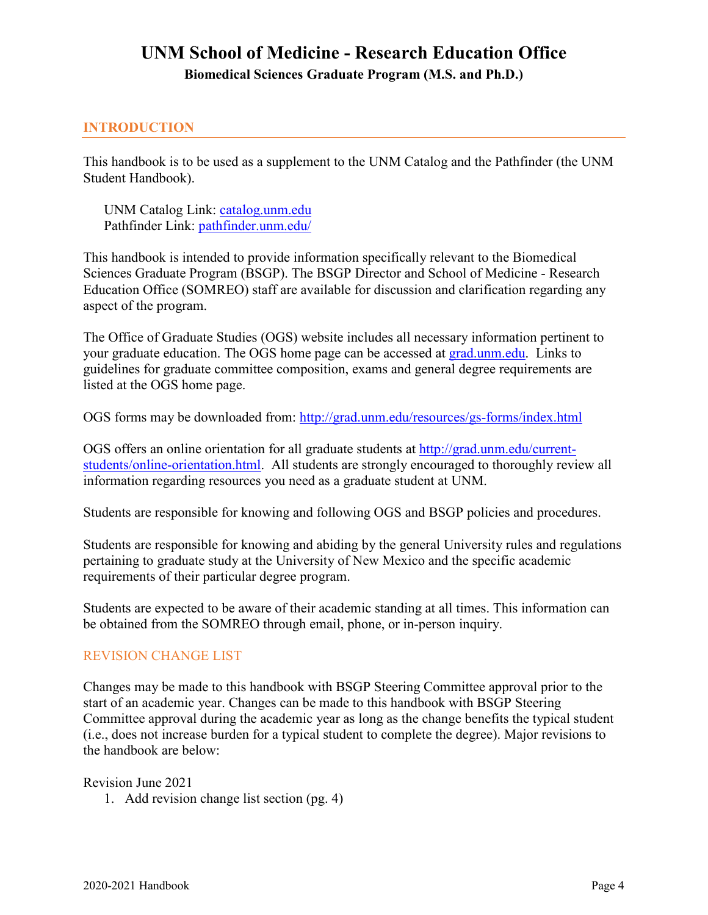# UNM School of Medicine - Research Education Office

**Biomedical Sciences Graduate Program (M.S. and Ph.D.)**

## INTRODUCTION

This handbook is to be used as a supplement to the UNM Catalog and the Pathfinder (the UNM Student Handbook).

UNM Catalog Link: catalog.unm.edu
Pathfinder Link: pathfinder.unm.edu/

This handbook is intended to provide information specifically relevant to the Biomedical Sciences Graduate Program (BSGP). The BSGP Director and School of Medicine - Research Education Office (SOMREO) staff are available for discussion and clarification regarding any aspect of the program.

The Office of Graduate Studies (OGS) website includes all necessary information pertinent to your graduate education. The OGS home page can be accessed at grad.unm.edu. Links to guidelines for graduate committee composition, exams and general degree requirements are listed at the OGS home page.

OGS forms may be downloaded from: http://grad.unm.edu/resources/gs-forms/index.html

OGS offers an online orientation for all graduate students at http://grad.unm.edu/current-students/online-orientation.html. All students are strongly encouraged to thoroughly review all information regarding resources you need as a graduate student at UNM.

Students are responsible for knowing and following OGS and BSGP policies and procedures.

Students are responsible for knowing and abiding by the general University rules and regulations pertaining to graduate study at the University of New Mexico and the specific academic requirements of their particular degree program.

Students are expected to be aware of their academic standing at all times. This information can be obtained from the SOMREO through email, phone, or in-person inquiry.

### REVISION CHANGE LIST

Changes may be made to this handbook with BSGP Steering Committee approval prior to the start of an academic year. Changes can be made to this handbook with BSGP Steering Committee approval during the academic year as long as the change benefits the typical student (i.e., does not increase burden for a typical student to complete the degree). Major revisions to the handbook are below:

Revision June 2021

1. Add revision change list section (pg. 4)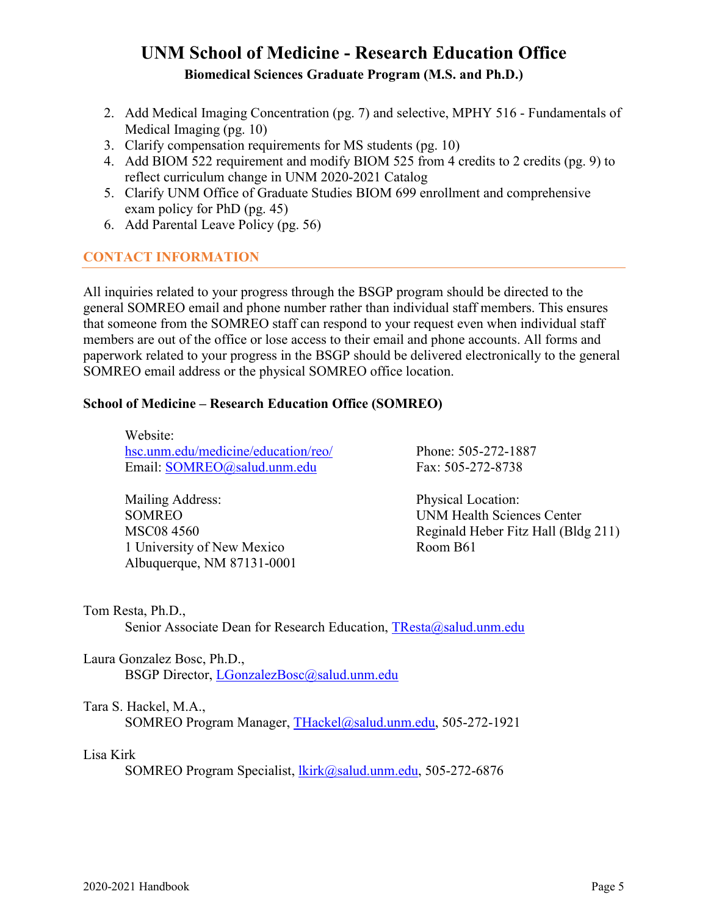2. Add Medical Imaging Concentration (pg. 7) and selective, MPHY 516 - Fundamentals of Medical Imaging (pg. 10)
3. Clarify compensation requirements for MS students (pg. 10)
4. Add BIOM 522 requirement and modify BIOM 525 from 4 credits to 2 credits (pg. 9) to reflect curriculum change in UNM 2020-2021 Catalog
5. Clarify UNM Office of Graduate Studies BIOM 699 enrollment and comprehensive exam policy for PhD (pg. 45)
6. Add Parental Leave Policy (pg. 56)

## CONTACT INFORMATION

All inquiries related to your progress through the BSGP program should be directed to the general SOMREO email and phone number rather than individual staff members. This ensures that someone from the SOMREO staff can respond to your request even when individual staff members are out of the office or lose access to their email and phone accounts. All forms and paperwork related to your progress in the BSGP should be delivered electronically to the general SOMREO email address or the physical SOMREO office location.

**School of Medicine – Research Education Office (SOMREO)**

Website:
hsc.unm.edu/medicine/education/reo/
Email: SOMREO@salud.unm.edu

Phone: 505-272-1887
Fax: 505-272-8738

Mailing Address:
SOMREO
MSC08 4560
1 University of New Mexico
Albuquerque, NM 87131-0001

Physical Location:
UNM Health Sciences Center
Reginald Heber Fitz Hall (Bldg 211)
Room B61

Tom Resta, Ph.D.,
Senior Associate Dean for Research Education, TResta@salud.unm.edu

Laura Gonzalez Bosc, Ph.D.,
BSGP Director, LGonzalezBosc@salud.unm.edu

Tara S. Hackel, M.A.,
SOMREO Program Manager, THackel@salud.unm.edu, 505-272-1921

Lisa Kirk
SOMREO Program Specialist, lkirk@salud.unm.edu, 505-272-6876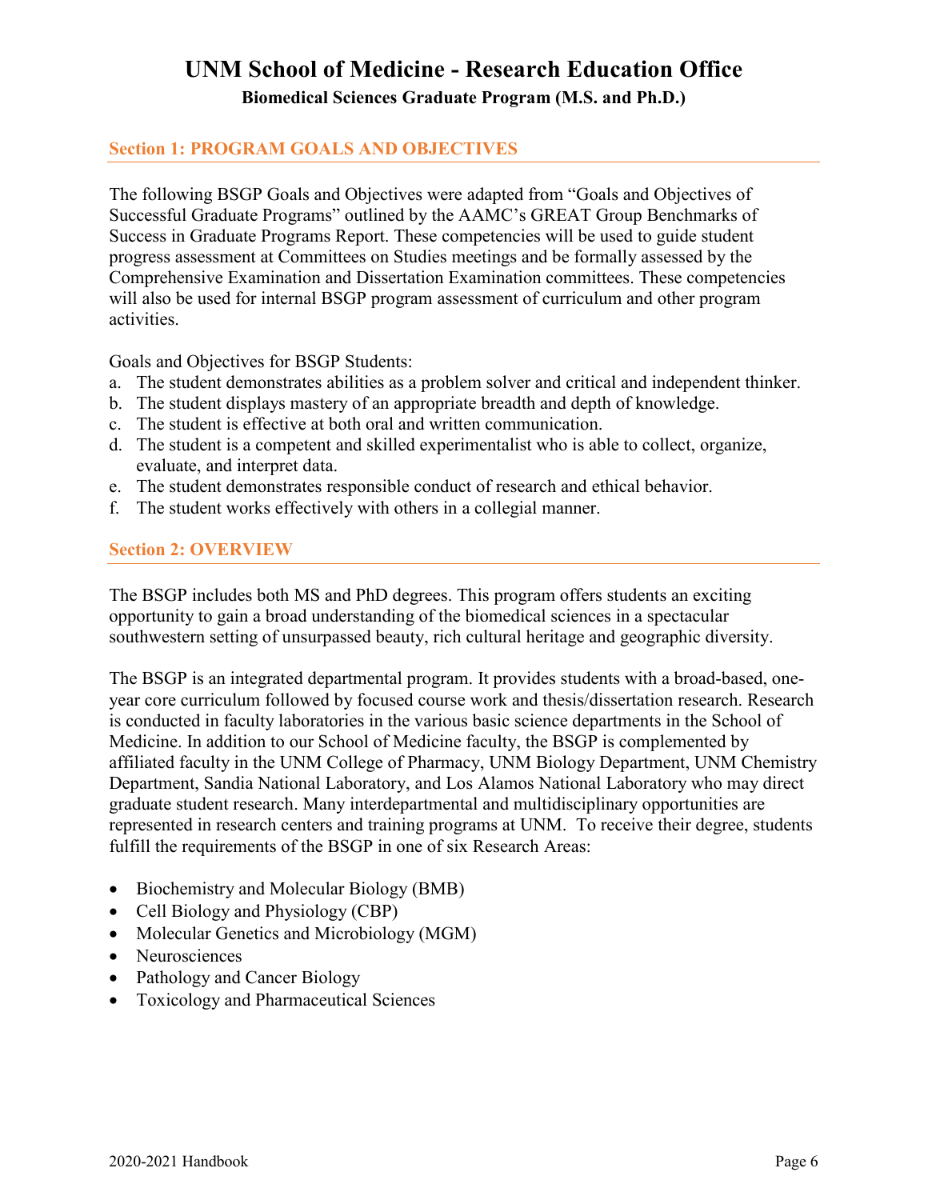# UNM School of Medicine - Research Education Office

**Biomedical Sciences Graduate Program (M.S. and Ph.D.)**

## Section 1: PROGRAM GOALS AND OBJECTIVES

The following BSGP Goals and Objectives were adapted from "Goals and Objectives of Successful Graduate Programs" outlined by the AAMC's GREAT Group Benchmarks of Success in Graduate Programs Report. These competencies will be used to guide student progress assessment at Committees on Studies meetings and be formally assessed by the Comprehensive Examination and Dissertation Examination committees. These competencies will also be used for internal BSGP program assessment of curriculum and other program activities.

Goals and Objectives for BSGP Students:

a. The student demonstrates abilities as a problem solver and critical and independent thinker.
b. The student displays mastery of an appropriate breadth and depth of knowledge.
c. The student is effective at both oral and written communication.
d. The student is a competent and skilled experimentalist who is able to collect, organize, evaluate, and interpret data.
e. The student demonstrates responsible conduct of research and ethical behavior.
f. The student works effectively with others in a collegial manner.

## Section 2: OVERVIEW

The BSGP includes both MS and PhD degrees. This program offers students an exciting opportunity to gain a broad understanding of the biomedical sciences in a spectacular southwestern setting of unsurpassed beauty, rich cultural heritage and geographic diversity.

The BSGP is an integrated departmental program. It provides students with a broad-based, one-year core curriculum followed by focused course work and thesis/dissertation research. Research is conducted in faculty laboratories in the various basic science departments in the School of Medicine. In addition to our School of Medicine faculty, the BSGP is complemented by affiliated faculty in the UNM College of Pharmacy, UNM Biology Department, UNM Chemistry Department, Sandia National Laboratory, and Los Alamos National Laboratory who may direct graduate student research. Many interdepartmental and multidisciplinary opportunities are represented in research centers and training programs at UNM. To receive their degree, students fulfill the requirements of the BSGP in one of six Research Areas:

- Biochemistry and Molecular Biology (BMB)
- Cell Biology and Physiology (CBP)
- Molecular Genetics and Microbiology (MGM)
- Neurosciences
- Pathology and Cancer Biology
- Toxicology and Pharmaceutical Sciences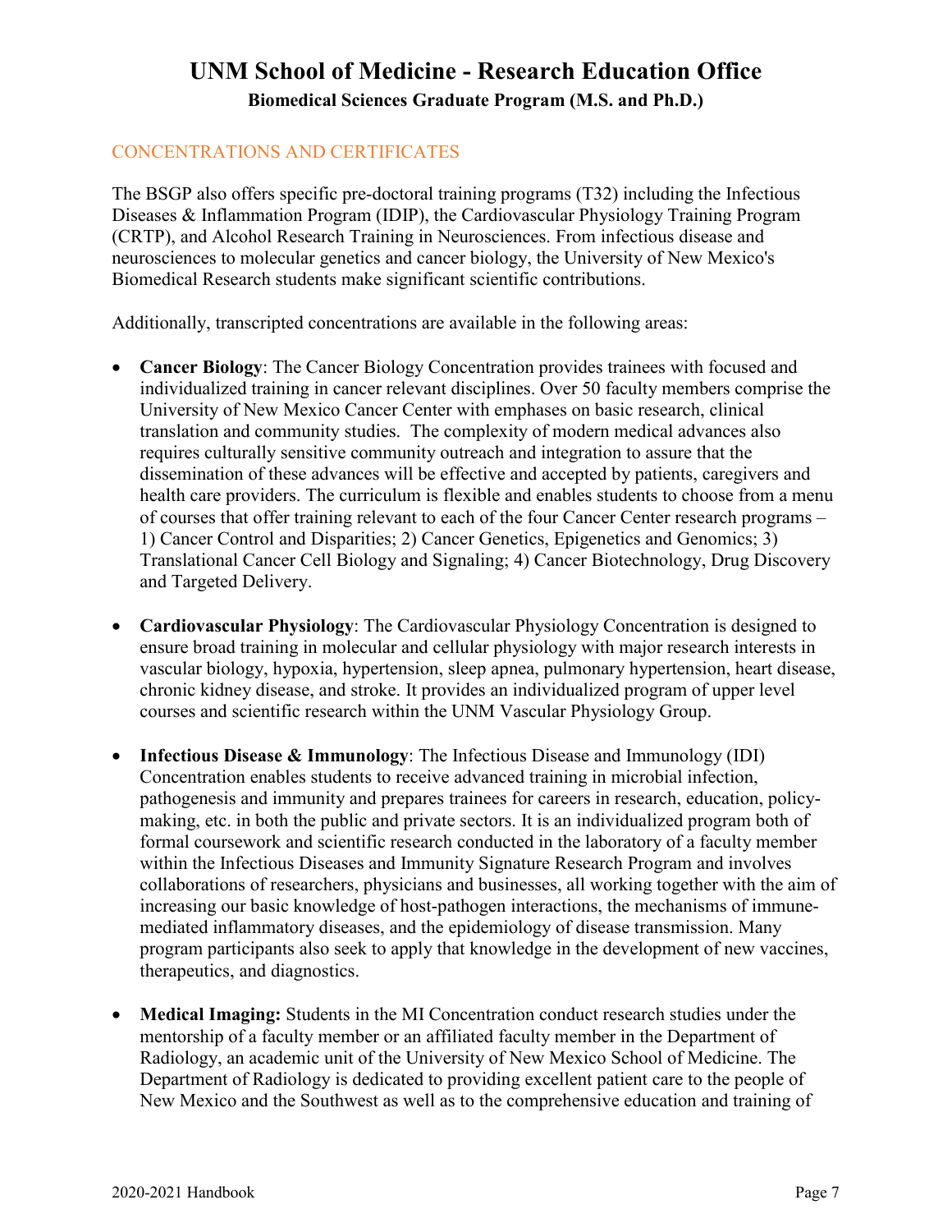# UNM School of Medicine - Research Education Office

**Biomedical Sciences Graduate Program (M.S. and Ph.D.)**

## CONCENTRATIONS AND CERTIFICATES

The BSGP also offers specific pre-doctoral training programs (T32) including the Infectious Diseases & Inflammation Program (IDIP), the Cardiovascular Physiology Training Program (CRTP), and Alcohol Research Training in Neurosciences. From infectious disease and neurosciences to molecular genetics and cancer biology, the University of New Mexico's Biomedical Research students make significant scientific contributions.

Additionally, transcripted concentrations are available in the following areas:

- **Cancer Biology**: The Cancer Biology Concentration provides trainees with focused and individualized training in cancer relevant disciplines. Over 50 faculty members comprise the University of New Mexico Cancer Center with emphases on basic research, clinical translation and community studies. The complexity of modern medical advances also requires culturally sensitive community outreach and integration to assure that the dissemination of these advances will be effective and accepted by patients, caregivers and health care providers. The curriculum is flexible and enables students to choose from a menu of courses that offer training relevant to each of the four Cancer Center research programs – 1) Cancer Control and Disparities; 2) Cancer Genetics, Epigenetics and Genomics; 3) Translational Cancer Cell Biology and Signaling; 4) Cancer Biotechnology, Drug Discovery and Targeted Delivery.

- **Cardiovascular Physiology**: The Cardiovascular Physiology Concentration is designed to ensure broad training in molecular and cellular physiology with major research interests in vascular biology, hypoxia, hypertension, sleep apnea, pulmonary hypertension, heart disease, chronic kidney disease, and stroke. It provides an individualized program of upper level courses and scientific research within the UNM Vascular Physiology Group.

- **Infectious Disease & Immunology**: The Infectious Disease and Immunology (IDI) Concentration enables students to receive advanced training in microbial infection, pathogenesis and immunity and prepares trainees for careers in research, education, policy-making, etc. in both the public and private sectors. It is an individualized program both of formal coursework and scientific research conducted in the laboratory of a faculty member within the Infectious Diseases and Immunity Signature Research Program and involves collaborations of researchers, physicians and businesses, all working together with the aim of increasing our basic knowledge of host-pathogen interactions, the mechanisms of immune-mediated inflammatory diseases, and the epidemiology of disease transmission. Many program participants also seek to apply that knowledge in the development of new vaccines, therapeutics, and diagnostics.

- **Medical Imaging:** Students in the MI Concentration conduct research studies under the mentorship of a faculty member or an affiliated faculty member in the Department of Radiology, an academic unit of the University of New Mexico School of Medicine. The Department of Radiology is dedicated to providing excellent patient care to the people of New Mexico and the Southwest as well as to the comprehensive education and training of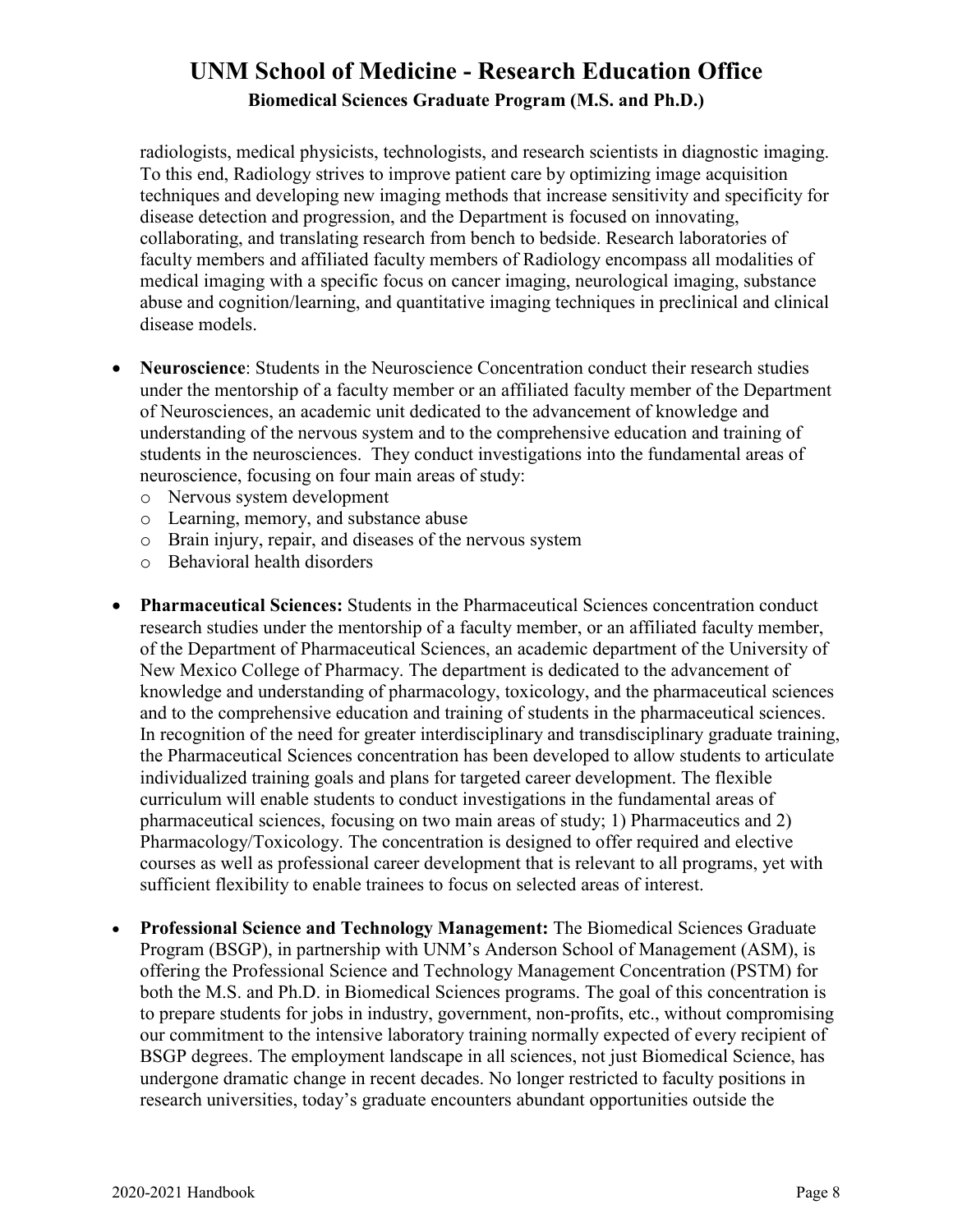radiologists, medical physicists, technologists, and research scientists in diagnostic imaging. To this end, Radiology strives to improve patient care by optimizing image acquisition techniques and developing new imaging methods that increase sensitivity and specificity for disease detection and progression, and the Department is focused on innovating, collaborating, and translating research from bench to bedside. Research laboratories of faculty members and affiliated faculty members of Radiology encompass all modalities of medical imaging with a specific focus on cancer imaging, neurological imaging, substance abuse and cognition/learning, and quantitative imaging techniques in preclinical and clinical disease models.

- **Neuroscience**: Students in the Neuroscience Concentration conduct their research studies under the mentorship of a faculty member or an affiliated faculty member of the Department of Neurosciences, an academic unit dedicated to the advancement of knowledge and understanding of the nervous system and to the comprehensive education and training of students in the neurosciences. They conduct investigations into the fundamental areas of neuroscience, focusing on four main areas of study:
  - Nervous system development
  - Learning, memory, and substance abuse
  - Brain injury, repair, and diseases of the nervous system
  - Behavioral health disorders

- **Pharmaceutical Sciences:** Students in the Pharmaceutical Sciences concentration conduct research studies under the mentorship of a faculty member, or an affiliated faculty member, of the Department of Pharmaceutical Sciences, an academic department of the University of New Mexico College of Pharmacy. The department is dedicated to the advancement of knowledge and understanding of pharmacology, toxicology, and the pharmaceutical sciences and to the comprehensive education and training of students in the pharmaceutical sciences. In recognition of the need for greater interdisciplinary and transdisciplinary graduate training, the Pharmaceutical Sciences concentration has been developed to allow students to articulate individualized training goals and plans for targeted career development. The flexible curriculum will enable students to conduct investigations in the fundamental areas of pharmaceutical sciences, focusing on two main areas of study; 1) Pharmaceutics and 2) Pharmacology/Toxicology. The concentration is designed to offer required and elective courses as well as professional career development that is relevant to all programs, yet with sufficient flexibility to enable trainees to focus on selected areas of interest.

- **Professional Science and Technology Management:** The Biomedical Sciences Graduate Program (BSGP), in partnership with UNM's Anderson School of Management (ASM), is offering the Professional Science and Technology Management Concentration (PSTM) for both the M.S. and Ph.D. in Biomedical Sciences programs. The goal of this concentration is to prepare students for jobs in industry, government, non-profits, etc., without compromising our commitment to the intensive laboratory training normally expected of every recipient of BSGP degrees. The employment landscape in all sciences, not just Biomedical Science, has undergone dramatic change in recent decades. No longer restricted to faculty positions in research universities, today's graduate encounters abundant opportunities outside the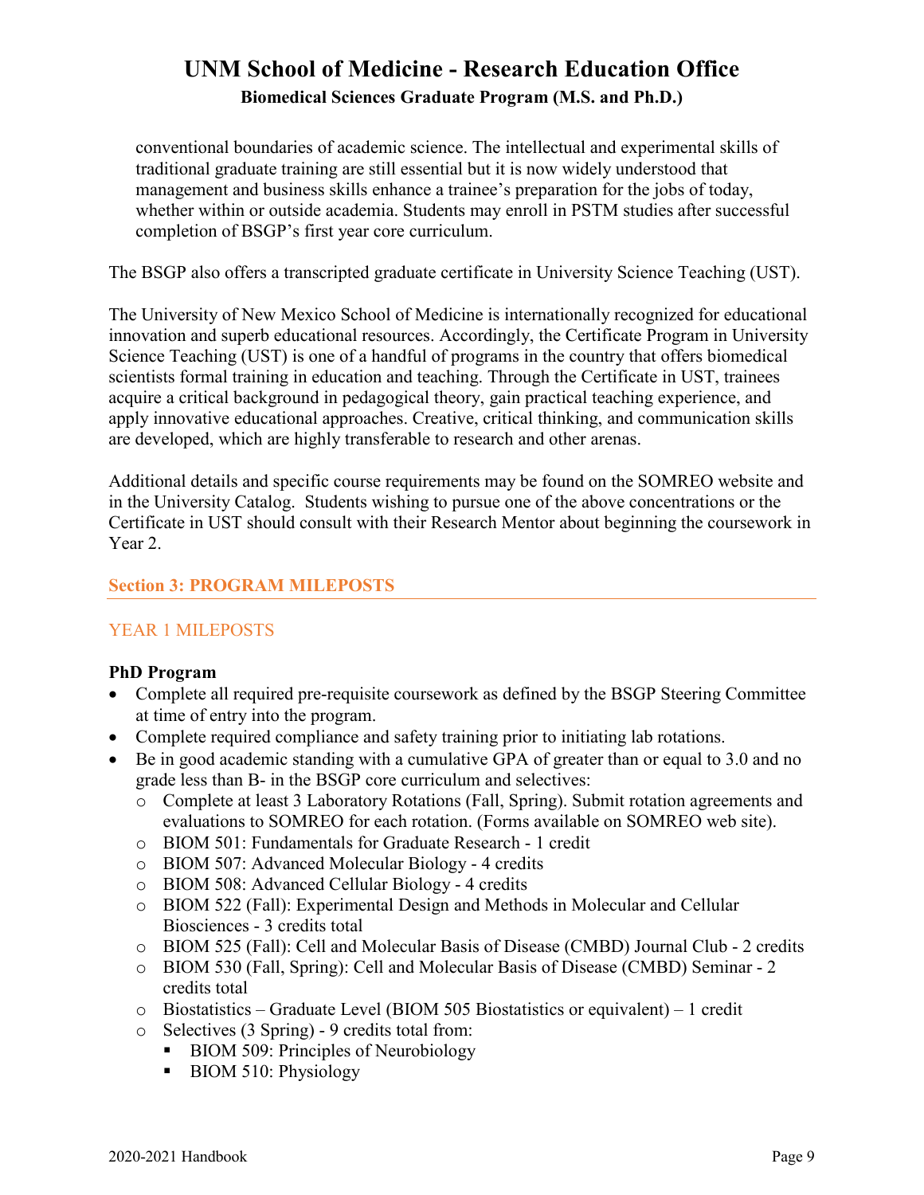conventional boundaries of academic science. The intellectual and experimental skills of traditional graduate training are still essential but it is now widely understood that management and business skills enhance a trainee's preparation for the jobs of today, whether within or outside academia. Students may enroll in PSTM studies after successful completion of BSGP's first year core curriculum.

The BSGP also offers a transcripted graduate certificate in University Science Teaching (UST).

The University of New Mexico School of Medicine is internationally recognized for educational innovation and superb educational resources. Accordingly, the Certificate Program in University Science Teaching (UST) is one of a handful of programs in the country that offers biomedical scientists formal training in education and teaching. Through the Certificate in UST, trainees acquire a critical background in pedagogical theory, gain practical teaching experience, and apply innovative educational approaches. Creative, critical thinking, and communication skills are developed, which are highly transferable to research and other arenas.

Additional details and specific course requirements may be found on the SOMREO website and in the University Catalog. Students wishing to pursue one of the above concentrations or the Certificate in UST should consult with their Research Mentor about beginning the coursework in Year 2.

## Section 3: PROGRAM MILEPOSTS

### YEAR 1 MILEPOSTS

**PhD Program**

- Complete all required pre-requisite coursework as defined by the BSGP Steering Committee at time of entry into the program.
- Complete required compliance and safety training prior to initiating lab rotations.
- Be in good academic standing with a cumulative GPA of greater than or equal to 3.0 and no grade less than B- in the BSGP core curriculum and selectives:
  - Complete at least 3 Laboratory Rotations (Fall, Spring). Submit rotation agreements and evaluations to SOMREO for each rotation. (Forms available on SOMREO web site).
  - BIOM 501: Fundamentals for Graduate Research - 1 credit
  - BIOM 507: Advanced Molecular Biology - 4 credits
  - BIOM 508: Advanced Cellular Biology - 4 credits
  - BIOM 522 (Fall): Experimental Design and Methods in Molecular and Cellular Biosciences - 3 credits total
  - BIOM 525 (Fall): Cell and Molecular Basis of Disease (CMBD) Journal Club - 2 credits
  - BIOM 530 (Fall, Spring): Cell and Molecular Basis of Disease (CMBD) Seminar - 2 credits total
  - Biostatistics – Graduate Level (BIOM 505 Biostatistics or equivalent) – 1 credit
  - Selectives (3 Spring) - 9 credits total from:
    - BIOM 509: Principles of Neurobiology
    - BIOM 510: Physiology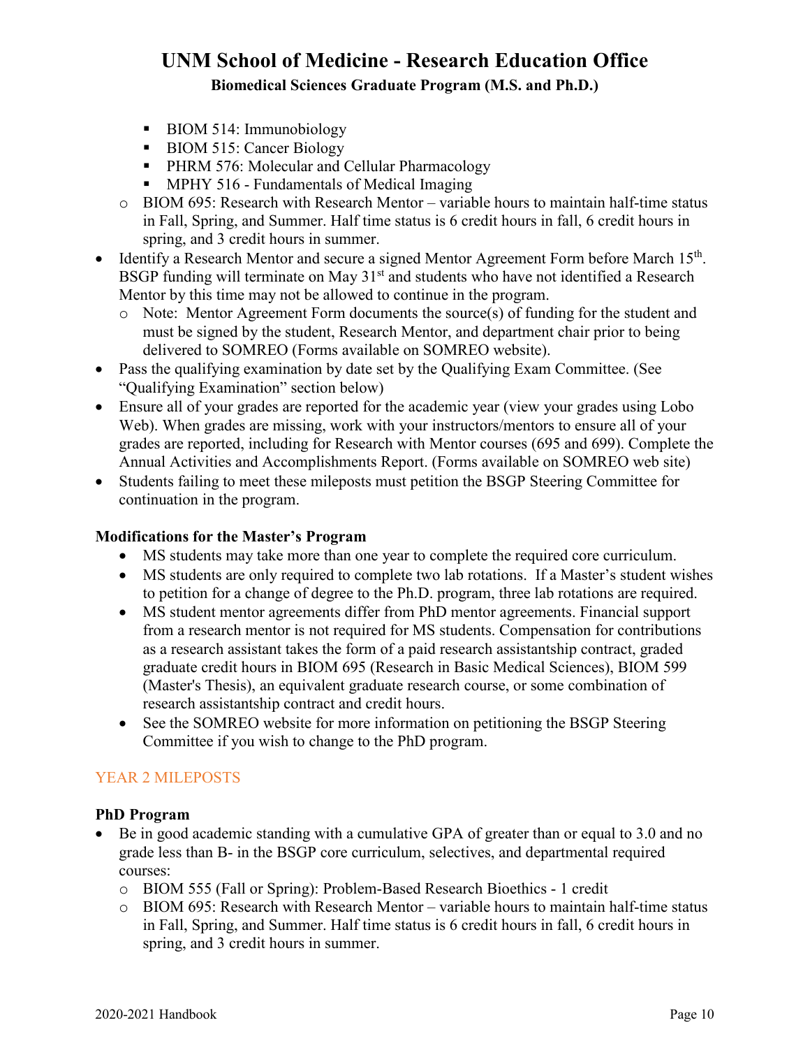- BIOM 514: Immunobiology
    - BIOM 515: Cancer Biology
    - PHRM 576: Molecular and Cellular Pharmacology
    - MPHY 516 - Fundamentals of Medical Imaging
  - BIOM 695: Research with Research Mentor – variable hours to maintain half-time status in Fall, Spring, and Summer. Half time status is 6 credit hours in fall, 6 credit hours in spring, and 3 credit hours in summer.
- Identify a Research Mentor and secure a signed Mentor Agreement Form before March 15th. BSGP funding will terminate on May 31st and students who have not identified a Research Mentor by this time may not be allowed to continue in the program.
  - Note: Mentor Agreement Form documents the source(s) of funding for the student and must be signed by the student, Research Mentor, and department chair prior to being delivered to SOMREO (Forms available on SOMREO website).
- Pass the qualifying examination by date set by the Qualifying Exam Committee. (See "Qualifying Examination" section below)
- Ensure all of your grades are reported for the academic year (view your grades using Lobo Web). When grades are missing, work with your instructors/mentors to ensure all of your grades are reported, including for Research with Mentor courses (695 and 699). Complete the Annual Activities and Accomplishments Report. (Forms available on SOMREO web site)
- Students failing to meet these mileposts must petition the BSGP Steering Committee for continuation in the program.

**Modifications for the Master's Program**

- MS students may take more than one year to complete the required core curriculum.
- MS students are only required to complete two lab rotations. If a Master's student wishes to petition for a change of degree to the Ph.D. program, three lab rotations are required.
- MS student mentor agreements differ from PhD mentor agreements. Financial support from a research mentor is not required for MS students. Compensation for contributions as a research assistant takes the form of a paid research assistantship contract, graded graduate credit hours in BIOM 695 (Research in Basic Medical Sciences), BIOM 599 (Master's Thesis), an equivalent graduate research course, or some combination of research assistantship contract and credit hours.
- See the SOMREO website for more information on petitioning the BSGP Steering Committee if you wish to change to the PhD program.

## YEAR 2 MILEPOSTS

**PhD Program**

- Be in good academic standing with a cumulative GPA of greater than or equal to 3.0 and no grade less than B- in the BSGP core curriculum, selectives, and departmental required courses:
  - BIOM 555 (Fall or Spring): Problem-Based Research Bioethics - 1 credit
  - BIOM 695: Research with Research Mentor – variable hours to maintain half-time status in Fall, Spring, and Summer. Half time status is 6 credit hours in fall, 6 credit hours in spring, and 3 credit hours in summer.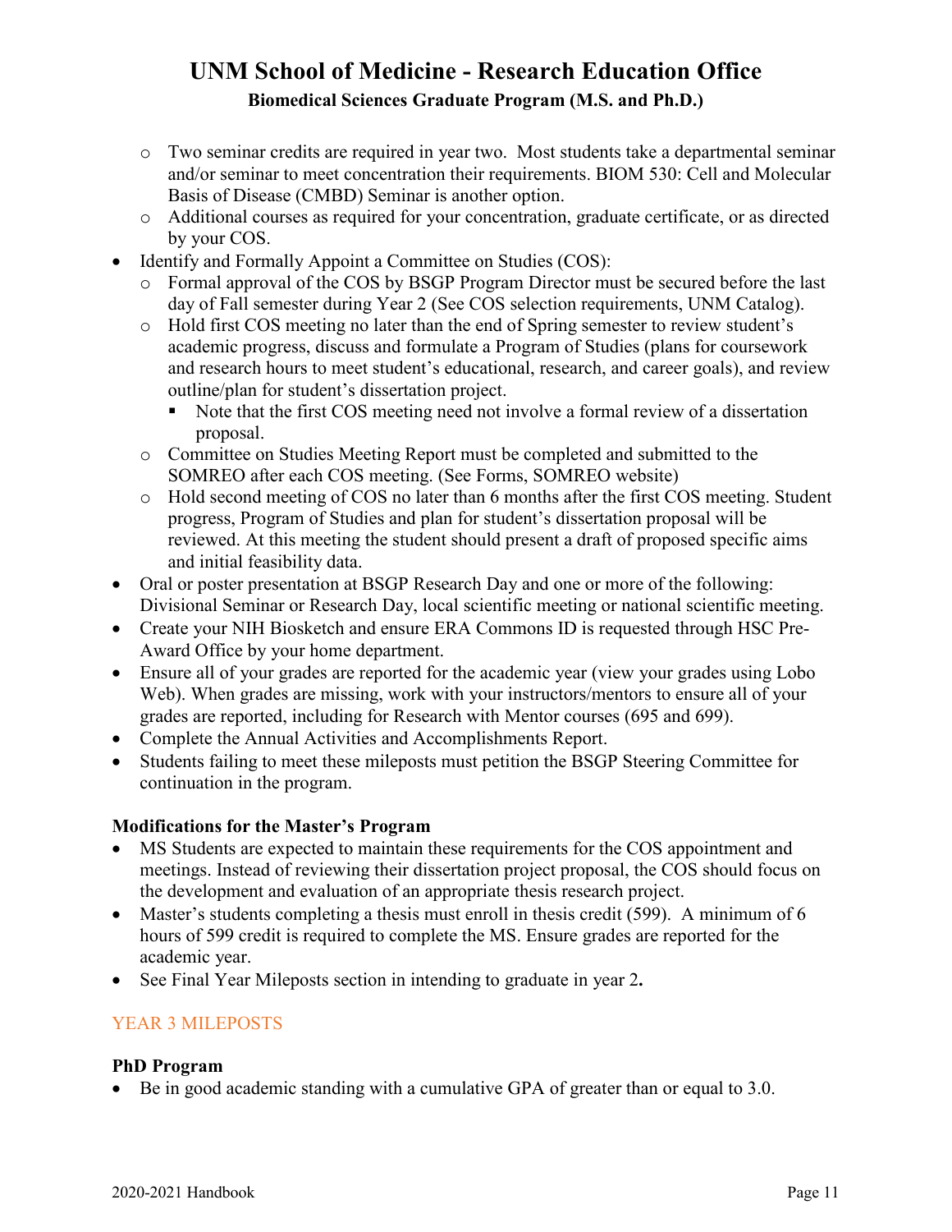- Two seminar credits are required in year two. Most students take a departmental seminar and/or seminar to meet concentration their requirements. BIOM 530: Cell and Molecular Basis of Disease (CMBD) Seminar is another option.
  - Additional courses as required for your concentration, graduate certificate, or as directed by your COS.
- Identify and Formally Appoint a Committee on Studies (COS):
  - Formal approval of the COS by BSGP Program Director must be secured before the last day of Fall semester during Year 2 (See COS selection requirements, UNM Catalog).
  - Hold first COS meeting no later than the end of Spring semester to review student's academic progress, discuss and formulate a Program of Studies (plans for coursework and research hours to meet student's educational, research, and career goals), and review outline/plan for student's dissertation project.
    - Note that the first COS meeting need not involve a formal review of a dissertation proposal.
  - Committee on Studies Meeting Report must be completed and submitted to the SOMREO after each COS meeting. (See Forms, SOMREO website)
  - Hold second meeting of COS no later than 6 months after the first COS meeting. Student progress, Program of Studies and plan for student's dissertation proposal will be reviewed. At this meeting the student should present a draft of proposed specific aims and initial feasibility data.
- Oral or poster presentation at BSGP Research Day and one or more of the following: Divisional Seminar or Research Day, local scientific meeting or national scientific meeting.
- Create your NIH Biosketch and ensure ERA Commons ID is requested through HSC Pre-Award Office by your home department.
- Ensure all of your grades are reported for the academic year (view your grades using Lobo Web). When grades are missing, work with your instructors/mentors to ensure all of your grades are reported, including for Research with Mentor courses (695 and 699).
- Complete the Annual Activities and Accomplishments Report.
- Students failing to meet these mileposts must petition the BSGP Steering Committee for continuation in the program.

**Modifications for the Master's Program**

- MS Students are expected to maintain these requirements for the COS appointment and meetings. Instead of reviewing their dissertation project proposal, the COS should focus on the development and evaluation of an appropriate thesis research project.
- Master's students completing a thesis must enroll in thesis credit (599). A minimum of 6 hours of 599 credit is required to complete the MS. Ensure grades are reported for the academic year.
- See Final Year Mileposts section in intending to graduate in year 2**.**

## YEAR 3 MILEPOSTS

**PhD Program**

- Be in good academic standing with a cumulative GPA of greater than or equal to 3.0.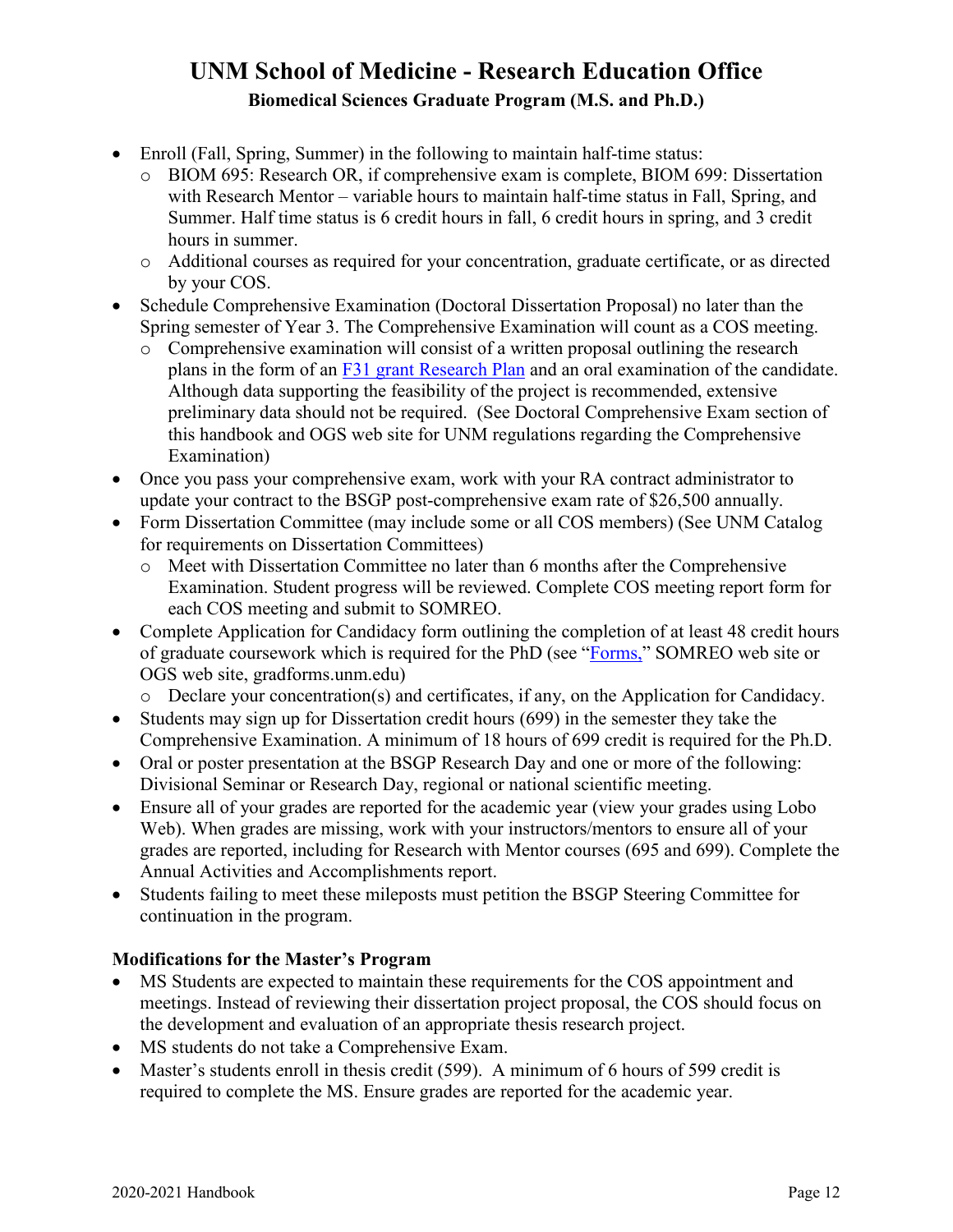- Enroll (Fall, Spring, Summer) in the following to maintain half-time status:
  - BIOM 695: Research OR, if comprehensive exam is complete, BIOM 699: Dissertation with Research Mentor – variable hours to maintain half-time status in Fall, Spring, and Summer. Half time status is 6 credit hours in fall, 6 credit hours in spring, and 3 credit hours in summer.
  - Additional courses as required for your concentration, graduate certificate, or as directed by your COS.
- Schedule Comprehensive Examination (Doctoral Dissertation Proposal) no later than the Spring semester of Year 3. The Comprehensive Examination will count as a COS meeting.
  - Comprehensive examination will consist of a written proposal outlining the research plans in the form of an F31 grant Research Plan and an oral examination of the candidate. Although data supporting the feasibility of the project is recommended, extensive preliminary data should not be required. (See Doctoral Comprehensive Exam section of this handbook and OGS web site for UNM regulations regarding the Comprehensive Examination)
- Once you pass your comprehensive exam, work with your RA contract administrator to update your contract to the BSGP post-comprehensive exam rate of $26,500 annually.
- Form Dissertation Committee (may include some or all COS members) (See UNM Catalog for requirements on Dissertation Committees)
  - Meet with Dissertation Committee no later than 6 months after the Comprehensive Examination. Student progress will be reviewed. Complete COS meeting report form for each COS meeting and submit to SOMREO.
- Complete Application for Candidacy form outlining the completion of at least 48 credit hours of graduate coursework which is required for the PhD (see "Forms," SOMREO web site or OGS web site, gradforms.unm.edu)
  - Declare your concentration(s) and certificates, if any, on the Application for Candidacy.
- Students may sign up for Dissertation credit hours (699) in the semester they take the Comprehensive Examination. A minimum of 18 hours of 699 credit is required for the Ph.D.
- Oral or poster presentation at the BSGP Research Day and one or more of the following: Divisional Seminar or Research Day, regional or national scientific meeting.
- Ensure all of your grades are reported for the academic year (view your grades using Lobo Web). When grades are missing, work with your instructors/mentors to ensure all of your grades are reported, including for Research with Mentor courses (695 and 699). Complete the Annual Activities and Accomplishments report.
- Students failing to meet these mileposts must petition the BSGP Steering Committee for continuation in the program.

**Modifications for the Master's Program**

- MS Students are expected to maintain these requirements for the COS appointment and meetings. Instead of reviewing their dissertation project proposal, the COS should focus on the development and evaluation of an appropriate thesis research project.
- MS students do not take a Comprehensive Exam.
- Master's students enroll in thesis credit (599). A minimum of 6 hours of 599 credit is required to complete the MS. Ensure grades are reported for the academic year.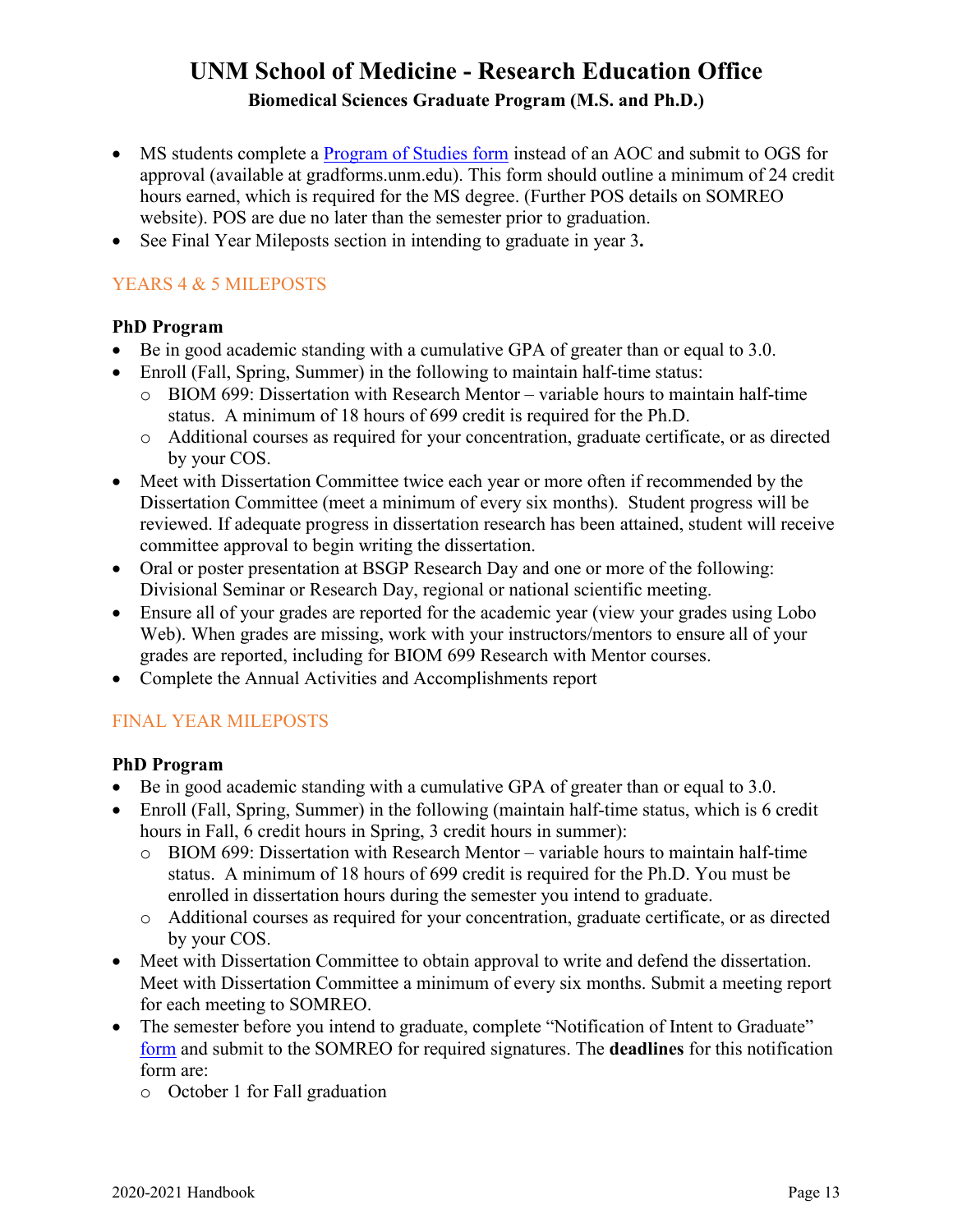- MS students complete a [Program of Studies form](#) instead of an AOC and submit to OGS for approval (available at gradforms.unm.edu). This form should outline a minimum of 24 credit hours earned, which is required for the MS degree. (Further POS details on SOMREO website). POS are due no later than the semester prior to graduation.
- See Final Year Mileposts section in intending to graduate in year 3**.**

## YEARS 4 & 5 MILEPOSTS

**PhD Program**

- Be in good academic standing with a cumulative GPA of greater than or equal to 3.0.
- Enroll (Fall, Spring, Summer) in the following to maintain half-time status:
  - BIOM 699: Dissertation with Research Mentor – variable hours to maintain half-time status. A minimum of 18 hours of 699 credit is required for the Ph.D.
  - Additional courses as required for your concentration, graduate certificate, or as directed by your COS.
- Meet with Dissertation Committee twice each year or more often if recommended by the Dissertation Committee (meet a minimum of every six months). Student progress will be reviewed. If adequate progress in dissertation research has been attained, student will receive committee approval to begin writing the dissertation.
- Oral or poster presentation at BSGP Research Day and one or more of the following: Divisional Seminar or Research Day, regional or national scientific meeting.
- Ensure all of your grades are reported for the academic year (view your grades using Lobo Web). When grades are missing, work with your instructors/mentors to ensure all of your grades are reported, including for BIOM 699 Research with Mentor courses.
- Complete the Annual Activities and Accomplishments report

## FINAL YEAR MILEPOSTS

**PhD Program**

- Be in good academic standing with a cumulative GPA of greater than or equal to 3.0.
- Enroll (Fall, Spring, Summer) in the following (maintain half-time status, which is 6 credit hours in Fall, 6 credit hours in Spring, 3 credit hours in summer):
  - BIOM 699: Dissertation with Research Mentor – variable hours to maintain half-time status. A minimum of 18 hours of 699 credit is required for the Ph.D. You must be enrolled in dissertation hours during the semester you intend to graduate.
  - Additional courses as required for your concentration, graduate certificate, or as directed by your COS.
- Meet with Dissertation Committee to obtain approval to write and defend the dissertation. Meet with Dissertation Committee a minimum of every six months. Submit a meeting report for each meeting to SOMREO.
- The semester before you intend to graduate, complete "Notification of Intent to Graduate" [form](#) and submit to the SOMREO for required signatures. The **deadlines** for this notification form are:
  - October 1 for Fall graduation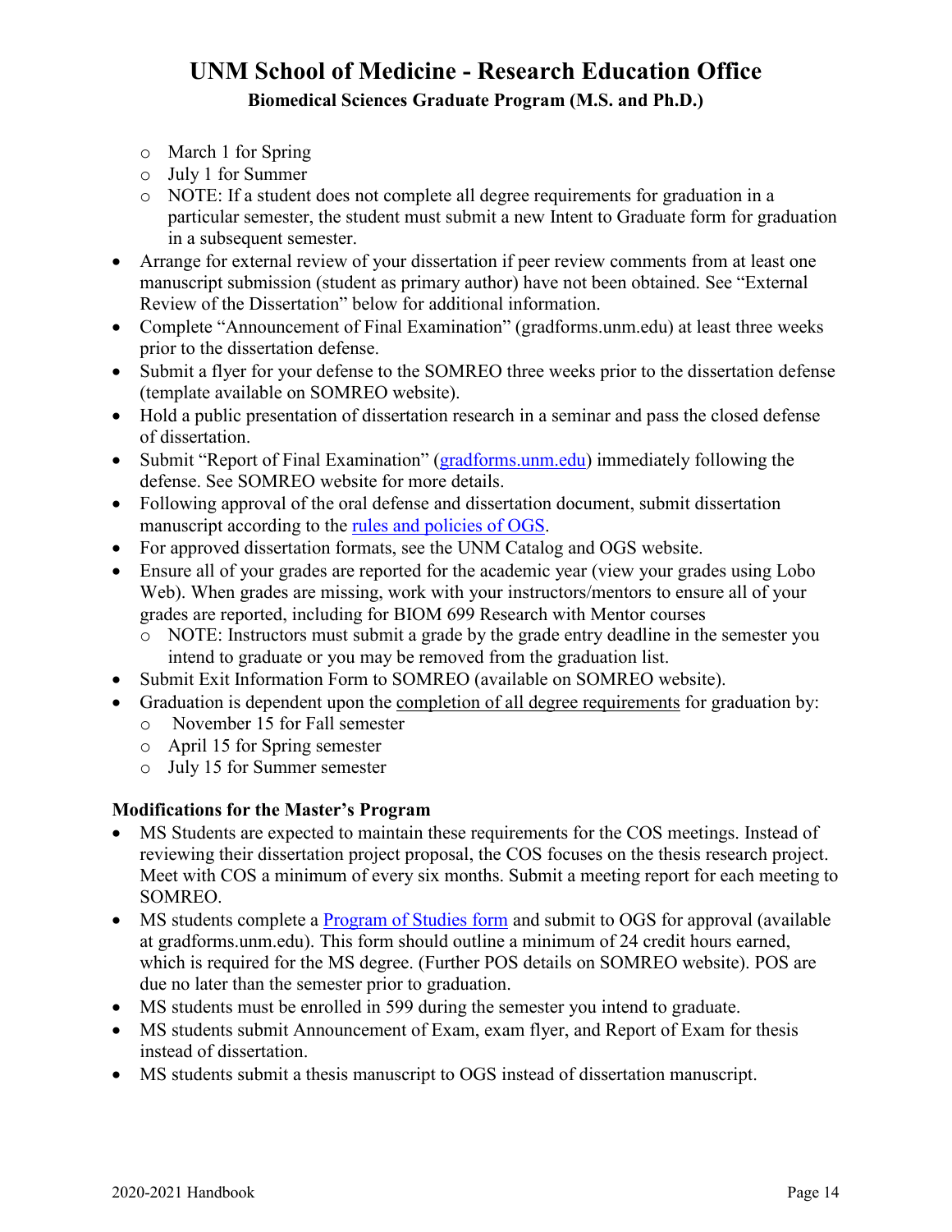- March 1 for Spring
  - July 1 for Summer
  - NOTE: If a student does not complete all degree requirements for graduation in a particular semester, the student must submit a new Intent to Graduate form for graduation in a subsequent semester.
- Arrange for external review of your dissertation if peer review comments from at least one manuscript submission (student as primary author) have not been obtained. See "External Review of the Dissertation" below for additional information.
- Complete "Announcement of Final Examination" (gradforms.unm.edu) at least three weeks prior to the dissertation defense.
- Submit a flyer for your defense to the SOMREO three weeks prior to the dissertation defense (template available on SOMREO website).
- Hold a public presentation of dissertation research in a seminar and pass the closed defense of dissertation.
- Submit "Report of Final Examination" (gradforms.unm.edu) immediately following the defense. See SOMREO website for more details.
- Following approval of the oral defense and dissertation document, submit dissertation manuscript according to the rules and policies of OGS.
- For approved dissertation formats, see the UNM Catalog and OGS website.
- Ensure all of your grades are reported for the academic year (view your grades using Lobo Web). When grades are missing, work with your instructors/mentors to ensure all of your grades are reported, including for BIOM 699 Research with Mentor courses
  - NOTE: Instructors must submit a grade by the grade entry deadline in the semester you intend to graduate or you may be removed from the graduation list.
- Submit Exit Information Form to SOMREO (available on SOMREO website).
- Graduation is dependent upon the completion of all degree requirements for graduation by:
  - November 15 for Fall semester
  - April 15 for Spring semester
  - July 15 for Summer semester

**Modifications for the Master's Program**

- MS Students are expected to maintain these requirements for the COS meetings. Instead of reviewing their dissertation project proposal, the COS focuses on the thesis research project. Meet with COS a minimum of every six months. Submit a meeting report for each meeting to SOMREO.
- MS students complete a Program of Studies form and submit to OGS for approval (available at gradforms.unm.edu). This form should outline a minimum of 24 credit hours earned, which is required for the MS degree. (Further POS details on SOMREO website). POS are due no later than the semester prior to graduation.
- MS students must be enrolled in 599 during the semester you intend to graduate.
- MS students submit Announcement of Exam, exam flyer, and Report of Exam for thesis instead of dissertation.
- MS students submit a thesis manuscript to OGS instead of dissertation manuscript.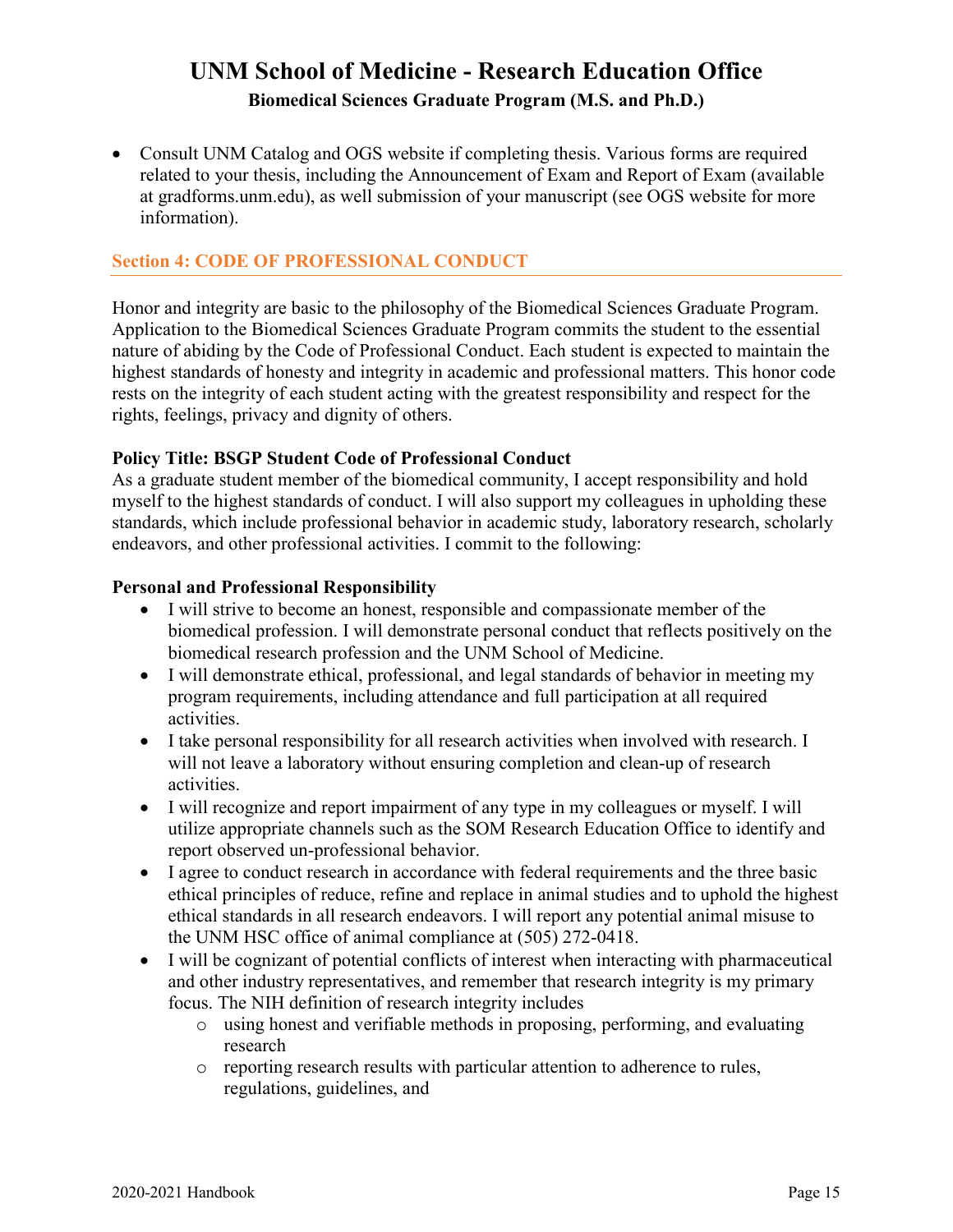- Consult UNM Catalog and OGS website if completing thesis. Various forms are required related to your thesis, including the Announcement of Exam and Report of Exam (available at gradforms.unm.edu), as well submission of your manuscript (see OGS website for more information).

## Section 4: CODE OF PROFESSIONAL CONDUCT

Honor and integrity are basic to the philosophy of the Biomedical Sciences Graduate Program. Application to the Biomedical Sciences Graduate Program commits the student to the essential nature of abiding by the Code of Professional Conduct. Each student is expected to maintain the highest standards of honesty and integrity in academic and professional matters. This honor code rests on the integrity of each student acting with the greatest responsibility and respect for the rights, feelings, privacy and dignity of others.

**Policy Title: BSGP Student Code of Professional Conduct**

As a graduate student member of the biomedical community, I accept responsibility and hold myself to the highest standards of conduct. I will also support my colleagues in upholding these standards, which include professional behavior in academic study, laboratory research, scholarly endeavors, and other professional activities. I commit to the following:

**Personal and Professional Responsibility**

- I will strive to become an honest, responsible and compassionate member of the biomedical profession. I will demonstrate personal conduct that reflects positively on the biomedical research profession and the UNM School of Medicine.
- I will demonstrate ethical, professional, and legal standards of behavior in meeting my program requirements, including attendance and full participation at all required activities.
- I take personal responsibility for all research activities when involved with research. I will not leave a laboratory without ensuring completion and clean-up of research activities.
- I will recognize and report impairment of any type in my colleagues or myself. I will utilize appropriate channels such as the SOM Research Education Office to identify and report observed un-professional behavior.
- I agree to conduct research in accordance with federal requirements and the three basic ethical principles of reduce, refine and replace in animal studies and to uphold the highest ethical standards in all research endeavors. I will report any potential animal misuse to the UNM HSC office of animal compliance at (505) 272-0418.
- I will be cognizant of potential conflicts of interest when interacting with pharmaceutical and other industry representatives, and remember that research integrity is my primary focus. The NIH definition of research integrity includes
    - using honest and verifiable methods in proposing, performing, and evaluating research
    - reporting research results with particular attention to adherence to rules, regulations, guidelines, and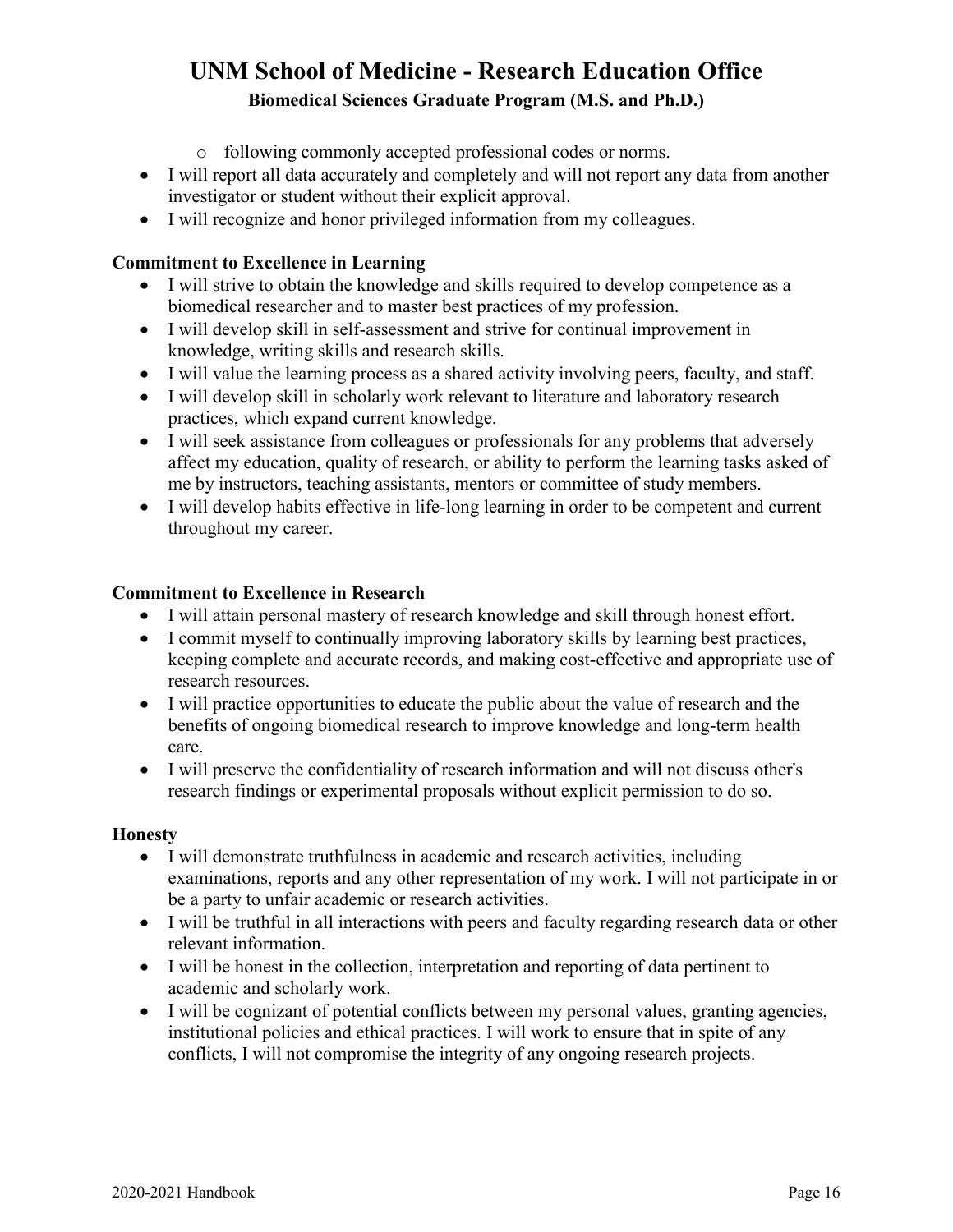- following commonly accepted professional codes or norms.
- I will report all data accurately and completely and will not report any data from another investigator or student without their explicit approval.
- I will recognize and honor privileged information from my colleagues.

**Commitment to Excellence in Learning**

- I will strive to obtain the knowledge and skills required to develop competence as a biomedical researcher and to master best practices of my profession.
- I will develop skill in self-assessment and strive for continual improvement in knowledge, writing skills and research skills.
- I will value the learning process as a shared activity involving peers, faculty, and staff.
- I will develop skill in scholarly work relevant to literature and laboratory research practices, which expand current knowledge.
- I will seek assistance from colleagues or professionals for any problems that adversely affect my education, quality of research, or ability to perform the learning tasks asked of me by instructors, teaching assistants, mentors or committee of study members.
- I will develop habits effective in life-long learning in order to be competent and current throughout my career.

**Commitment to Excellence in Research**

- I will attain personal mastery of research knowledge and skill through honest effort.
- I commit myself to continually improving laboratory skills by learning best practices, keeping complete and accurate records, and making cost-effective and appropriate use of research resources.
- I will practice opportunities to educate the public about the value of research and the benefits of ongoing biomedical research to improve knowledge and long-term health care.
- I will preserve the confidentiality of research information and will not discuss other's research findings or experimental proposals without explicit permission to do so.

**Honesty**

- I will demonstrate truthfulness in academic and research activities, including examinations, reports and any other representation of my work. I will not participate in or be a party to unfair academic or research activities.
- I will be truthful in all interactions with peers and faculty regarding research data or other relevant information.
- I will be honest in the collection, interpretation and reporting of data pertinent to academic and scholarly work.
- I will be cognizant of potential conflicts between my personal values, granting agencies, institutional policies and ethical practices. I will work to ensure that in spite of any conflicts, I will not compromise the integrity of any ongoing research projects.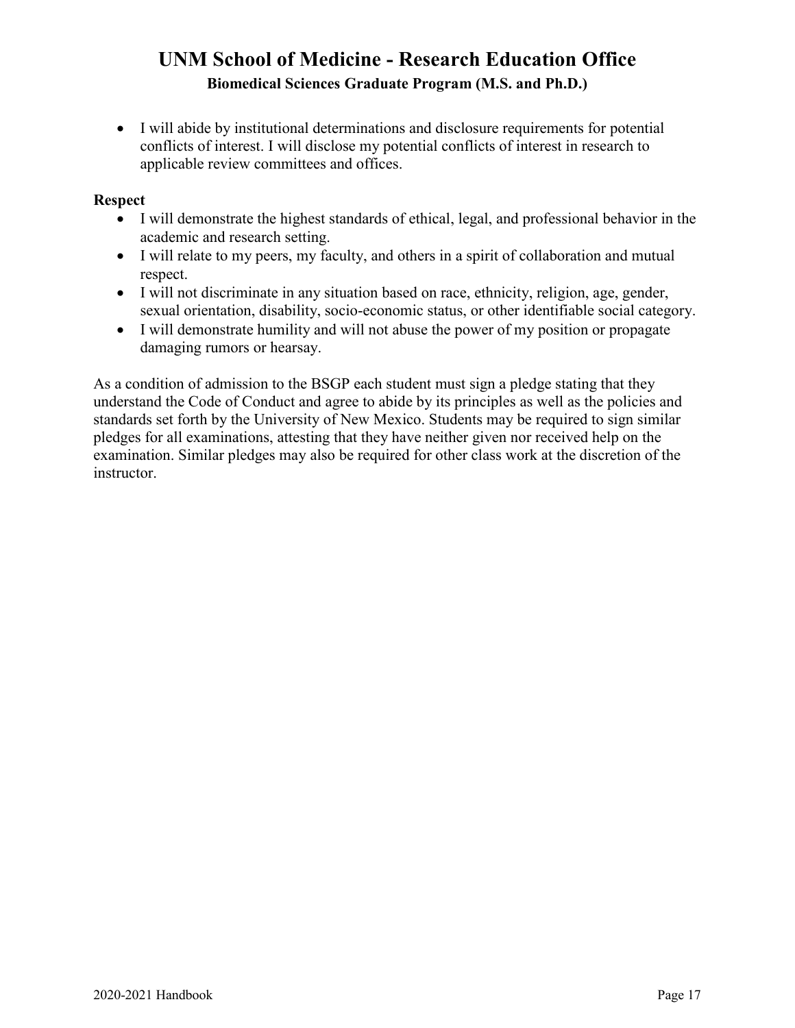- I will abide by institutional determinations and disclosure requirements for potential conflicts of interest. I will disclose my potential conflicts of interest in research to applicable review committees and offices.

**Respect**

- I will demonstrate the highest standards of ethical, legal, and professional behavior in the academic and research setting.
- I will relate to my peers, my faculty, and others in a spirit of collaboration and mutual respect.
- I will not discriminate in any situation based on race, ethnicity, religion, age, gender, sexual orientation, disability, socio-economic status, or other identifiable social category.
- I will demonstrate humility and will not abuse the power of my position or propagate damaging rumors or hearsay.

As a condition of admission to the BSGP each student must sign a pledge stating that they understand the Code of Conduct and agree to abide by its principles as well as the policies and standards set forth by the University of New Mexico. Students may be required to sign similar pledges for all examinations, attesting that they have neither given nor received help on the examination. Similar pledges may also be required for other class work at the discretion of the instructor.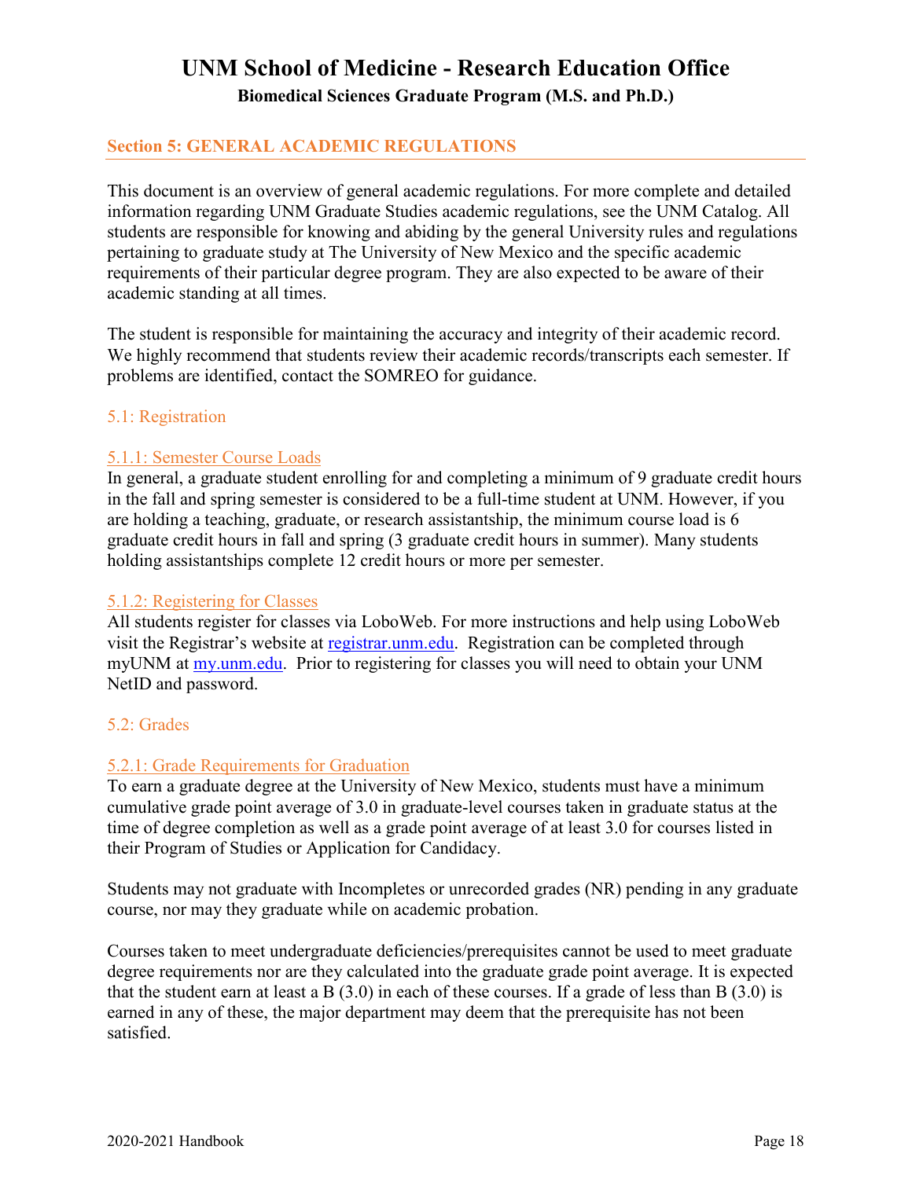# UNM School of Medicine - Research Education Office

**Biomedical Sciences Graduate Program (M.S. and Ph.D.)**

## Section 5: GENERAL ACADEMIC REGULATIONS

This document is an overview of general academic regulations. For more complete and detailed information regarding UNM Graduate Studies academic regulations, see the UNM Catalog. All students are responsible for knowing and abiding by the general University rules and regulations pertaining to graduate study at The University of New Mexico and the specific academic requirements of their particular degree program. They are also expected to be aware of their academic standing at all times.

The student is responsible for maintaining the accuracy and integrity of their academic record. We highly recommend that students review their academic records/transcripts each semester. If problems are identified, contact the SOMREO for guidance.

### 5.1: Registration

#### 5.1.1: Semester Course Loads

In general, a graduate student enrolling for and completing a minimum of 9 graduate credit hours in the fall and spring semester is considered to be a full-time student at UNM. However, if you are holding a teaching, graduate, or research assistantship, the minimum course load is 6 graduate credit hours in fall and spring (3 graduate credit hours in summer). Many students holding assistantships complete 12 credit hours or more per semester.

#### 5.1.2: Registering for Classes

All students register for classes via LoboWeb. For more instructions and help using LoboWeb visit the Registrar's website at registrar.unm.edu. Registration can be completed through myUNM at my.unm.edu. Prior to registering for classes you will need to obtain your UNM NetID and password.

### 5.2: Grades

#### 5.2.1: Grade Requirements for Graduation

To earn a graduate degree at the University of New Mexico, students must have a minimum cumulative grade point average of 3.0 in graduate-level courses taken in graduate status at the time of degree completion as well as a grade point average of at least 3.0 for courses listed in their Program of Studies or Application for Candidacy.

Students may not graduate with Incompletes or unrecorded grades (NR) pending in any graduate course, nor may they graduate while on academic probation.

Courses taken to meet undergraduate deficiencies/prerequisites cannot be used to meet graduate degree requirements nor are they calculated into the graduate grade point average. It is expected that the student earn at least a B (3.0) in each of these courses. If a grade of less than B (3.0) is earned in any of these, the major department may deem that the prerequisite has not been satisfied.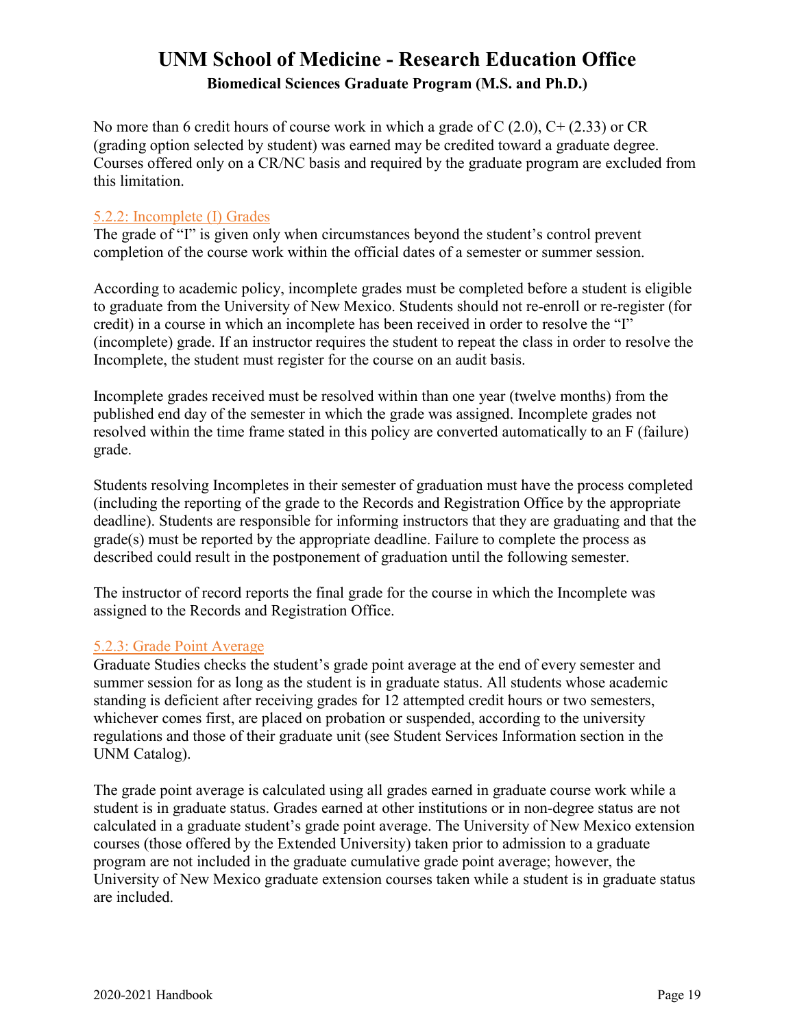No more than 6 credit hours of course work in which a grade of C (2.0), C+ (2.33) or CR (grading option selected by student) was earned may be credited toward a graduate degree. Courses offered only on a CR/NC basis and required by the graduate program are excluded from this limitation.

#### 5.2.2: Incomplete (I) Grades

The grade of "I" is given only when circumstances beyond the student's control prevent completion of the course work within the official dates of a semester or summer session.

According to academic policy, incomplete grades must be completed before a student is eligible to graduate from the University of New Mexico. Students should not re-enroll or re-register (for credit) in a course in which an incomplete has been received in order to resolve the "I" (incomplete) grade. If an instructor requires the student to repeat the class in order to resolve the Incomplete, the student must register for the course on an audit basis.

Incomplete grades received must be resolved within than one year (twelve months) from the published end day of the semester in which the grade was assigned. Incomplete grades not resolved within the time frame stated in this policy are converted automatically to an F (failure) grade.

Students resolving Incompletes in their semester of graduation must have the process completed (including the reporting of the grade to the Records and Registration Office by the appropriate deadline). Students are responsible for informing instructors that they are graduating and that the grade(s) must be reported by the appropriate deadline. Failure to complete the process as described could result in the postponement of graduation until the following semester.

The instructor of record reports the final grade for the course in which the Incomplete was assigned to the Records and Registration Office.

#### 5.2.3: Grade Point Average

Graduate Studies checks the student's grade point average at the end of every semester and summer session for as long as the student is in graduate status. All students whose academic standing is deficient after receiving grades for 12 attempted credit hours or two semesters, whichever comes first, are placed on probation or suspended, according to the university regulations and those of their graduate unit (see Student Services Information section in the UNM Catalog).

The grade point average is calculated using all grades earned in graduate course work while a student is in graduate status. Grades earned at other institutions or in non-degree status are not calculated in a graduate student's grade point average. The University of New Mexico extension courses (those offered by the Extended University) taken prior to admission to a graduate program are not included in the graduate cumulative grade point average; however, the University of New Mexico graduate extension courses taken while a student is in graduate status are included.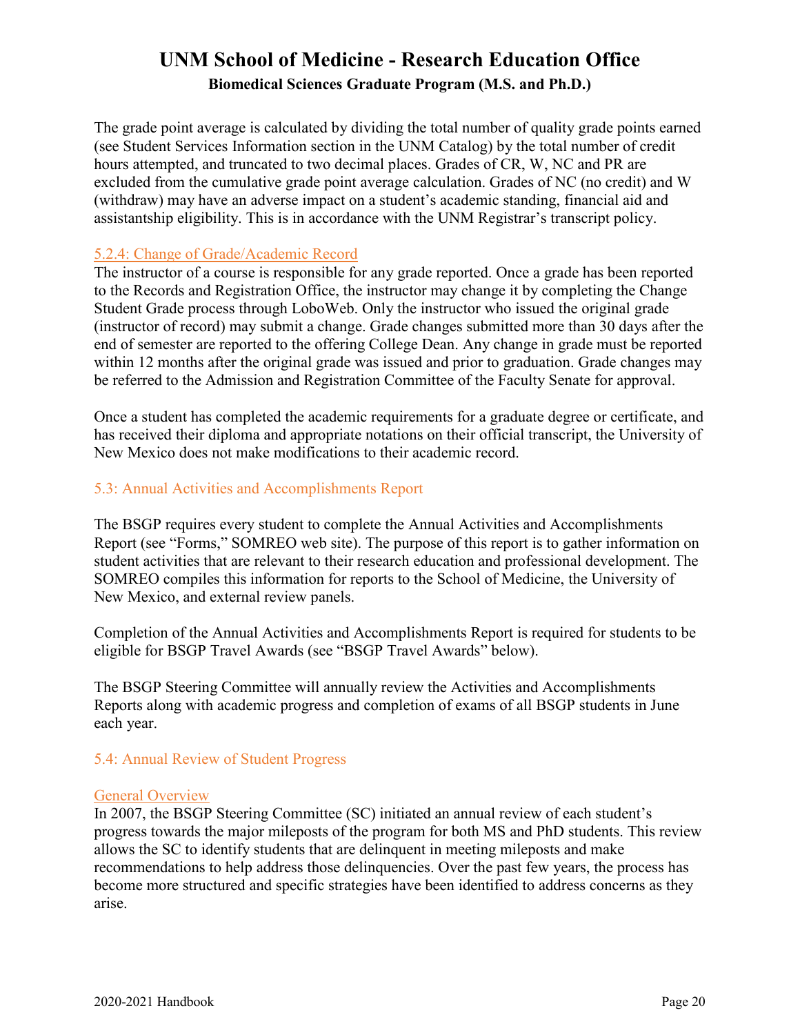The grade point average is calculated by dividing the total number of quality grade points earned (see Student Services Information section in the UNM Catalog) by the total number of credit hours attempted, and truncated to two decimal places. Grades of CR, W, NC and PR are excluded from the cumulative grade point average calculation. Grades of NC (no credit) and W (withdraw) may have an adverse impact on a student's academic standing, financial aid and assistantship eligibility. This is in accordance with the UNM Registrar's transcript policy.

#### 5.2.4: Change of Grade/Academic Record

The instructor of a course is responsible for any grade reported. Once a grade has been reported to the Records and Registration Office, the instructor may change it by completing the Change Student Grade process through LoboWeb. Only the instructor who issued the original grade (instructor of record) may submit a change. Grade changes submitted more than 30 days after the end of semester are reported to the offering College Dean. Any change in grade must be reported within 12 months after the original grade was issued and prior to graduation. Grade changes may be referred to the Admission and Registration Committee of the Faculty Senate for approval.

Once a student has completed the academic requirements for a graduate degree or certificate, and has received their diploma and appropriate notations on their official transcript, the University of New Mexico does not make modifications to their academic record.

### 5.3: Annual Activities and Accomplishments Report

The BSGP requires every student to complete the Annual Activities and Accomplishments Report (see "Forms," SOMREO web site). The purpose of this report is to gather information on student activities that are relevant to their research education and professional development. The SOMREO compiles this information for reports to the School of Medicine, the University of New Mexico, and external review panels.

Completion of the Annual Activities and Accomplishments Report is required for students to be eligible for BSGP Travel Awards (see "BSGP Travel Awards" below).

The BSGP Steering Committee will annually review the Activities and Accomplishments Reports along with academic progress and completion of exams of all BSGP students in June each year.

### 5.4: Annual Review of Student Progress

#### General Overview

In 2007, the BSGP Steering Committee (SC) initiated an annual review of each student's progress towards the major mileposts of the program for both MS and PhD students. This review allows the SC to identify students that are delinquent in meeting mileposts and make recommendations to help address those delinquencies. Over the past few years, the process has become more structured and specific strategies have been identified to address concerns as they arise.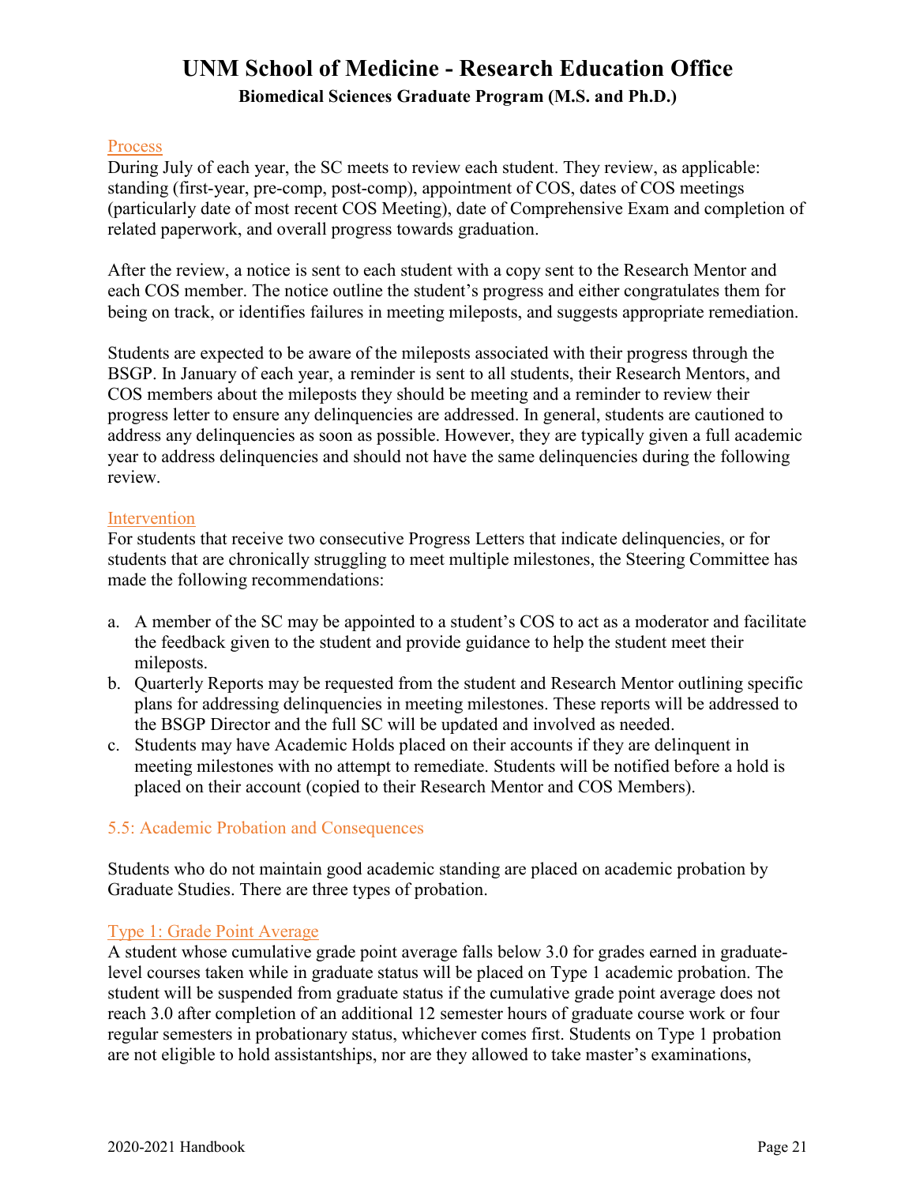#### Process

During July of each year, the SC meets to review each student. They review, as applicable: standing (first-year, pre-comp, post-comp), appointment of COS, dates of COS meetings (particularly date of most recent COS Meeting), date of Comprehensive Exam and completion of related paperwork, and overall progress towards graduation.

After the review, a notice is sent to each student with a copy sent to the Research Mentor and each COS member. The notice outline the student's progress and either congratulates them for being on track, or identifies failures in meeting mileposts, and suggests appropriate remediation.

Students are expected to be aware of the mileposts associated with their progress through the BSGP. In January of each year, a reminder is sent to all students, their Research Mentors, and COS members about the mileposts they should be meeting and a reminder to review their progress letter to ensure any delinquencies are addressed. In general, students are cautioned to address any delinquencies as soon as possible. However, they are typically given a full academic year to address delinquencies and should not have the same delinquencies during the following review.

#### Intervention

For students that receive two consecutive Progress Letters that indicate delinquencies, or for students that are chronically struggling to meet multiple milestones, the Steering Committee has made the following recommendations:

a. A member of the SC may be appointed to a student's COS to act as a moderator and facilitate the feedback given to the student and provide guidance to help the student meet their mileposts.
b. Quarterly Reports may be requested from the student and Research Mentor outlining specific plans for addressing delinquencies in meeting milestones. These reports will be addressed to the BSGP Director and the full SC will be updated and involved as needed.
c. Students may have Academic Holds placed on their accounts if they are delinquent in meeting milestones with no attempt to remediate. Students will be notified before a hold is placed on their account (copied to their Research Mentor and COS Members).

### 5.5: Academic Probation and Consequences

Students who do not maintain good academic standing are placed on academic probation by Graduate Studies. There are three types of probation.

#### Type 1: Grade Point Average

A student whose cumulative grade point average falls below 3.0 for grades earned in graduate-level courses taken while in graduate status will be placed on Type 1 academic probation. The student will be suspended from graduate status if the cumulative grade point average does not reach 3.0 after completion of an additional 12 semester hours of graduate course work or four regular semesters in probationary status, whichever comes first. Students on Type 1 probation are not eligible to hold assistantships, nor are they allowed to take master's examinations,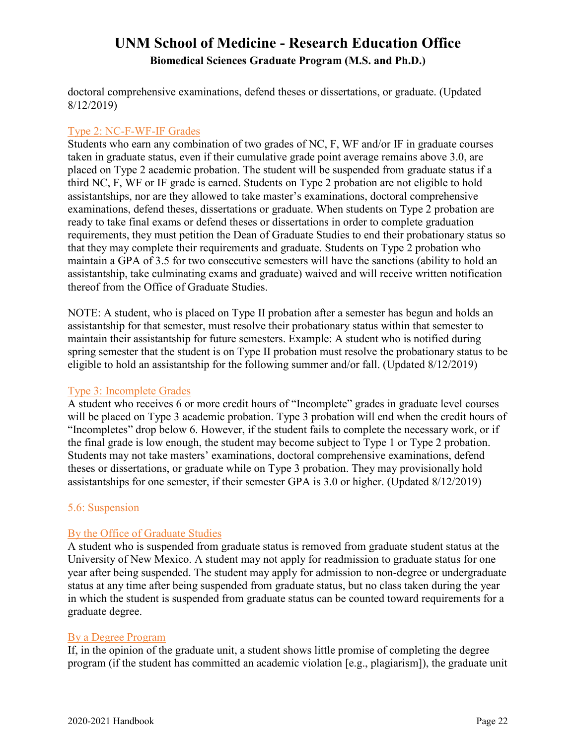doctoral comprehensive examinations, defend theses or dissertations, or graduate. (Updated 8/12/2019)

#### Type 2: NC-F-WF-IF Grades

Students who earn any combination of two grades of NC, F, WF and/or IF in graduate courses taken in graduate status, even if their cumulative grade point average remains above 3.0, are placed on Type 2 academic probation. The student will be suspended from graduate status if a third NC, F, WF or IF grade is earned. Students on Type 2 probation are not eligible to hold assistantships, nor are they allowed to take master's examinations, doctoral comprehensive examinations, defend theses, dissertations or graduate. When students on Type 2 probation are ready to take final exams or defend theses or dissertations in order to complete graduation requirements, they must petition the Dean of Graduate Studies to end their probationary status so that they may complete their requirements and graduate. Students on Type 2 probation who maintain a GPA of 3.5 for two consecutive semesters will have the sanctions (ability to hold an assistantship, take culminating exams and graduate) waived and will receive written notification thereof from the Office of Graduate Studies.

NOTE: A student, who is placed on Type II probation after a semester has begun and holds an assistantship for that semester, must resolve their probationary status within that semester to maintain their assistantship for future semesters. Example: A student who is notified during spring semester that the student is on Type II probation must resolve the probationary status to be eligible to hold an assistantship for the following summer and/or fall. (Updated 8/12/2019)

#### Type 3: Incomplete Grades

A student who receives 6 or more credit hours of "Incomplete" grades in graduate level courses will be placed on Type 3 academic probation. Type 3 probation will end when the credit hours of "Incompletes" drop below 6. However, if the student fails to complete the necessary work, or if the final grade is low enough, the student may become subject to Type 1 or Type 2 probation. Students may not take masters' examinations, doctoral comprehensive examinations, defend theses or dissertations, or graduate while on Type 3 probation. They may provisionally hold assistantships for one semester, if their semester GPA is 3.0 or higher. (Updated 8/12/2019)

### 5.6: Suspension

#### By the Office of Graduate Studies

A student who is suspended from graduate status is removed from graduate student status at the University of New Mexico. A student may not apply for readmission to graduate status for one year after being suspended. The student may apply for admission to non-degree or undergraduate status at any time after being suspended from graduate status, but no class taken during the year in which the student is suspended from graduate status can be counted toward requirements for a graduate degree.

#### By a Degree Program

If, in the opinion of the graduate unit, a student shows little promise of completing the degree program (if the student has committed an academic violation [e.g., plagiarism]), the graduate unit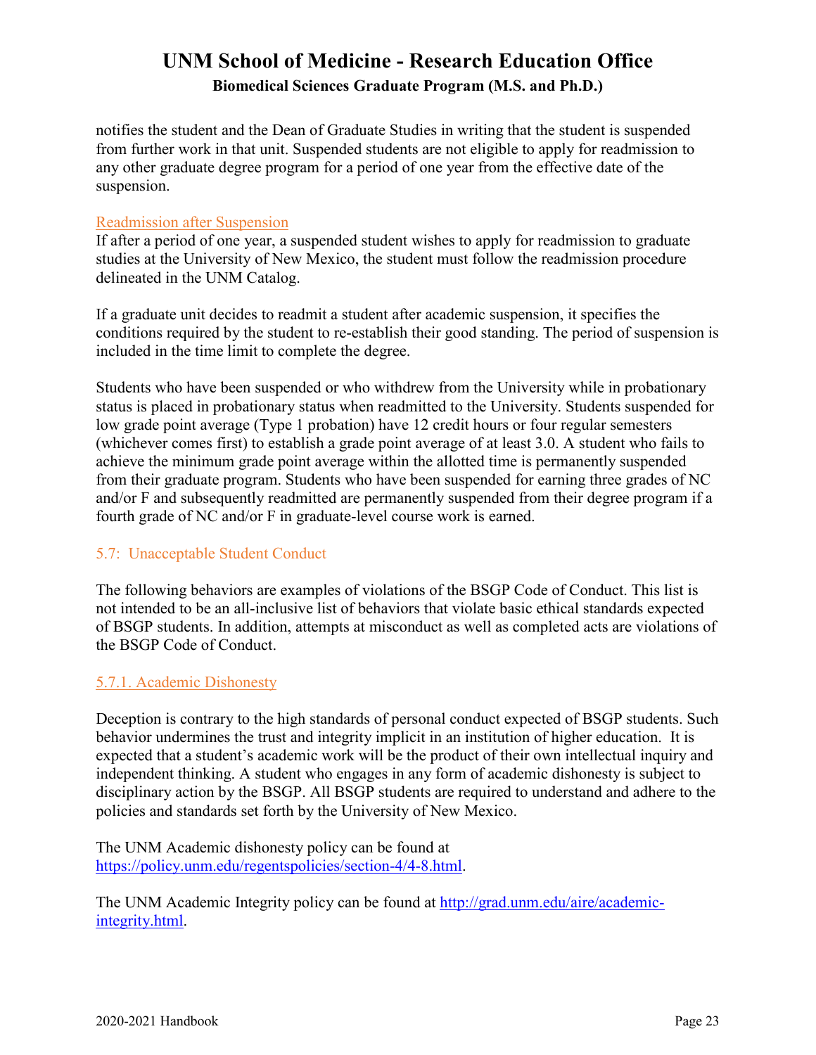notifies the student and the Dean of Graduate Studies in writing that the student is suspended from further work in that unit. Suspended students are not eligible to apply for readmission to any other graduate degree program for a period of one year from the effective date of the suspension.

### Readmission after Suspension

If after a period of one year, a suspended student wishes to apply for readmission to graduate studies at the University of New Mexico, the student must follow the readmission procedure delineated in the UNM Catalog.

If a graduate unit decides to readmit a student after academic suspension, it specifies the conditions required by the student to re-establish their good standing. The period of suspension is included in the time limit to complete the degree.

Students who have been suspended or who withdrew from the University while in probationary status is placed in probationary status when readmitted to the University. Students suspended for low grade point average (Type 1 probation) have 12 credit hours or four regular semesters (whichever comes first) to establish a grade point average of at least 3.0. A student who fails to achieve the minimum grade point average within the allotted time is permanently suspended from their graduate program. Students who have been suspended for earning three grades of NC and/or F and subsequently readmitted are permanently suspended from their degree program if a fourth grade of NC and/or F in graduate-level course work is earned.

## 5.7: Unacceptable Student Conduct

The following behaviors are examples of violations of the BSGP Code of Conduct. This list is not intended to be an all-inclusive list of behaviors that violate basic ethical standards expected of BSGP students. In addition, attempts at misconduct as well as completed acts are violations of the BSGP Code of Conduct.

### 5.7.1. Academic Dishonesty

Deception is contrary to the high standards of personal conduct expected of BSGP students. Such behavior undermines the trust and integrity implicit in an institution of higher education. It is expected that a student's academic work will be the product of their own intellectual inquiry and independent thinking. A student who engages in any form of academic dishonesty is subject to disciplinary action by the BSGP. All BSGP students are required to understand and adhere to the policies and standards set forth by the University of New Mexico.

The UNM Academic dishonesty policy can be found at https://policy.unm.edu/regentspolicies/section-4/4-8.html.

The UNM Academic Integrity policy can be found at http://grad.unm.edu/aire/academic-integrity.html.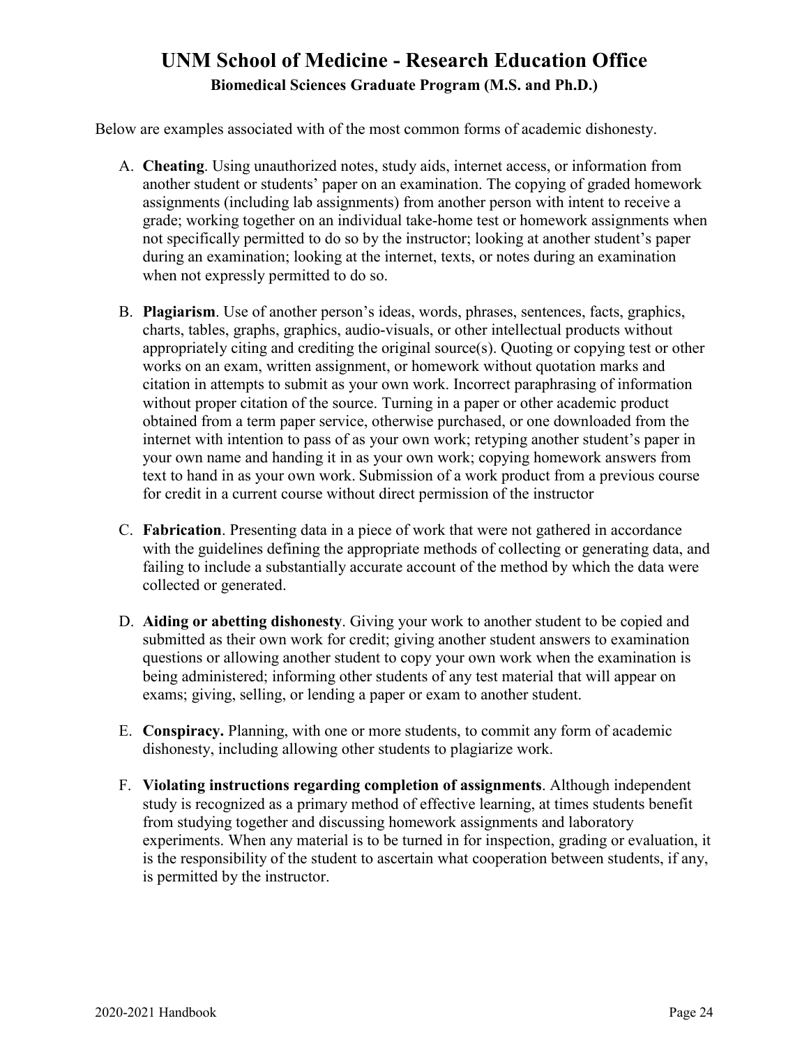# UNM School of Medicine - Research Education Office

**Biomedical Sciences Graduate Program (M.S. and Ph.D.)**

Below are examples associated with of the most common forms of academic dishonesty.

A. **Cheating**. Using unauthorized notes, study aids, internet access, or information from another student or students' paper on an examination. The copying of graded homework assignments (including lab assignments) from another person with intent to receive a grade; working together on an individual take-home test or homework assignments when not specifically permitted to do so by the instructor; looking at another student's paper during an examination; looking at the internet, texts, or notes during an examination when not expressly permitted to do so.

B. **Plagiarism**. Use of another person's ideas, words, phrases, sentences, facts, graphics, charts, tables, graphs, graphics, audio-visuals, or other intellectual products without appropriately citing and crediting the original source(s). Quoting or copying test or other works on an exam, written assignment, or homework without quotation marks and citation in attempts to submit as your own work. Incorrect paraphrasing of information without proper citation of the source. Turning in a paper or other academic product obtained from a term paper service, otherwise purchased, or one downloaded from the internet with intention to pass of as your own work; retyping another student's paper in your own name and handing it in as your own work; copying homework answers from text to hand in as your own work. Submission of a work product from a previous course for credit in a current course without direct permission of the instructor

C. **Fabrication**. Presenting data in a piece of work that were not gathered in accordance with the guidelines defining the appropriate methods of collecting or generating data, and failing to include a substantially accurate account of the method by which the data were collected or generated.

D. **Aiding or abetting dishonesty**. Giving your work to another student to be copied and submitted as their own work for credit; giving another student answers to examination questions or allowing another student to copy your own work when the examination is being administered; informing other students of any test material that will appear on exams; giving, selling, or lending a paper or exam to another student.

E. **Conspiracy.** Planning, with one or more students, to commit any form of academic dishonesty, including allowing other students to plagiarize work.

F. **Violating instructions regarding completion of assignments**. Although independent study is recognized as a primary method of effective learning, at times students benefit from studying together and discussing homework assignments and laboratory experiments. When any material is to be turned in for inspection, grading or evaluation, it is the responsibility of the student to ascertain what cooperation between students, if any, is permitted by the instructor.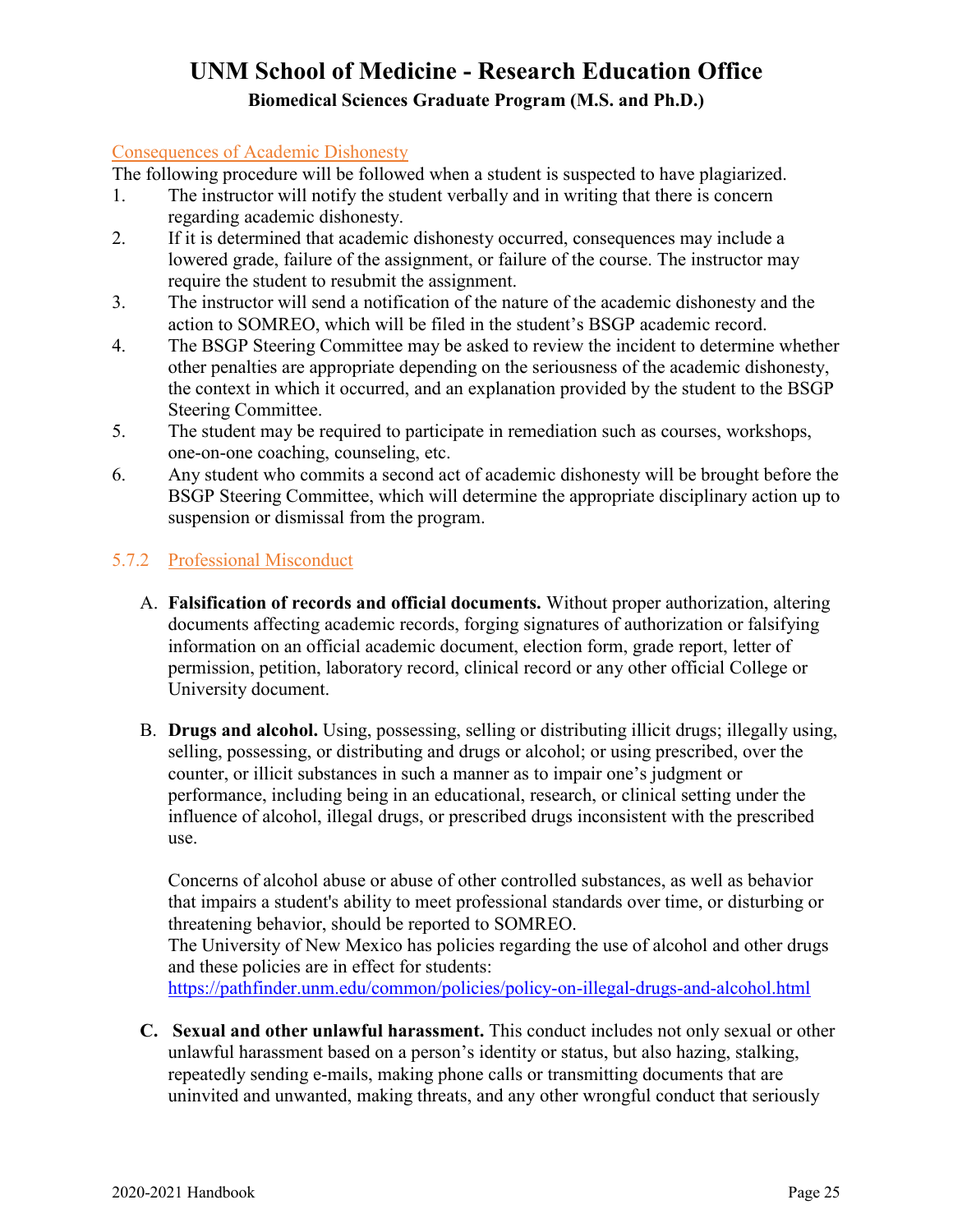# UNM School of Medicine - Research Education Office

**Biomedical Sciences Graduate Program (M.S. and Ph.D.)**

### Consequences of Academic Dishonesty

The following procedure will be followed when a student is suspected to have plagiarized.

1. The instructor will notify the student verbally and in writing that there is concern regarding academic dishonesty.
2. If it is determined that academic dishonesty occurred, consequences may include a lowered grade, failure of the assignment, or failure of the course. The instructor may require the student to resubmit the assignment.
3. The instructor will send a notification of the nature of the academic dishonesty and the action to SOMREO, which will be filed in the student's BSGP academic record.
4. The BSGP Steering Committee may be asked to review the incident to determine whether other penalties are appropriate depending on the seriousness of the academic dishonesty, the context in which it occurred, and an explanation provided by the student to the BSGP Steering Committee.
5. The student may be required to participate in remediation such as courses, workshops, one-on-one coaching, counseling, etc.
6. Any student who commits a second act of academic dishonesty will be brought before the BSGP Steering Committee, which will determine the appropriate disciplinary action up to suspension or dismissal from the program.

### 5.7.2 Professional Misconduct

A. **Falsification of records and official documents.** Without proper authorization, altering documents affecting academic records, forging signatures of authorization or falsifying information on an official academic document, election form, grade report, letter of permission, petition, laboratory record, clinical record or any other official College or University document.

B. **Drugs and alcohol.** Using, possessing, selling or distributing illicit drugs; illegally using, selling, possessing, or distributing and drugs or alcohol; or using prescribed, over the counter, or illicit substances in such a manner as to impair one's judgment or performance, including being in an educational, research, or clinical setting under the influence of alcohol, illegal drugs, or prescribed drugs inconsistent with the prescribed use.

   Concerns of alcohol abuse or abuse of other controlled substances, as well as behavior that impairs a student's ability to meet professional standards over time, or disturbing or threatening behavior, should be reported to SOMREO.
   The University of New Mexico has policies regarding the use of alcohol and other drugs and these policies are in effect for students:
   https://pathfinder.unm.edu/common/policies/policy-on-illegal-drugs-and-alcohol.html

C. **Sexual and other unlawful harassment.** This conduct includes not only sexual or other unlawful harassment based on a person's identity or status, but also hazing, stalking, repeatedly sending e-mails, making phone calls or transmitting documents that are uninvited and unwanted, making threats, and any other wrongful conduct that seriously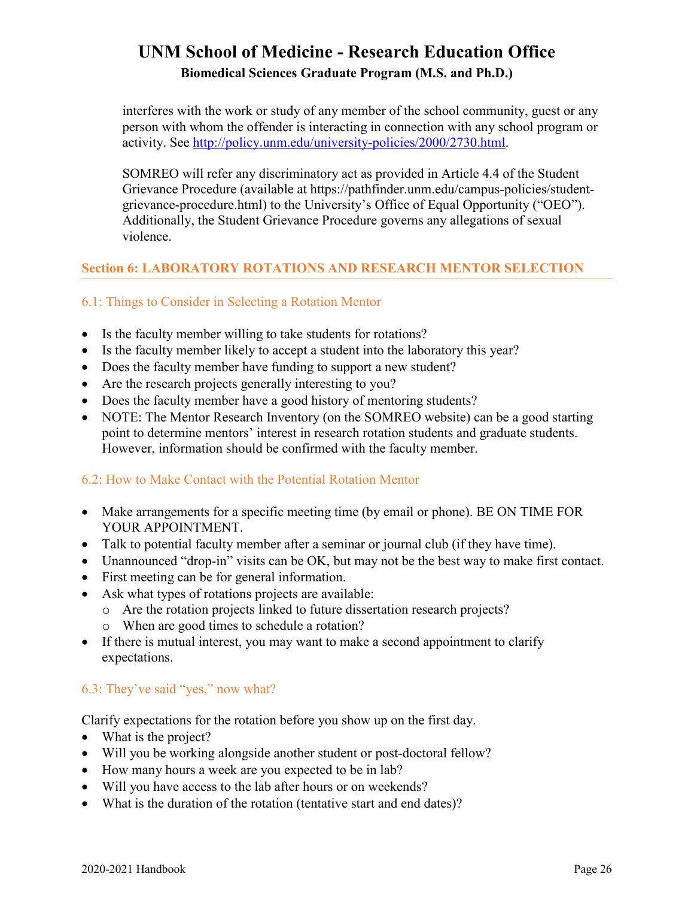interferes with the work or study of any member of the school community, guest or any person with whom the offender is interacting in connection with any school program or activity. See [http://policy.unm.edu/university-policies/2000/2730.html](http://policy.unm.edu/university-policies/2000/2730.html).

SOMREO will refer any discriminatory act as provided in Article 4.4 of the Student Grievance Procedure (available at https://pathfinder.unm.edu/campus-policies/student-grievance-procedure.html) to the University's Office of Equal Opportunity ("OEO"). Additionally, the Student Grievance Procedure governs any allegations of sexual violence.

## Section 6: LABORATORY ROTATIONS AND RESEARCH MENTOR SELECTION

### 6.1: Things to Consider in Selecting a Rotation Mentor

- Is the faculty member willing to take students for rotations?
- Is the faculty member likely to accept a student into the laboratory this year?
- Does the faculty member have funding to support a new student?
- Are the research projects generally interesting to you?
- Does the faculty member have a good history of mentoring students?
- NOTE: The Mentor Research Inventory (on the SOMREO website) can be a good starting point to determine mentors' interest in research rotation students and graduate students. However, information should be confirmed with the faculty member.

### 6.2: How to Make Contact with the Potential Rotation Mentor

- Make arrangements for a specific meeting time (by email or phone). BE ON TIME FOR YOUR APPOINTMENT.
- Talk to potential faculty member after a seminar or journal club (if they have time).
- Unannounced "drop-in" visits can be OK, but may not be the best way to make first contact.
- First meeting can be for general information.
- Ask what types of rotations projects are available:
  - Are the rotation projects linked to future dissertation research projects?
  - When are good times to schedule a rotation?
- If there is mutual interest, you may want to make a second appointment to clarify expectations.

### 6.3: They've said "yes," now what?

Clarify expectations for the rotation before you show up on the first day.

- What is the project?
- Will you be working alongside another student or post-doctoral fellow?
- How many hours a week are you expected to be in lab?
- Will you have access to the lab after hours or on weekends?
- What is the duration of the rotation (tentative start and end dates)?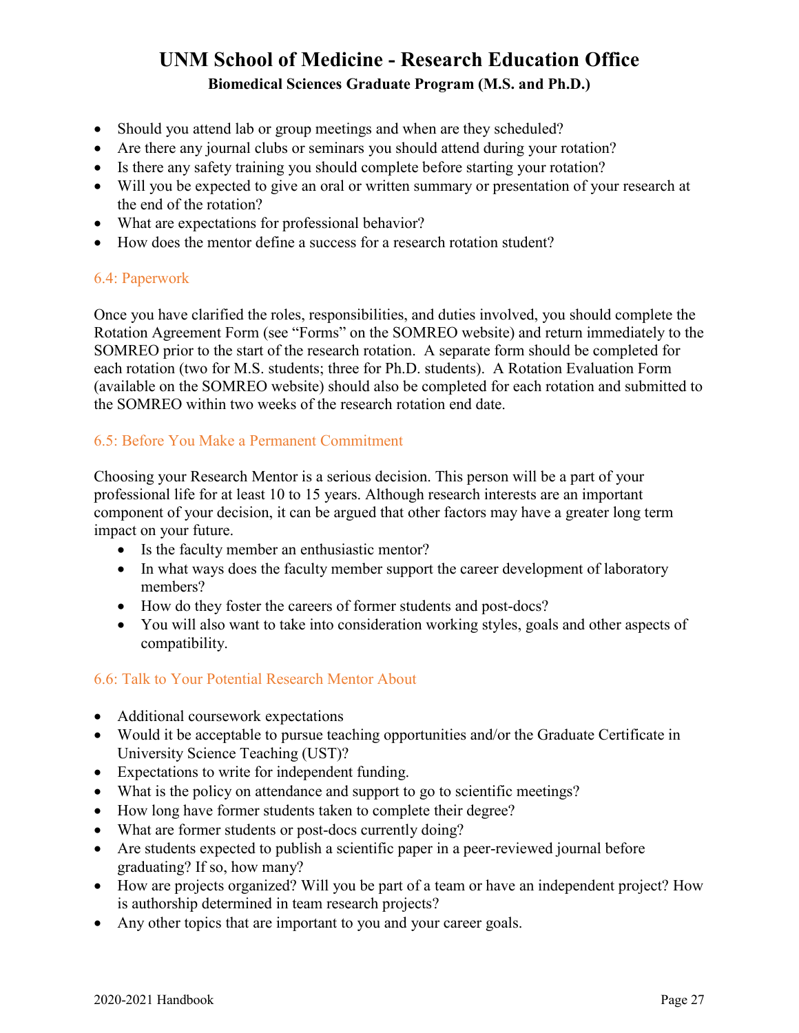- Should you attend lab or group meetings and when are they scheduled?
- Are there any journal clubs or seminars you should attend during your rotation?
- Is there any safety training you should complete before starting your rotation?
- Will you be expected to give an oral or written summary or presentation of your research at the end of the rotation?
- What are expectations for professional behavior?
- How does the mentor define a success for a research rotation student?

### 6.4: Paperwork

Once you have clarified the roles, responsibilities, and duties involved, you should complete the Rotation Agreement Form (see "Forms" on the SOMREO website) and return immediately to the SOMREO prior to the start of the research rotation. A separate form should be completed for each rotation (two for M.S. students; three for Ph.D. students). A Rotation Evaluation Form (available on the SOMREO website) should also be completed for each rotation and submitted to the SOMREO within two weeks of the research rotation end date.

### 6.5: Before You Make a Permanent Commitment

Choosing your Research Mentor is a serious decision. This person will be a part of your professional life for at least 10 to 15 years. Although research interests are an important component of your decision, it can be argued that other factors may have a greater long term impact on your future.

- Is the faculty member an enthusiastic mentor?
- In what ways does the faculty member support the career development of laboratory members?
- How do they foster the careers of former students and post-docs?
- You will also want to take into consideration working styles, goals and other aspects of compatibility.

### 6.6: Talk to Your Potential Research Mentor About

- Additional coursework expectations
- Would it be acceptable to pursue teaching opportunities and/or the Graduate Certificate in University Science Teaching (UST)?
- Expectations to write for independent funding.
- What is the policy on attendance and support to go to scientific meetings?
- How long have former students taken to complete their degree?
- What are former students or post-docs currently doing?
- Are students expected to publish a scientific paper in a peer-reviewed journal before graduating? If so, how many?
- How are projects organized? Will you be part of a team or have an independent project? How is authorship determined in team research projects?
- Any other topics that are important to you and your career goals.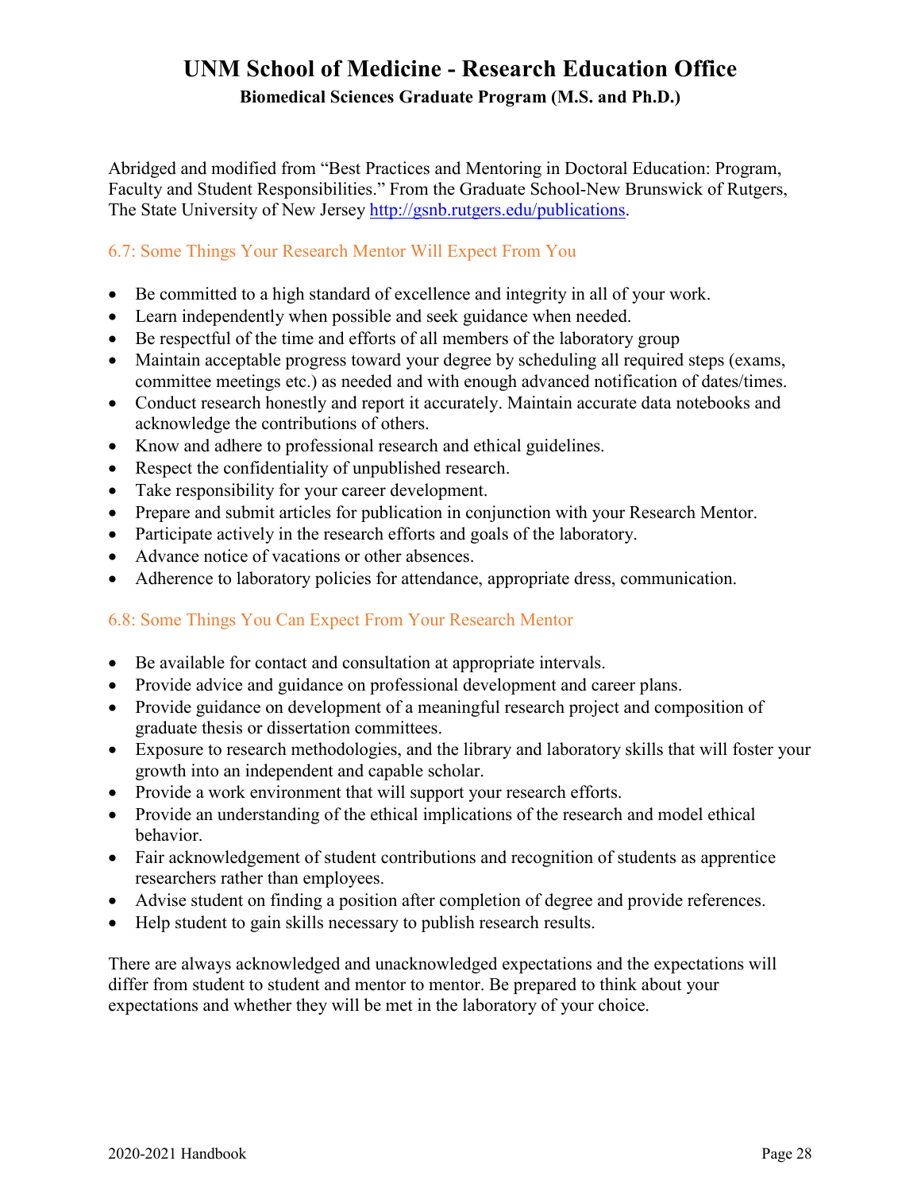# UNM School of Medicine - Research Education Office

**Biomedical Sciences Graduate Program (M.S. and Ph.D.)**

Abridged and modified from "Best Practices and Mentoring in Doctoral Education: Program, Faculty and Student Responsibilities." From the Graduate School-New Brunswick of Rutgers, The State University of New Jersey http://gsnb.rutgers.edu/publications.

## 6.7: Some Things Your Research Mentor Will Expect From You

- Be committed to a high standard of excellence and integrity in all of your work.
- Learn independently when possible and seek guidance when needed.
- Be respectful of the time and efforts of all members of the laboratory group
- Maintain acceptable progress toward your degree by scheduling all required steps (exams, committee meetings etc.) as needed and with enough advanced notification of dates/times.
- Conduct research honestly and report it accurately. Maintain accurate data notebooks and acknowledge the contributions of others.
- Know and adhere to professional research and ethical guidelines.
- Respect the confidentiality of unpublished research.
- Take responsibility for your career development.
- Prepare and submit articles for publication in conjunction with your Research Mentor.
- Participate actively in the research efforts and goals of the laboratory.
- Advance notice of vacations or other absences.
- Adherence to laboratory policies for attendance, appropriate dress, communication.

## 6.8: Some Things You Can Expect From Your Research Mentor

- Be available for contact and consultation at appropriate intervals.
- Provide advice and guidance on professional development and career plans.
- Provide guidance on development of a meaningful research project and composition of graduate thesis or dissertation committees.
- Exposure to research methodologies, and the library and laboratory skills that will foster your growth into an independent and capable scholar.
- Provide a work environment that will support your research efforts.
- Provide an understanding of the ethical implications of the research and model ethical behavior.
- Fair acknowledgement of student contributions and recognition of students as apprentice researchers rather than employees.
- Advise student on finding a position after completion of degree and provide references.
- Help student to gain skills necessary to publish research results.

There are always acknowledged and unacknowledged expectations and the expectations will differ from student to student and mentor to mentor. Be prepared to think about your expectations and whether they will be met in the laboratory of your choice.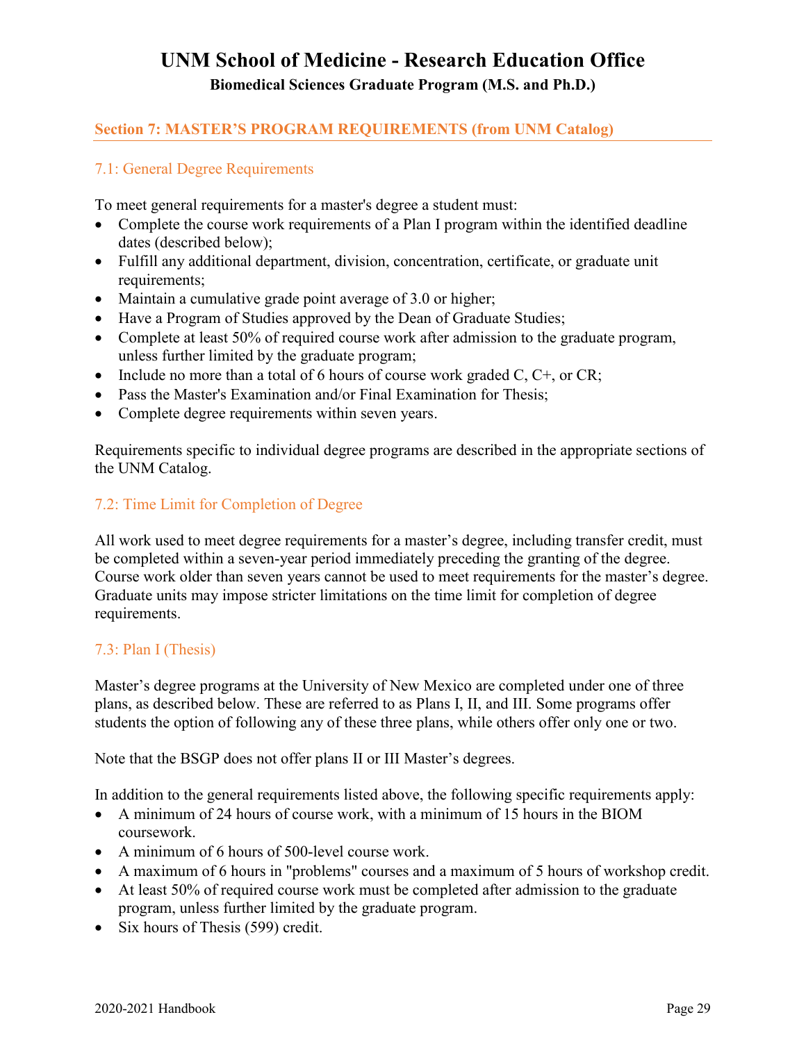# UNM School of Medicine - Research Education Office

**Biomedical Sciences Graduate Program (M.S. and Ph.D.)**

## Section 7: MASTER'S PROGRAM REQUIREMENTS (from UNM Catalog)

### 7.1: General Degree Requirements

To meet general requirements for a master's degree a student must:

- Complete the course work requirements of a Plan I program within the identified deadline dates (described below);
- Fulfill any additional department, division, concentration, certificate, or graduate unit requirements;
- Maintain a cumulative grade point average of 3.0 or higher;
- Have a Program of Studies approved by the Dean of Graduate Studies;
- Complete at least 50% of required course work after admission to the graduate program, unless further limited by the graduate program;
- Include no more than a total of 6 hours of course work graded C, C+, or CR;
- Pass the Master's Examination and/or Final Examination for Thesis;
- Complete degree requirements within seven years.

Requirements specific to individual degree programs are described in the appropriate sections of the UNM Catalog.

### 7.2: Time Limit for Completion of Degree

All work used to meet degree requirements for a master's degree, including transfer credit, must be completed within a seven-year period immediately preceding the granting of the degree. Course work older than seven years cannot be used to meet requirements for the master's degree. Graduate units may impose stricter limitations on the time limit for completion of degree requirements.

### 7.3: Plan I (Thesis)

Master's degree programs at the University of New Mexico are completed under one of three plans, as described below. These are referred to as Plans I, II, and III. Some programs offer students the option of following any of these three plans, while others offer only one or two.

Note that the BSGP does not offer plans II or III Master's degrees.

In addition to the general requirements listed above, the following specific requirements apply:

- A minimum of 24 hours of course work, with a minimum of 15 hours in the BIOM coursework.
- A minimum of 6 hours of 500-level course work.
- A maximum of 6 hours in "problems" courses and a maximum of 5 hours of workshop credit.
- At least 50% of required course work must be completed after admission to the graduate program, unless further limited by the graduate program.
- Six hours of Thesis (599) credit.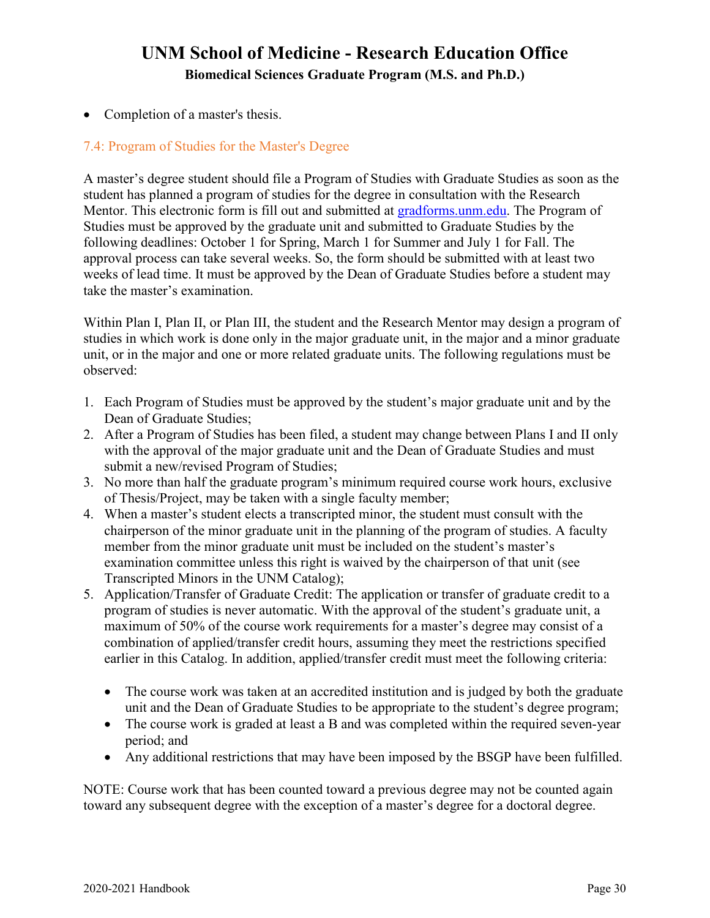- Completion of a master's thesis.

### 7.4: Program of Studies for the Master's Degree

A master's degree student should file a Program of Studies with Graduate Studies as soon as the student has planned a program of studies for the degree in consultation with the Research Mentor. This electronic form is fill out and submitted at gradforms.unm.edu. The Program of Studies must be approved by the graduate unit and submitted to Graduate Studies by the following deadlines: October 1 for Spring, March 1 for Summer and July 1 for Fall. The approval process can take several weeks. So, the form should be submitted with at least two weeks of lead time. It must be approved by the Dean of Graduate Studies before a student may take the master's examination.

Within Plan I, Plan II, or Plan III, the student and the Research Mentor may design a program of studies in which work is done only in the major graduate unit, in the major and a minor graduate unit, or in the major and one or more related graduate units. The following regulations must be observed:

1. Each Program of Studies must be approved by the student's major graduate unit and by the Dean of Graduate Studies;
2. After a Program of Studies has been filed, a student may change between Plans I and II only with the approval of the major graduate unit and the Dean of Graduate Studies and must submit a new/revised Program of Studies;
3. No more than half the graduate program's minimum required course work hours, exclusive of Thesis/Project, may be taken with a single faculty member;
4. When a master's student elects a transcripted minor, the student must consult with the chairperson of the minor graduate unit in the planning of the program of studies. A faculty member from the minor graduate unit must be included on the student's master's examination committee unless this right is waived by the chairperson of that unit (see Transcripted Minors in the UNM Catalog);
5. Application/Transfer of Graduate Credit: The application or transfer of graduate credit to a program of studies is never automatic. With the approval of the student's graduate unit, a maximum of 50% of the course work requirements for a master's degree may consist of a combination of applied/transfer credit hours, assuming they meet the restrictions specified earlier in this Catalog. In addition, applied/transfer credit must meet the following criteria:

    - The course work was taken at an accredited institution and is judged by both the graduate unit and the Dean of Graduate Studies to be appropriate to the student's degree program;
    - The course work is graded at least a B and was completed within the required seven-year period; and
    - Any additional restrictions that may have been imposed by the BSGP have been fulfilled.

NOTE: Course work that has been counted toward a previous degree may not be counted again toward any subsequent degree with the exception of a master's degree for a doctoral degree.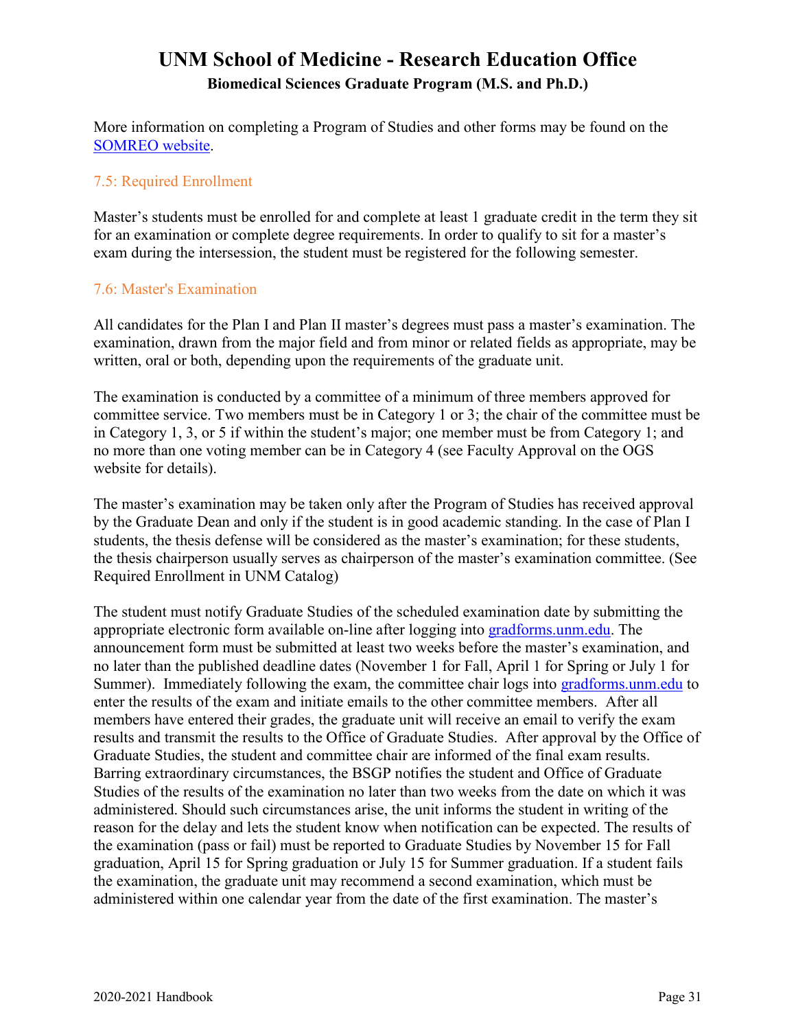More information on completing a Program of Studies and other forms may be found on the [SOMREO website](SOMREO website).

### 7.5: Required Enrollment

Master's students must be enrolled for and complete at least 1 graduate credit in the term they sit for an examination or complete degree requirements. In order to qualify to sit for a master's exam during the intersession, the student must be registered for the following semester.

### 7.6: Master's Examination

All candidates for the Plan I and Plan II master's degrees must pass a master's examination. The examination, drawn from the major field and from minor or related fields as appropriate, may be written, oral or both, depending upon the requirements of the graduate unit.

The examination is conducted by a committee of a minimum of three members approved for committee service. Two members must be in Category 1 or 3; the chair of the committee must be in Category 1, 3, or 5 if within the student's major; one member must be from Category 1; and no more than one voting member can be in Category 4 (see Faculty Approval on the OGS website for details).

The master's examination may be taken only after the Program of Studies has received approval by the Graduate Dean and only if the student is in good academic standing. In the case of Plan I students, the thesis defense will be considered as the master's examination; for these students, the thesis chairperson usually serves as chairperson of the master's examination committee. (See Required Enrollment in UNM Catalog)

The student must notify Graduate Studies of the scheduled examination date by submitting the appropriate electronic form available on-line after logging into [gradforms.unm.edu](gradforms.unm.edu). The announcement form must be submitted at least two weeks before the master's examination, and no later than the published deadline dates (November 1 for Fall, April 1 for Spring or July 1 for Summer). Immediately following the exam, the committee chair logs into [gradforms.unm.edu](gradforms.unm.edu) to enter the results of the exam and initiate emails to the other committee members. After all members have entered their grades, the graduate unit will receive an email to verify the exam results and transmit the results to the Office of Graduate Studies. After approval by the Office of Graduate Studies, the student and committee chair are informed of the final exam results. Barring extraordinary circumstances, the BSGP notifies the student and Office of Graduate Studies of the results of the examination no later than two weeks from the date on which it was administered. Should such circumstances arise, the unit informs the student in writing of the reason for the delay and lets the student know when notification can be expected. The results of the examination (pass or fail) must be reported to Graduate Studies by November 15 for Fall graduation, April 15 for Spring graduation or July 15 for Summer graduation. If a student fails the examination, the graduate unit may recommend a second examination, which must be administered within one calendar year from the date of the first examination. The master's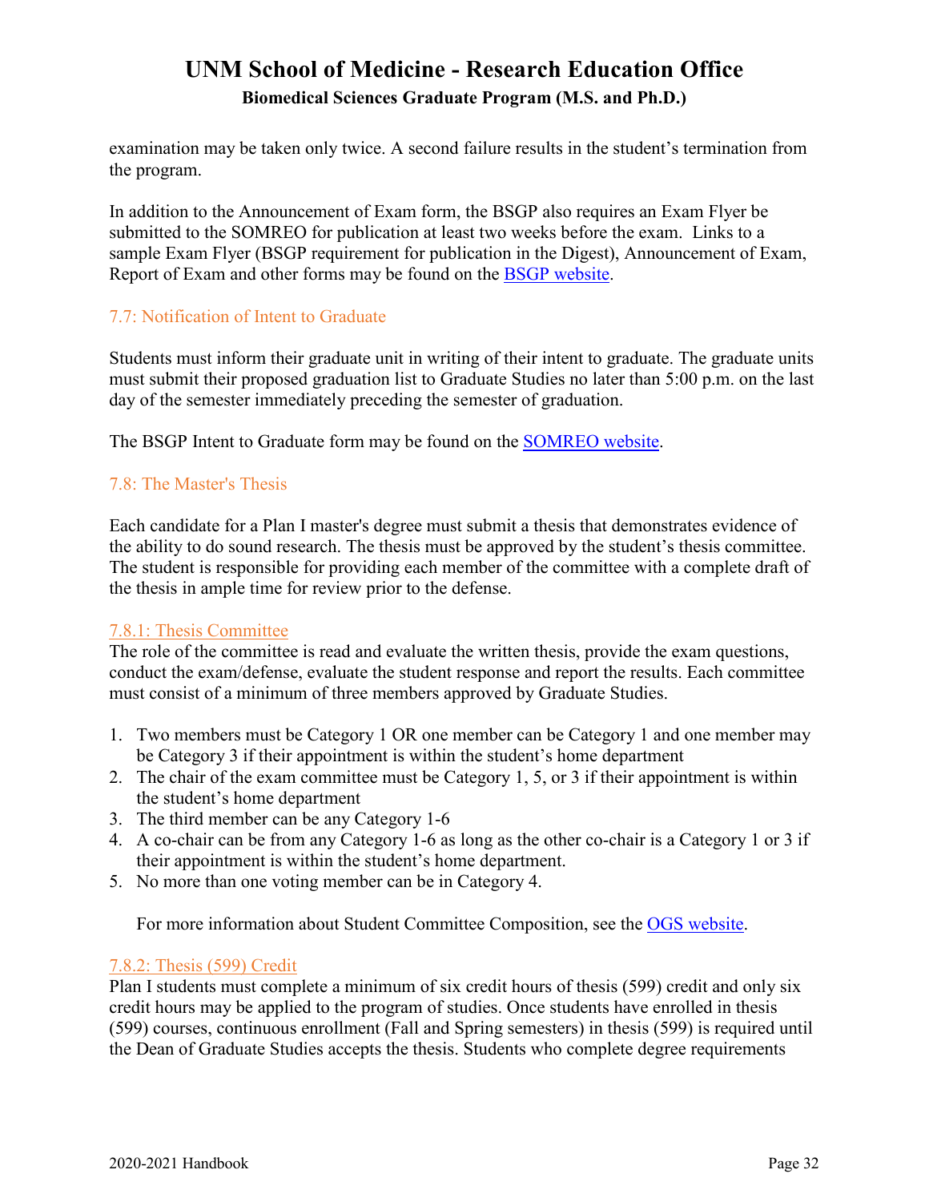examination may be taken only twice. A second failure results in the student's termination from the program.

In addition to the Announcement of Exam form, the BSGP also requires an Exam Flyer be submitted to the SOMREO for publication at least two weeks before the exam. Links to a sample Exam Flyer (BSGP requirement for publication in the Digest), Announcement of Exam, Report of Exam and other forms may be found on the BSGP website.

## 7.7: Notification of Intent to Graduate

Students must inform their graduate unit in writing of their intent to graduate. The graduate units must submit their proposed graduation list to Graduate Studies no later than 5:00 p.m. on the last day of the semester immediately preceding the semester of graduation.

The BSGP Intent to Graduate form may be found on the SOMREO website.

## 7.8: The Master's Thesis

Each candidate for a Plan I master's degree must submit a thesis that demonstrates evidence of the ability to do sound research. The thesis must be approved by the student's thesis committee. The student is responsible for providing each member of the committee with a complete draft of the thesis in ample time for review prior to the defense.

### 7.8.1: Thesis Committee

The role of the committee is read and evaluate the written thesis, provide the exam questions, conduct the exam/defense, evaluate the student response and report the results. Each committee must consist of a minimum of three members approved by Graduate Studies.

1. Two members must be Category 1 OR one member can be Category 1 and one member may be Category 3 if their appointment is within the student's home department
2. The chair of the exam committee must be Category 1, 5, or 3 if their appointment is within the student's home department
3. The third member can be any Category 1-6
4. A co-chair can be from any Category 1-6 as long as the other co-chair is a Category 1 or 3 if their appointment is within the student's home department.
5. No more than one voting member can be in Category 4.

For more information about Student Committee Composition, see the OGS website.

### 7.8.2: Thesis (599) Credit

Plan I students must complete a minimum of six credit hours of thesis (599) credit and only six credit hours may be applied to the program of studies. Once students have enrolled in thesis (599) courses, continuous enrollment (Fall and Spring semesters) in thesis (599) is required until the Dean of Graduate Studies accepts the thesis. Students who complete degree requirements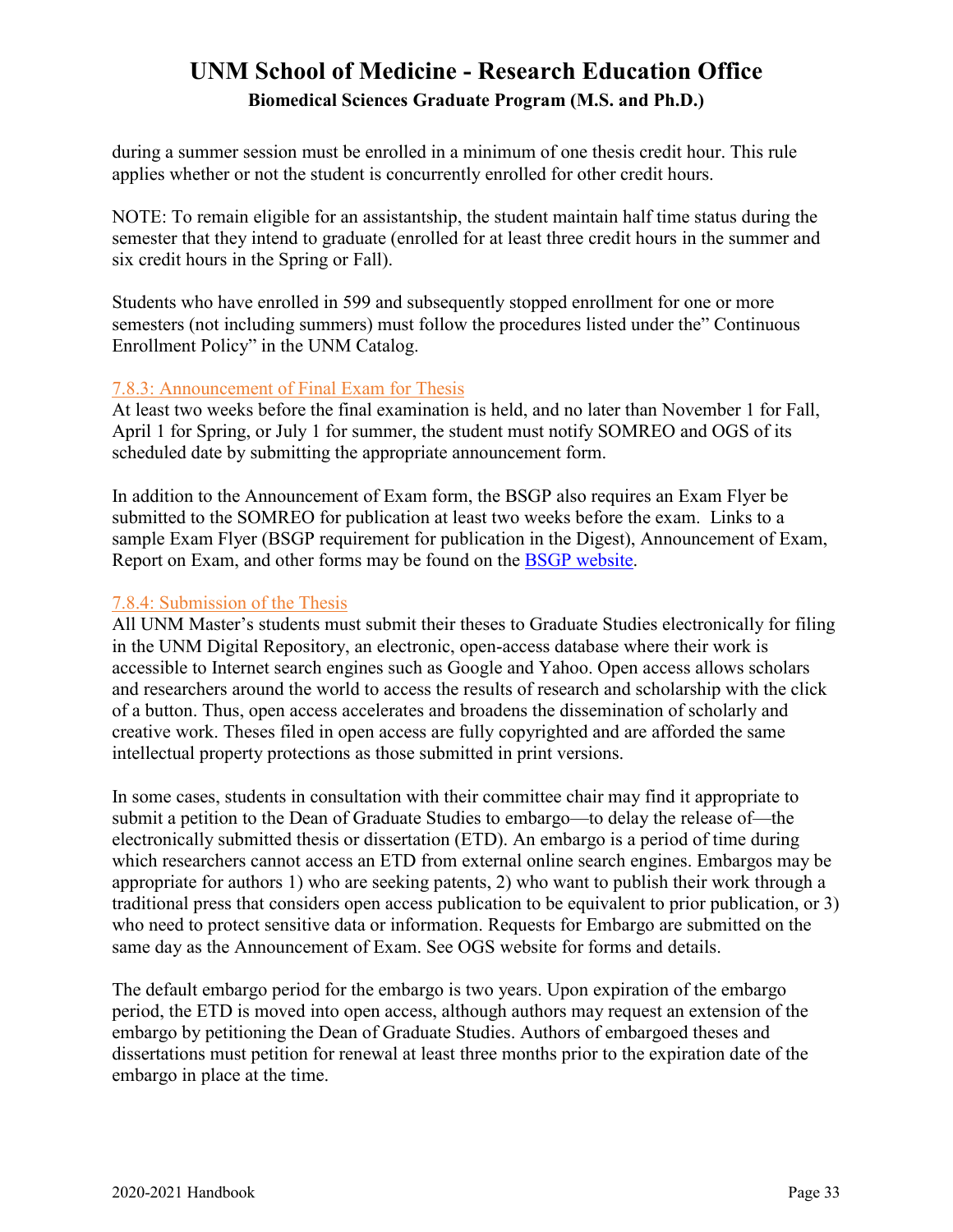during a summer session must be enrolled in a minimum of one thesis credit hour. This rule applies whether or not the student is concurrently enrolled for other credit hours.

NOTE: To remain eligible for an assistantship, the student maintain half time status during the semester that they intend to graduate (enrolled for at least three credit hours in the summer and six credit hours in the Spring or Fall).

Students who have enrolled in 599 and subsequently stopped enrollment for one or more semesters (not including summers) must follow the procedures listed under the" Continuous Enrollment Policy" in the UNM Catalog.

### 7.8.3: Announcement of Final Exam for Thesis

At least two weeks before the final examination is held, and no later than November 1 for Fall, April 1 for Spring, or July 1 for summer, the student must notify SOMREO and OGS of its scheduled date by submitting the appropriate announcement form.

In addition to the Announcement of Exam form, the BSGP also requires an Exam Flyer be submitted to the SOMREO for publication at least two weeks before the exam. Links to a sample Exam Flyer (BSGP requirement for publication in the Digest), Announcement of Exam, Report on Exam, and other forms may be found on the BSGP website.

### 7.8.4: Submission of the Thesis

All UNM Master's students must submit their theses to Graduate Studies electronically for filing in the UNM Digital Repository, an electronic, open-access database where their work is accessible to Internet search engines such as Google and Yahoo. Open access allows scholars and researchers around the world to access the results of research and scholarship with the click of a button. Thus, open access accelerates and broadens the dissemination of scholarly and creative work. Theses filed in open access are fully copyrighted and are afforded the same intellectual property protections as those submitted in print versions.

In some cases, students in consultation with their committee chair may find it appropriate to submit a petition to the Dean of Graduate Studies to embargo—to delay the release of—the electronically submitted thesis or dissertation (ETD). An embargo is a period of time during which researchers cannot access an ETD from external online search engines. Embargos may be appropriate for authors 1) who are seeking patents, 2) who want to publish their work through a traditional press that considers open access publication to be equivalent to prior publication, or 3) who need to protect sensitive data or information. Requests for Embargo are submitted on the same day as the Announcement of Exam. See OGS website for forms and details.

The default embargo period for the embargo is two years. Upon expiration of the embargo period, the ETD is moved into open access, although authors may request an extension of the embargo by petitioning the Dean of Graduate Studies. Authors of embargoed theses and dissertations must petition for renewal at least three months prior to the expiration date of the embargo in place at the time.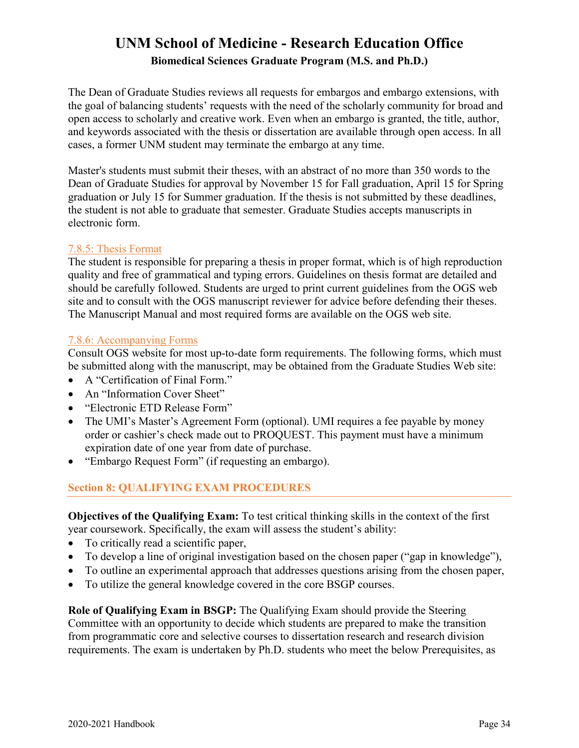The Dean of Graduate Studies reviews all requests for embargos and embargo extensions, with the goal of balancing students' requests with the need of the scholarly community for broad and open access to scholarly and creative work. Even when an embargo is granted, the title, author, and keywords associated with the thesis or dissertation are available through open access. In all cases, a former UNM student may terminate the embargo at any time.

Master's students must submit their theses, with an abstract of no more than 350 words to the Dean of Graduate Studies for approval by November 15 for Fall graduation, April 15 for Spring graduation or July 15 for Summer graduation. If the thesis is not submitted by these deadlines, the student is not able to graduate that semester. Graduate Studies accepts manuscripts in electronic form.

### 7.8.5: Thesis Format

The student is responsible for preparing a thesis in proper format, which is of high reproduction quality and free of grammatical and typing errors. Guidelines on thesis format are detailed and should be carefully followed. Students are urged to print current guidelines from the OGS web site and to consult with the OGS manuscript reviewer for advice before defending their theses. The Manuscript Manual and most required forms are available on the OGS web site.

### 7.8.6: Accompanying Forms

Consult OGS website for most up-to-date form requirements. The following forms, which must be submitted along with the manuscript, may be obtained from the Graduate Studies Web site:

- A "Certification of Final Form."
- An "Information Cover Sheet"
- "Electronic ETD Release Form"
- The UMI's Master's Agreement Form (optional). UMI requires a fee payable by money order or cashier's check made out to PROQUEST. This payment must have a minimum expiration date of one year from date of purchase.
- "Embargo Request Form" (if requesting an embargo).

## Section 8: QUALIFYING EXAM PROCEDURES

**Objectives of the Qualifying Exam:** To test critical thinking skills in the context of the first year coursework. Specifically, the exam will assess the student's ability:

- To critically read a scientific paper,
- To develop a line of original investigation based on the chosen paper ("gap in knowledge"),
- To outline an experimental approach that addresses questions arising from the chosen paper,
- To utilize the general knowledge covered in the core BSGP courses.

**Role of Qualifying Exam in BSGP:** The Qualifying Exam should provide the Steering Committee with an opportunity to decide which students are prepared to make the transition from programmatic core and selective courses to dissertation research and research division requirements. The exam is undertaken by Ph.D. students who meet the below Prerequisites, as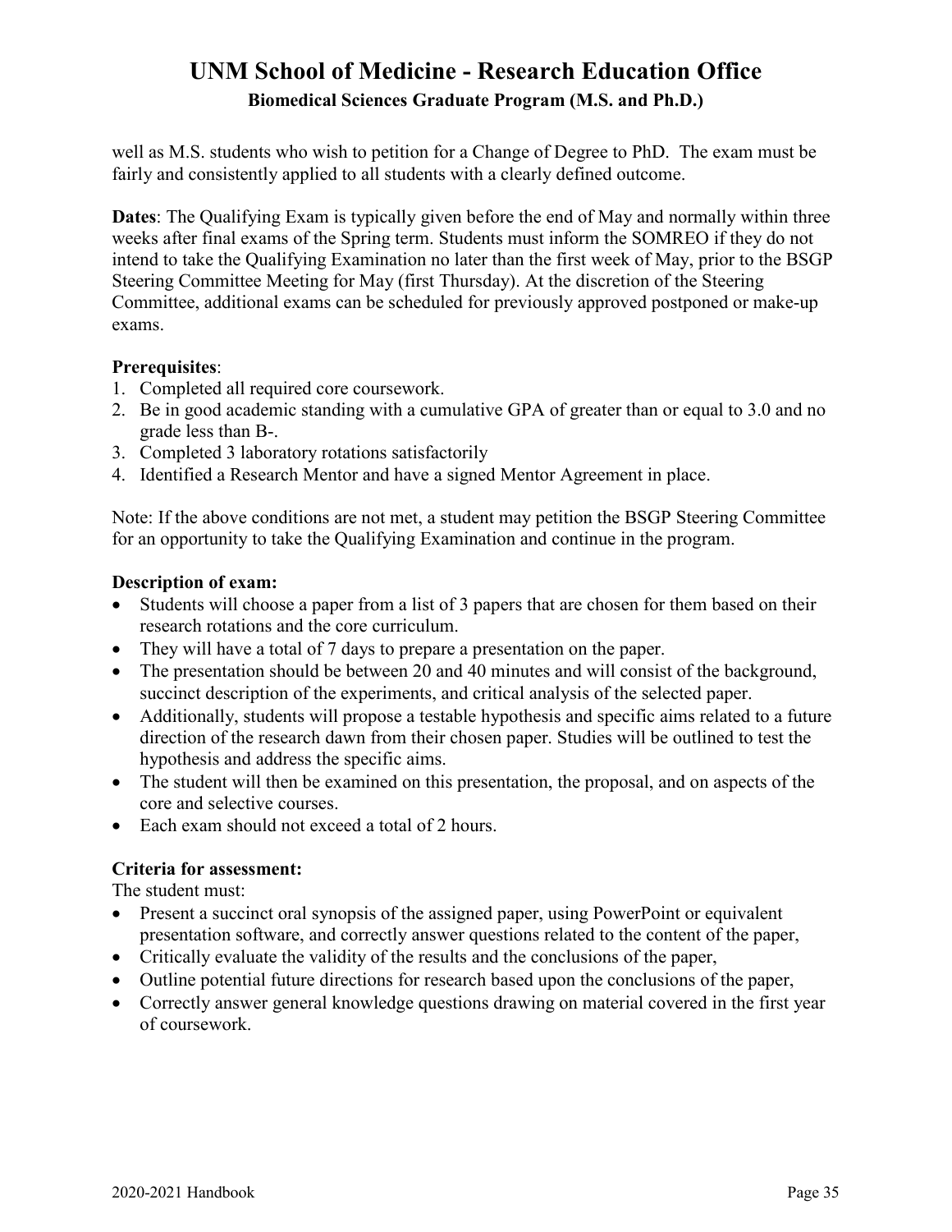well as M.S. students who wish to petition for a Change of Degree to PhD. The exam must be fairly and consistently applied to all students with a clearly defined outcome.

**Dates**: The Qualifying Exam is typically given before the end of May and normally within three weeks after final exams of the Spring term. Students must inform the SOMREO if they do not intend to take the Qualifying Examination no later than the first week of May, prior to the BSGP Steering Committee Meeting for May (first Thursday). At the discretion of the Steering Committee, additional exams can be scheduled for previously approved postponed or make-up exams.

**Prerequisites**:

1. Completed all required core coursework.
2. Be in good academic standing with a cumulative GPA of greater than or equal to 3.0 and no grade less than B-.
3. Completed 3 laboratory rotations satisfactorily
4. Identified a Research Mentor and have a signed Mentor Agreement in place.

Note: If the above conditions are not met, a student may petition the BSGP Steering Committee for an opportunity to take the Qualifying Examination and continue in the program.

**Description of exam:**

- Students will choose a paper from a list of 3 papers that are chosen for them based on their research rotations and the core curriculum.
- They will have a total of 7 days to prepare a presentation on the paper.
- The presentation should be between 20 and 40 minutes and will consist of the background, succinct description of the experiments, and critical analysis of the selected paper.
- Additionally, students will propose a testable hypothesis and specific aims related to a future direction of the research dawn from their chosen paper. Studies will be outlined to test the hypothesis and address the specific aims.
- The student will then be examined on this presentation, the proposal, and on aspects of the core and selective courses.
- Each exam should not exceed a total of 2 hours.

**Criteria for assessment:**

The student must:

- Present a succinct oral synopsis of the assigned paper, using PowerPoint or equivalent presentation software, and correctly answer questions related to the content of the paper,
- Critically evaluate the validity of the results and the conclusions of the paper,
- Outline potential future directions for research based upon the conclusions of the paper,
- Correctly answer general knowledge questions drawing on material covered in the first year of coursework.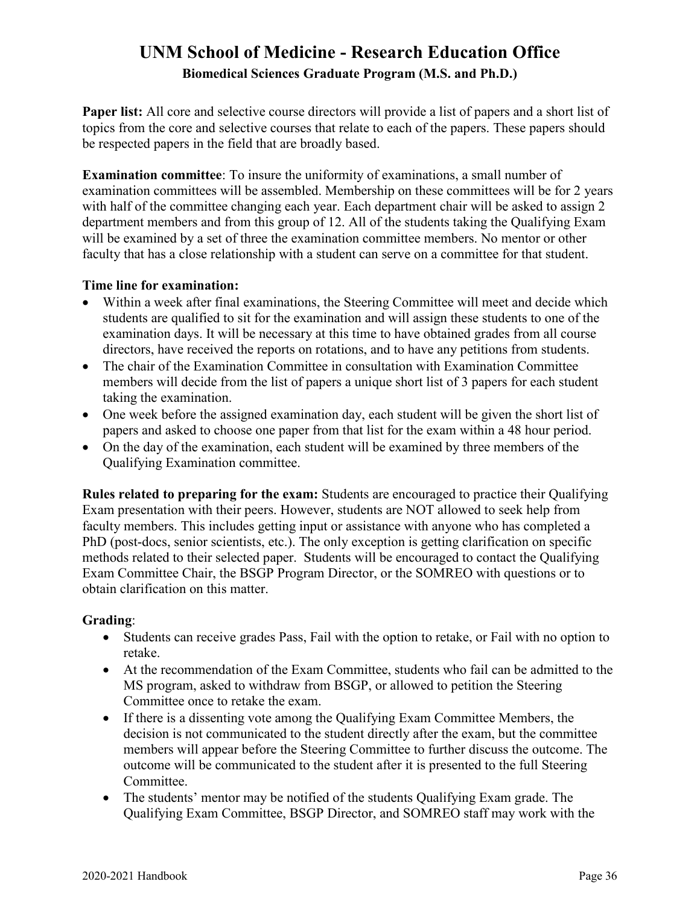**Paper list:** All core and selective course directors will provide a list of papers and a short list of topics from the core and selective courses that relate to each of the papers. These papers should be respected papers in the field that are broadly based.

**Examination committee**: To insure the uniformity of examinations, a small number of examination committees will be assembled. Membership on these committees will be for 2 years with half of the committee changing each year. Each department chair will be asked to assign 2 department members and from this group of 12. All of the students taking the Qualifying Exam will be examined by a set of three the examination committee members. No mentor or other faculty that has a close relationship with a student can serve on a committee for that student.

**Time line for examination:**

- Within a week after final examinations, the Steering Committee will meet and decide which students are qualified to sit for the examination and will assign these students to one of the examination days. It will be necessary at this time to have obtained grades from all course directors, have received the reports on rotations, and to have any petitions from students.
- The chair of the Examination Committee in consultation with Examination Committee members will decide from the list of papers a unique short list of 3 papers for each student taking the examination.
- One week before the assigned examination day, each student will be given the short list of papers and asked to choose one paper from that list for the exam within a 48 hour period.
- On the day of the examination, each student will be examined by three members of the Qualifying Examination committee.

**Rules related to preparing for the exam:** Students are encouraged to practice their Qualifying Exam presentation with their peers. However, students are NOT allowed to seek help from faculty members. This includes getting input or assistance with anyone who has completed a PhD (post-docs, senior scientists, etc.). The only exception is getting clarification on specific methods related to their selected paper. Students will be encouraged to contact the Qualifying Exam Committee Chair, the BSGP Program Director, or the SOMREO with questions or to obtain clarification on this matter.

**Grading**:

- Students can receive grades Pass, Fail with the option to retake, or Fail with no option to retake.
- At the recommendation of the Exam Committee, students who fail can be admitted to the MS program, asked to withdraw from BSGP, or allowed to petition the Steering Committee once to retake the exam.
- If there is a dissenting vote among the Qualifying Exam Committee Members, the decision is not communicated to the student directly after the exam, but the committee members will appear before the Steering Committee to further discuss the outcome. The outcome will be communicated to the student after it is presented to the full Steering Committee.
- The students' mentor may be notified of the students Qualifying Exam grade. The Qualifying Exam Committee, BSGP Director, and SOMREO staff may work with the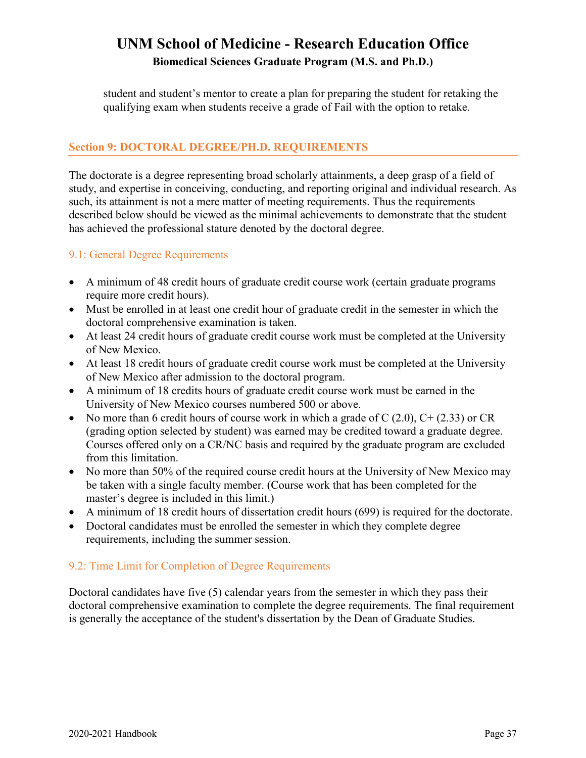student and student's mentor to create a plan for preparing the student for retaking the qualifying exam when students receive a grade of Fail with the option to retake.

## Section 9: DOCTORAL DEGREE/PH.D. REQUIREMENTS

The doctorate is a degree representing broad scholarly attainments, a deep grasp of a field of study, and expertise in conceiving, conducting, and reporting original and individual research. As such, its attainment is not a mere matter of meeting requirements. Thus the requirements described below should be viewed as the minimal achievements to demonstrate that the student has achieved the professional stature denoted by the doctoral degree.

### 9.1: General Degree Requirements

- A minimum of 48 credit hours of graduate credit course work (certain graduate programs require more credit hours).
- Must be enrolled in at least one credit hour of graduate credit in the semester in which the doctoral comprehensive examination is taken.
- At least 24 credit hours of graduate credit course work must be completed at the University of New Mexico.
- At least 18 credit hours of graduate credit course work must be completed at the University of New Mexico after admission to the doctoral program.
- A minimum of 18 credits hours of graduate credit course work must be earned in the University of New Mexico courses numbered 500 or above.
- No more than 6 credit hours of course work in which a grade of C (2.0), C+ (2.33) or CR (grading option selected by student) was earned may be credited toward a graduate degree. Courses offered only on a CR/NC basis and required by the graduate program are excluded from this limitation.
- No more than 50% of the required course credit hours at the University of New Mexico may be taken with a single faculty member. (Course work that has been completed for the master's degree is included in this limit.)
- A minimum of 18 credit hours of dissertation credit hours (699) is required for the doctorate.
- Doctoral candidates must be enrolled the semester in which they complete degree requirements, including the summer session.

### 9.2: Time Limit for Completion of Degree Requirements

Doctoral candidates have five (5) calendar years from the semester in which they pass their doctoral comprehensive examination to complete the degree requirements. The final requirement is generally the acceptance of the student's dissertation by the Dean of Graduate Studies.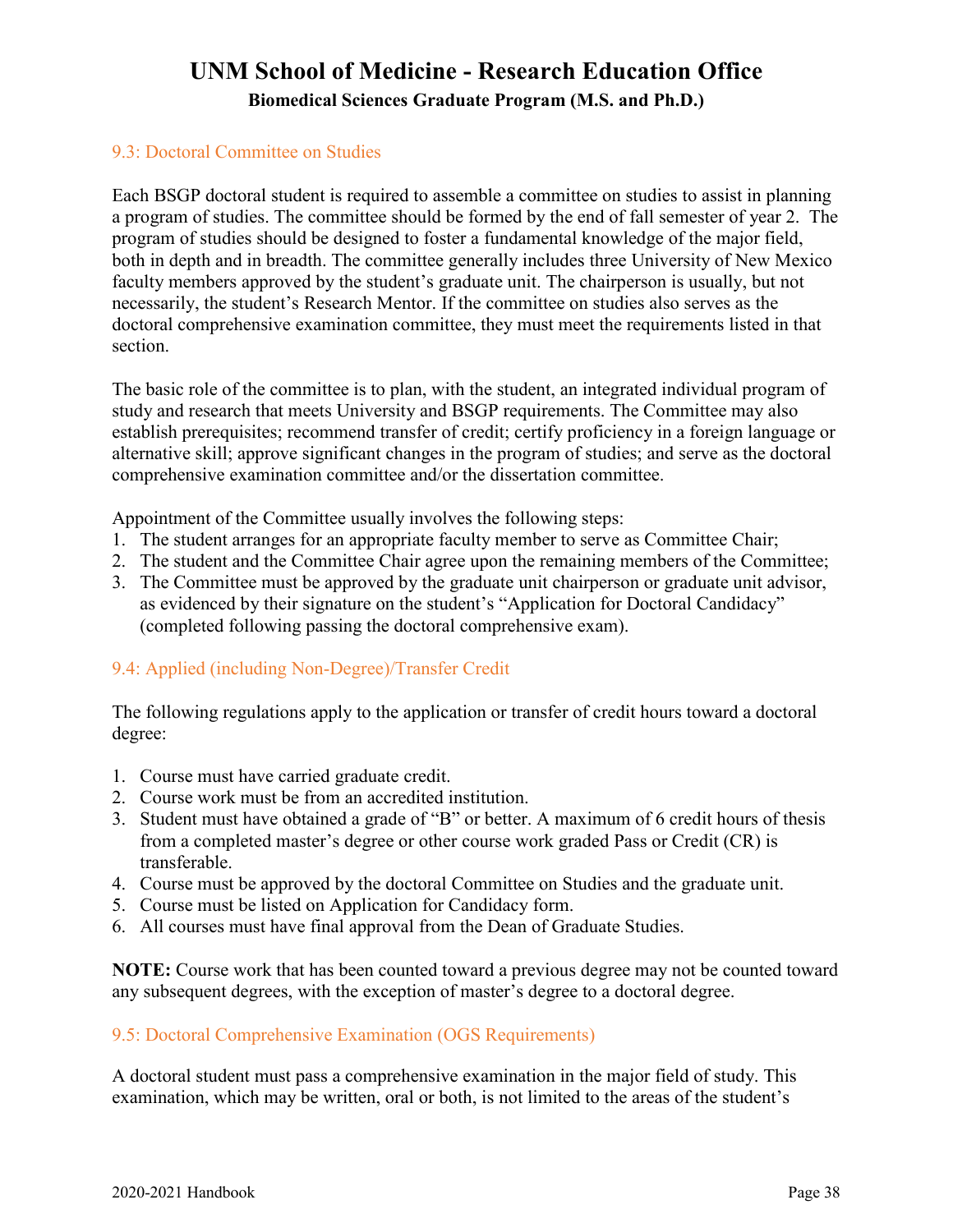### 9.3: Doctoral Committee on Studies

Each BSGP doctoral student is required to assemble a committee on studies to assist in planning a program of studies. The committee should be formed by the end of fall semester of year 2. The program of studies should be designed to foster a fundamental knowledge of the major field, both in depth and in breadth. The committee generally includes three University of New Mexico faculty members approved by the student's graduate unit. The chairperson is usually, but not necessarily, the student's Research Mentor. If the committee on studies also serves as the doctoral comprehensive examination committee, they must meet the requirements listed in that section.

The basic role of the committee is to plan, with the student, an integrated individual program of study and research that meets University and BSGP requirements. The Committee may also establish prerequisites; recommend transfer of credit; certify proficiency in a foreign language or alternative skill; approve significant changes in the program of studies; and serve as the doctoral comprehensive examination committee and/or the dissertation committee.

Appointment of the Committee usually involves the following steps:

1. The student arranges for an appropriate faculty member to serve as Committee Chair;
2. The student and the Committee Chair agree upon the remaining members of the Committee;
3. The Committee must be approved by the graduate unit chairperson or graduate unit advisor, as evidenced by their signature on the student's "Application for Doctoral Candidacy" (completed following passing the doctoral comprehensive exam).

### 9.4: Applied (including Non-Degree)/Transfer Credit

The following regulations apply to the application or transfer of credit hours toward a doctoral degree:

1. Course must have carried graduate credit.
2. Course work must be from an accredited institution.
3. Student must have obtained a grade of "B" or better. A maximum of 6 credit hours of thesis from a completed master's degree or other course work graded Pass or Credit (CR) is transferable.
4. Course must be approved by the doctoral Committee on Studies and the graduate unit.
5. Course must be listed on Application for Candidacy form.
6. All courses must have final approval from the Dean of Graduate Studies.

**NOTE:** Course work that has been counted toward a previous degree may not be counted toward any subsequent degrees, with the exception of master's degree to a doctoral degree.

### 9.5: Doctoral Comprehensive Examination (OGS Requirements)

A doctoral student must pass a comprehensive examination in the major field of study. This examination, which may be written, oral or both, is not limited to the areas of the student's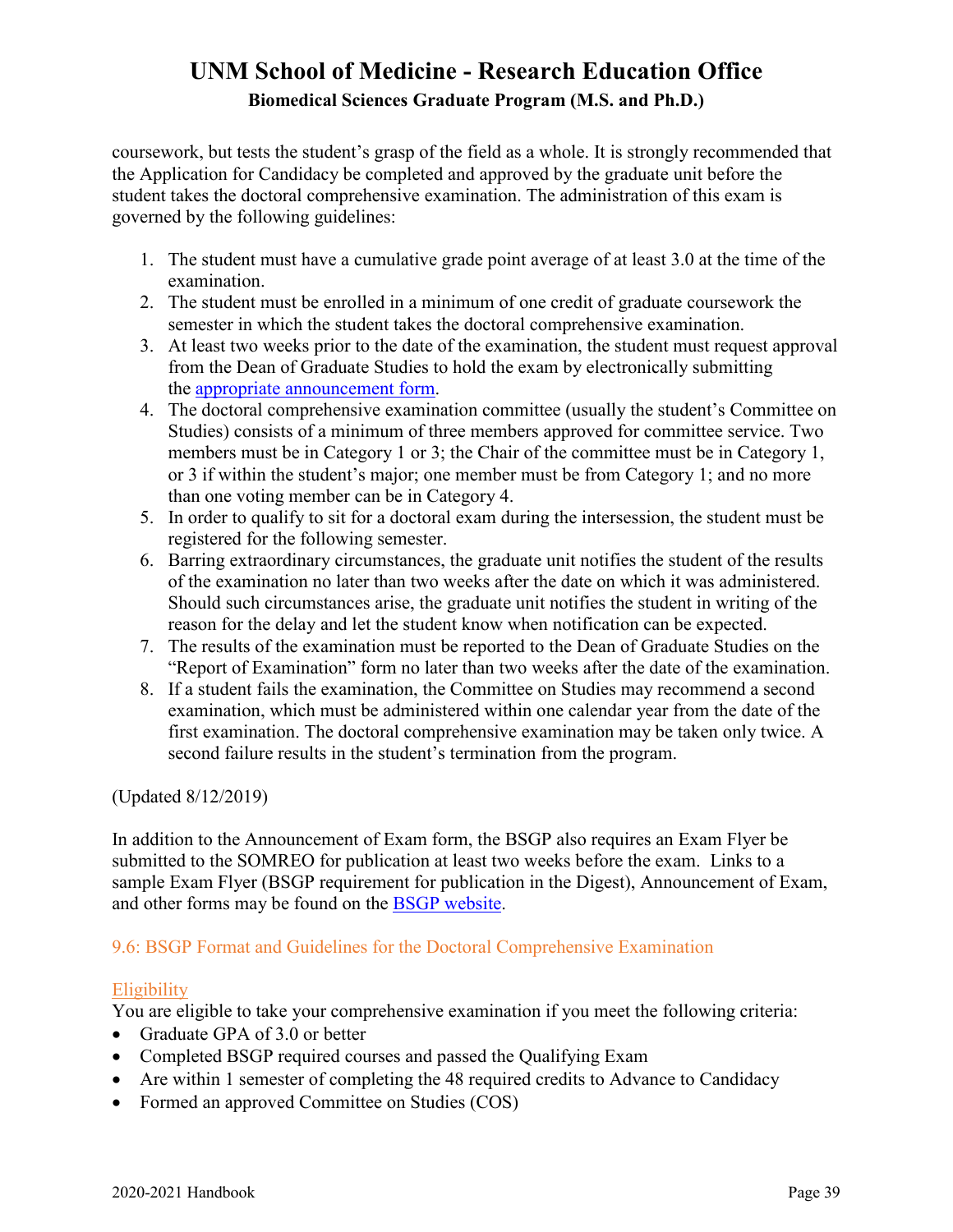coursework, but tests the student's grasp of the field as a whole. It is strongly recommended that the Application for Candidacy be completed and approved by the graduate unit before the student takes the doctoral comprehensive examination. The administration of this exam is governed by the following guidelines:

1. The student must have a cumulative grade point average of at least 3.0 at the time of the examination.
2. The student must be enrolled in a minimum of one credit of graduate coursework the semester in which the student takes the doctoral comprehensive examination.
3. At least two weeks prior to the date of the examination, the student must request approval from the Dean of Graduate Studies to hold the exam by electronically submitting the [appropriate announcement form](#).
4. The doctoral comprehensive examination committee (usually the student's Committee on Studies) consists of a minimum of three members approved for committee service. Two members must be in Category 1 or 3; the Chair of the committee must be in Category 1, or 3 if within the student's major; one member must be from Category 1; and no more than one voting member can be in Category 4.
5. In order to qualify to sit for a doctoral exam during the intersession, the student must be registered for the following semester.
6. Barring extraordinary circumstances, the graduate unit notifies the student of the results of the examination no later than two weeks after the date on which it was administered. Should such circumstances arise, the graduate unit notifies the student in writing of the reason for the delay and let the student know when notification can be expected.
7. The results of the examination must be reported to the Dean of Graduate Studies on the "Report of Examination" form no later than two weeks after the date of the examination.
8. If a student fails the examination, the Committee on Studies may recommend a second examination, which must be administered within one calendar year from the date of the first examination. The doctoral comprehensive examination may be taken only twice. A second failure results in the student's termination from the program.

(Updated 8/12/2019)

In addition to the Announcement of Exam form, the BSGP also requires an Exam Flyer be submitted to the SOMREO for publication at least two weeks before the exam. Links to a sample Exam Flyer (BSGP requirement for publication in the Digest), Announcement of Exam, and other forms may be found on the [BSGP website](#).

### 9.6: BSGP Format and Guidelines for the Doctoral Comprehensive Examination

#### Eligibility

You are eligible to take your comprehensive examination if you meet the following criteria:

- Graduate GPA of 3.0 or better
- Completed BSGP required courses and passed the Qualifying Exam
- Are within 1 semester of completing the 48 required credits to Advance to Candidacy
- Formed an approved Committee on Studies (COS)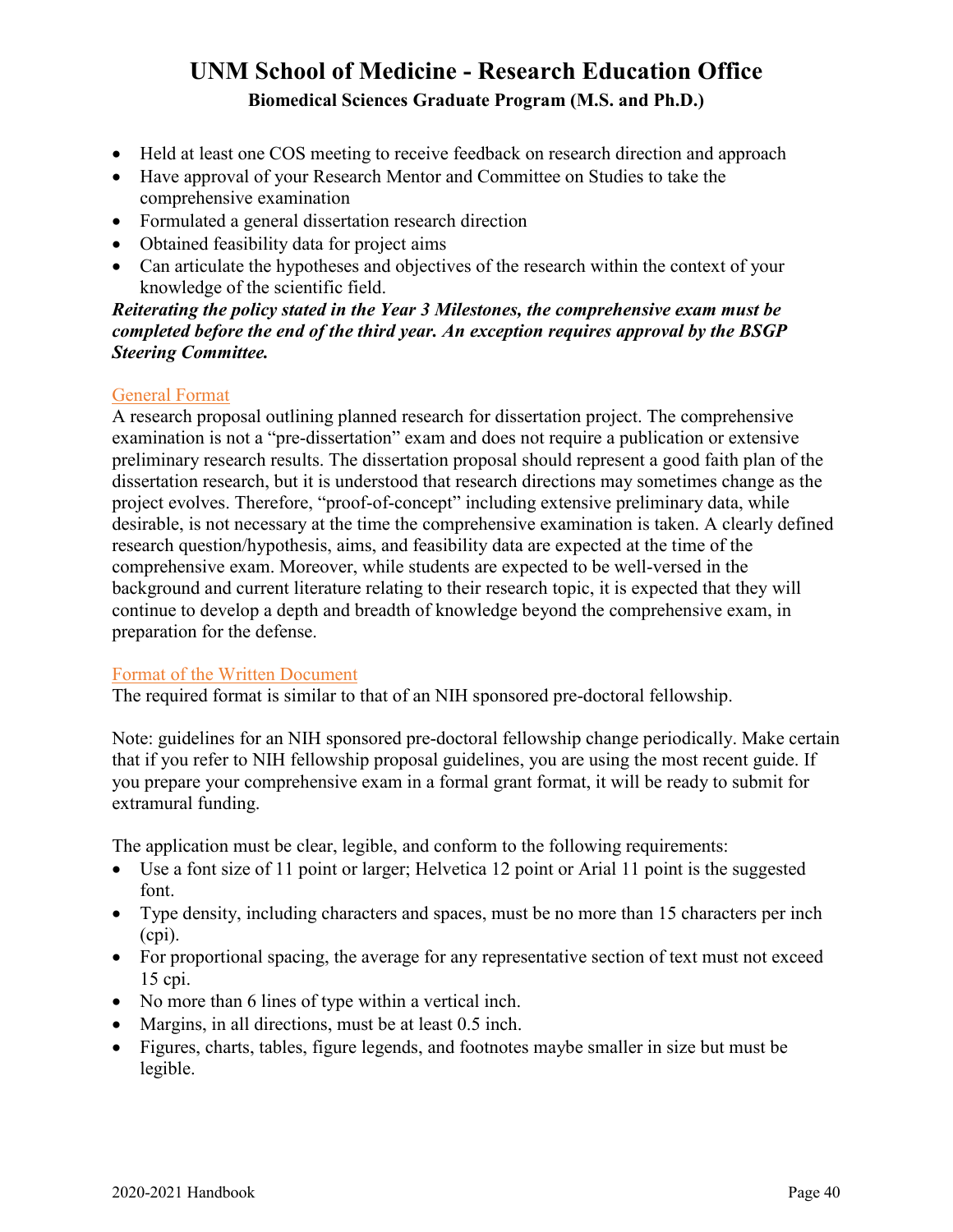- Held at least one COS meeting to receive feedback on research direction and approach
- Have approval of your Research Mentor and Committee on Studies to take the comprehensive examination
- Formulated a general dissertation research direction
- Obtained feasibility data for project aims
- Can articulate the hypotheses and objectives of the research within the context of your knowledge of the scientific field.

***Reiterating the policy stated in the Year 3 Milestones, the comprehensive exam must be completed before the end of the third year. An exception requires approval by the BSGP Steering Committee.***

### General Format

A research proposal outlining planned research for dissertation project. The comprehensive examination is not a "pre-dissertation" exam and does not require a publication or extensive preliminary research results. The dissertation proposal should represent a good faith plan of the dissertation research, but it is understood that research directions may sometimes change as the project evolves. Therefore, "proof-of-concept" including extensive preliminary data, while desirable, is not necessary at the time the comprehensive examination is taken. A clearly defined research question/hypothesis, aims, and feasibility data are expected at the time of the comprehensive exam. Moreover, while students are expected to be well-versed in the background and current literature relating to their research topic, it is expected that they will continue to develop a depth and breadth of knowledge beyond the comprehensive exam, in preparation for the defense.

### Format of the Written Document

The required format is similar to that of an NIH sponsored pre-doctoral fellowship.

Note: guidelines for an NIH sponsored pre-doctoral fellowship change periodically. Make certain that if you refer to NIH fellowship proposal guidelines, you are using the most recent guide. If you prepare your comprehensive exam in a formal grant format, it will be ready to submit for extramural funding.

The application must be clear, legible, and conform to the following requirements:

- Use a font size of 11 point or larger; Helvetica 12 point or Arial 11 point is the suggested font.
- Type density, including characters and spaces, must be no more than 15 characters per inch (cpi).
- For proportional spacing, the average for any representative section of text must not exceed 15 cpi.
- No more than 6 lines of type within a vertical inch.
- Margins, in all directions, must be at least 0.5 inch.
- Figures, charts, tables, figure legends, and footnotes maybe smaller in size but must be legible.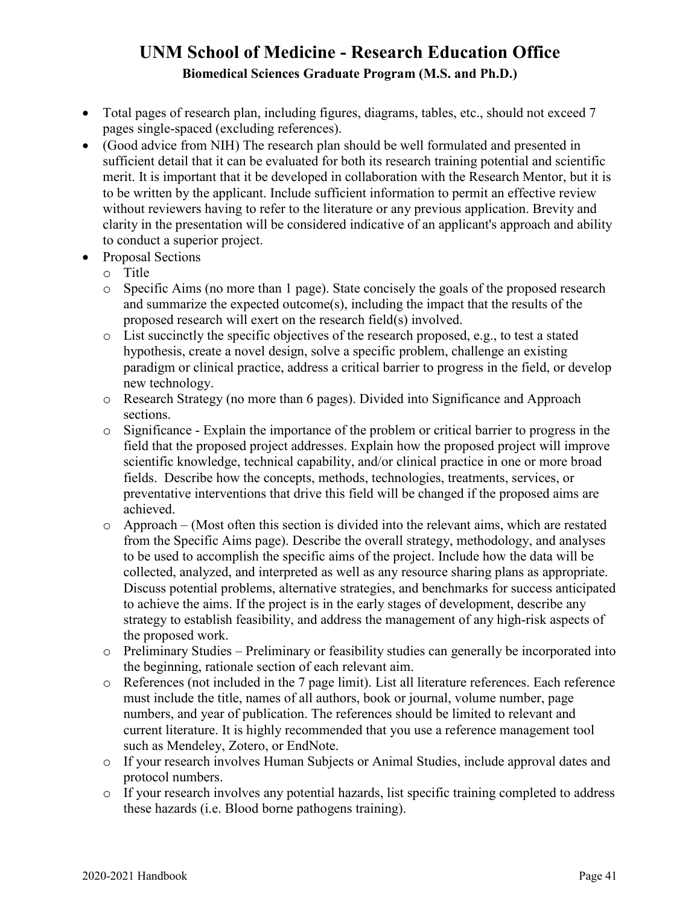- Total pages of research plan, including figures, diagrams, tables, etc., should not exceed 7 pages single-spaced (excluding references).
- (Good advice from NIH) The research plan should be well formulated and presented in sufficient detail that it can be evaluated for both its research training potential and scientific merit. It is important that it be developed in collaboration with the Research Mentor, but it is to be written by the applicant. Include sufficient information to permit an effective review without reviewers having to refer to the literature or any previous application. Brevity and clarity in the presentation will be considered indicative of an applicant's approach and ability to conduct a superior project.
- Proposal Sections
  - Title
  - Specific Aims (no more than 1 page). State concisely the goals of the proposed research and summarize the expected outcome(s), including the impact that the results of the proposed research will exert on the research field(s) involved.
  - List succinctly the specific objectives of the research proposed, e.g., to test a stated hypothesis, create a novel design, solve a specific problem, challenge an existing paradigm or clinical practice, address a critical barrier to progress in the field, or develop new technology.
  - Research Strategy (no more than 6 pages). Divided into Significance and Approach sections.
  - Significance - Explain the importance of the problem or critical barrier to progress in the field that the proposed project addresses. Explain how the proposed project will improve scientific knowledge, technical capability, and/or clinical practice in one or more broad fields. Describe how the concepts, methods, technologies, treatments, services, or preventative interventions that drive this field will be changed if the proposed aims are achieved.
  - Approach – (Most often this section is divided into the relevant aims, which are restated from the Specific Aims page). Describe the overall strategy, methodology, and analyses to be used to accomplish the specific aims of the project. Include how the data will be collected, analyzed, and interpreted as well as any resource sharing plans as appropriate. Discuss potential problems, alternative strategies, and benchmarks for success anticipated to achieve the aims. If the project is in the early stages of development, describe any strategy to establish feasibility, and address the management of any high-risk aspects of the proposed work.
  - Preliminary Studies – Preliminary or feasibility studies can generally be incorporated into the beginning, rationale section of each relevant aim.
  - References (not included in the 7 page limit). List all literature references. Each reference must include the title, names of all authors, book or journal, volume number, page numbers, and year of publication. The references should be limited to relevant and current literature. It is highly recommended that you use a reference management tool such as Mendeley, Zotero, or EndNote.
  - If your research involves Human Subjects or Animal Studies, include approval dates and protocol numbers.
  - If your research involves any potential hazards, list specific training completed to address these hazards (i.e. Blood borne pathogens training).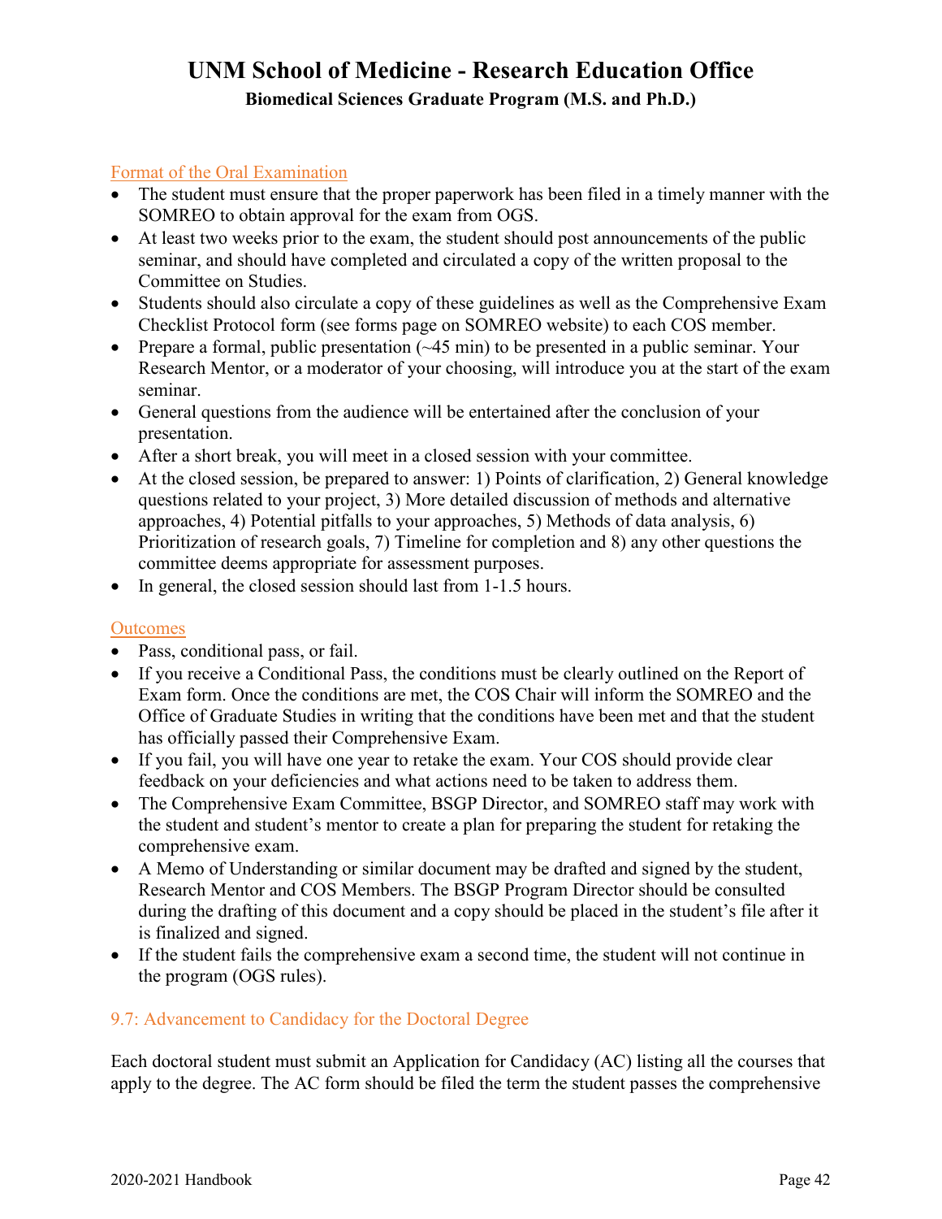Format of the Oral Examination

- The student must ensure that the proper paperwork has been filed in a timely manner with the SOMREO to obtain approval for the exam from OGS.
- At least two weeks prior to the exam, the student should post announcements of the public seminar, and should have completed and circulated a copy of the written proposal to the Committee on Studies.
- Students should also circulate a copy of these guidelines as well as the Comprehensive Exam Checklist Protocol form (see forms page on SOMREO website) to each COS member.
- Prepare a formal, public presentation (~45 min) to be presented in a public seminar. Your Research Mentor, or a moderator of your choosing, will introduce you at the start of the exam seminar.
- General questions from the audience will be entertained after the conclusion of your presentation.
- After a short break, you will meet in a closed session with your committee.
- At the closed session, be prepared to answer: 1) Points of clarification, 2) General knowledge questions related to your project, 3) More detailed discussion of methods and alternative approaches, 4) Potential pitfalls to your approaches, 5) Methods of data analysis, 6) Prioritization of research goals, 7) Timeline for completion and 8) any other questions the committee deems appropriate for assessment purposes.
- In general, the closed session should last from 1-1.5 hours.

Outcomes

- Pass, conditional pass, or fail.
- If you receive a Conditional Pass, the conditions must be clearly outlined on the Report of Exam form. Once the conditions are met, the COS Chair will inform the SOMREO and the Office of Graduate Studies in writing that the conditions have been met and that the student has officially passed their Comprehensive Exam.
- If you fail, you will have one year to retake the exam. Your COS should provide clear feedback on your deficiencies and what actions need to be taken to address them.
- The Comprehensive Exam Committee, BSGP Director, and SOMREO staff may work with the student and student's mentor to create a plan for preparing the student for retaking the comprehensive exam.
- A Memo of Understanding or similar document may be drafted and signed by the student, Research Mentor and COS Members. The BSGP Program Director should be consulted during the drafting of this document and a copy should be placed in the student's file after it is finalized and signed.
- If the student fails the comprehensive exam a second time, the student will not continue in the program (OGS rules).

## 9.7: Advancement to Candidacy for the Doctoral Degree

Each doctoral student must submit an Application for Candidacy (AC) listing all the courses that apply to the degree. The AC form should be filed the term the student passes the comprehensive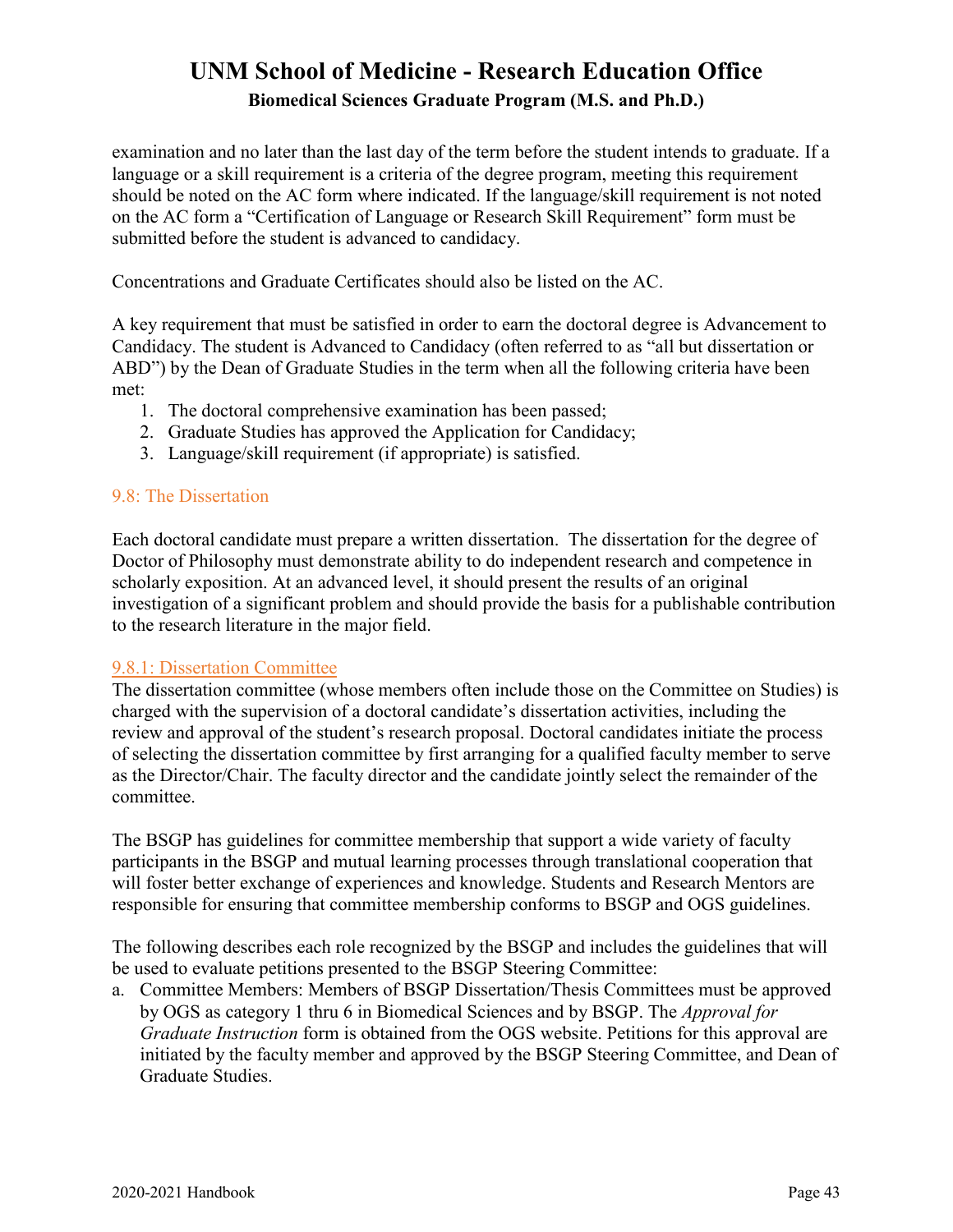examination and no later than the last day of the term before the student intends to graduate. If a language or a skill requirement is a criteria of the degree program, meeting this requirement should be noted on the AC form where indicated. If the language/skill requirement is not noted on the AC form a "Certification of Language or Research Skill Requirement" form must be submitted before the student is advanced to candidacy.

Concentrations and Graduate Certificates should also be listed on the AC.

A key requirement that must be satisfied in order to earn the doctoral degree is Advancement to Candidacy. The student is Advanced to Candidacy (often referred to as "all but dissertation or ABD") by the Dean of Graduate Studies in the term when all the following criteria have been met:

1. The doctoral comprehensive examination has been passed;
2. Graduate Studies has approved the Application for Candidacy;
3. Language/skill requirement (if appropriate) is satisfied.

## 9.8: The Dissertation

Each doctoral candidate must prepare a written dissertation. The dissertation for the degree of Doctor of Philosophy must demonstrate ability to do independent research and competence in scholarly exposition. At an advanced level, it should present the results of an original investigation of a significant problem and should provide the basis for a publishable contribution to the research literature in the major field.

### 9.8.1: Dissertation Committee

The dissertation committee (whose members often include those on the Committee on Studies) is charged with the supervision of a doctoral candidate's dissertation activities, including the review and approval of the student's research proposal. Doctoral candidates initiate the process of selecting the dissertation committee by first arranging for a qualified faculty member to serve as the Director/Chair. The faculty director and the candidate jointly select the remainder of the committee.

The BSGP has guidelines for committee membership that support a wide variety of faculty participants in the BSGP and mutual learning processes through translational cooperation that will foster better exchange of experiences and knowledge. Students and Research Mentors are responsible for ensuring that committee membership conforms to BSGP and OGS guidelines.

The following describes each role recognized by the BSGP and includes the guidelines that will be used to evaluate petitions presented to the BSGP Steering Committee:

a. Committee Members: Members of BSGP Dissertation/Thesis Committees must be approved by OGS as category 1 thru 6 in Biomedical Sciences and by BSGP. The *Approval for Graduate Instruction* form is obtained from the OGS website. Petitions for this approval are initiated by the faculty member and approved by the BSGP Steering Committee, and Dean of Graduate Studies.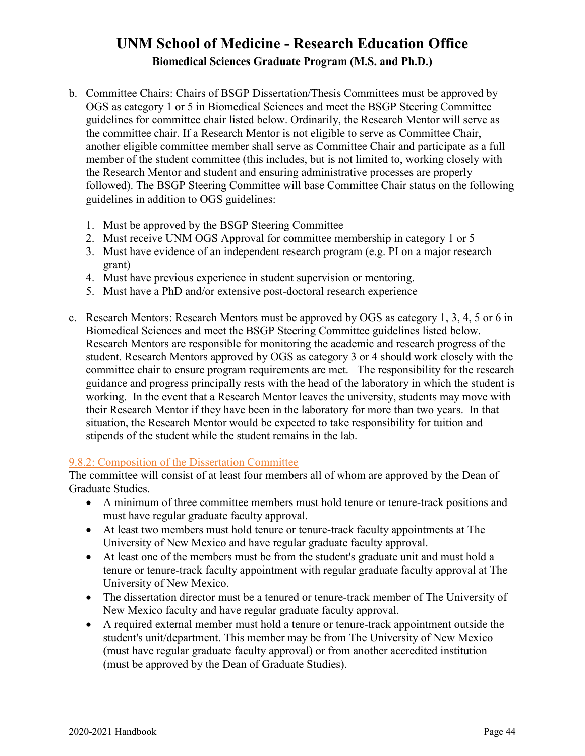b. Committee Chairs: Chairs of BSGP Dissertation/Thesis Committees must be approved by OGS as category 1 or 5 in Biomedical Sciences and meet the BSGP Steering Committee guidelines for committee chair listed below. Ordinarily, the Research Mentor will serve as the committee chair. If a Research Mentor is not eligible to serve as Committee Chair, another eligible committee member shall serve as Committee Chair and participate as a full member of the student committee (this includes, but is not limited to, working closely with the Research Mentor and student and ensuring administrative processes are properly followed). The BSGP Steering Committee will base Committee Chair status on the following guidelines in addition to OGS guidelines:

   1. Must be approved by the BSGP Steering Committee
   2. Must receive UNM OGS Approval for committee membership in category 1 or 5
   3. Must have evidence of an independent research program (e.g. PI on a major research grant)
   4. Must have previous experience in student supervision or mentoring.
   5. Must have a PhD and/or extensive post-doctoral research experience

c. Research Mentors: Research Mentors must be approved by OGS as category 1, 3, 4, 5 or 6 in Biomedical Sciences and meet the BSGP Steering Committee guidelines listed below. Research Mentors are responsible for monitoring the academic and research progress of the student. Research Mentors approved by OGS as category 3 or 4 should work closely with the committee chair to ensure program requirements are met. The responsibility for the research guidance and progress principally rests with the head of the laboratory in which the student is working. In the event that a Research Mentor leaves the university, students may move with their Research Mentor if they have been in the laboratory for more than two years. In that situation, the Research Mentor would be expected to take responsibility for tuition and stipends of the student while the student remains in the lab.

### 9.8.2: Composition of the Dissertation Committee

The committee will consist of at least four members all of whom are approved by the Dean of Graduate Studies.

- A minimum of three committee members must hold tenure or tenure-track positions and must have regular graduate faculty approval.
- At least two members must hold tenure or tenure-track faculty appointments at The University of New Mexico and have regular graduate faculty approval.
- At least one of the members must be from the student's graduate unit and must hold a tenure or tenure-track faculty appointment with regular graduate faculty approval at The University of New Mexico.
- The dissertation director must be a tenured or tenure-track member of The University of New Mexico faculty and have regular graduate faculty approval.
- A required external member must hold a tenure or tenure-track appointment outside the student's unit/department. This member may be from The University of New Mexico (must have regular graduate faculty approval) or from another accredited institution (must be approved by the Dean of Graduate Studies).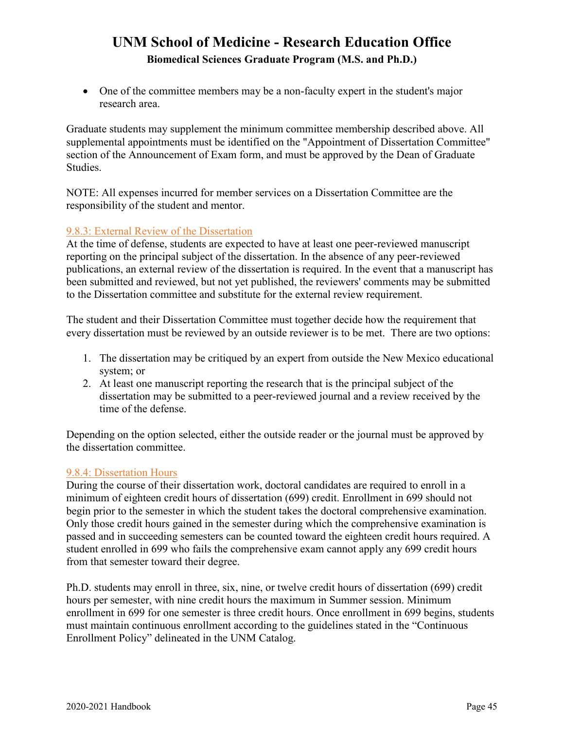- One of the committee members may be a non-faculty expert in the student's major research area.

Graduate students may supplement the minimum committee membership described above. All supplemental appointments must be identified on the "Appointment of Dissertation Committee" section of the Announcement of Exam form, and must be approved by the Dean of Graduate Studies.

NOTE: All expenses incurred for member services on a Dissertation Committee are the responsibility of the student and mentor.

### 9.8.3: External Review of the Dissertation

At the time of defense, students are expected to have at least one peer-reviewed manuscript reporting on the principal subject of the dissertation. In the absence of any peer-reviewed publications, an external review of the dissertation is required. In the event that a manuscript has been submitted and reviewed, but not yet published, the reviewers' comments may be submitted to the Dissertation committee and substitute for the external review requirement.

The student and their Dissertation Committee must together decide how the requirement that every dissertation must be reviewed by an outside reviewer is to be met. There are two options:

1. The dissertation may be critiqued by an expert from outside the New Mexico educational system; or
2. At least one manuscript reporting the research that is the principal subject of the dissertation may be submitted to a peer-reviewed journal and a review received by the time of the defense.

Depending on the option selected, either the outside reader or the journal must be approved by the dissertation committee.

### 9.8.4: Dissertation Hours

During the course of their dissertation work, doctoral candidates are required to enroll in a minimum of eighteen credit hours of dissertation (699) credit. Enrollment in 699 should not begin prior to the semester in which the student takes the doctoral comprehensive examination. Only those credit hours gained in the semester during which the comprehensive examination is passed and in succeeding semesters can be counted toward the eighteen credit hours required. A student enrolled in 699 who fails the comprehensive exam cannot apply any 699 credit hours from that semester toward their degree.

Ph.D. students may enroll in three, six, nine, or twelve credit hours of dissertation (699) credit hours per semester, with nine credit hours the maximum in Summer session. Minimum enrollment in 699 for one semester is three credit hours. Once enrollment in 699 begins, students must maintain continuous enrollment according to the guidelines stated in the "Continuous Enrollment Policy" delineated in the UNM Catalog.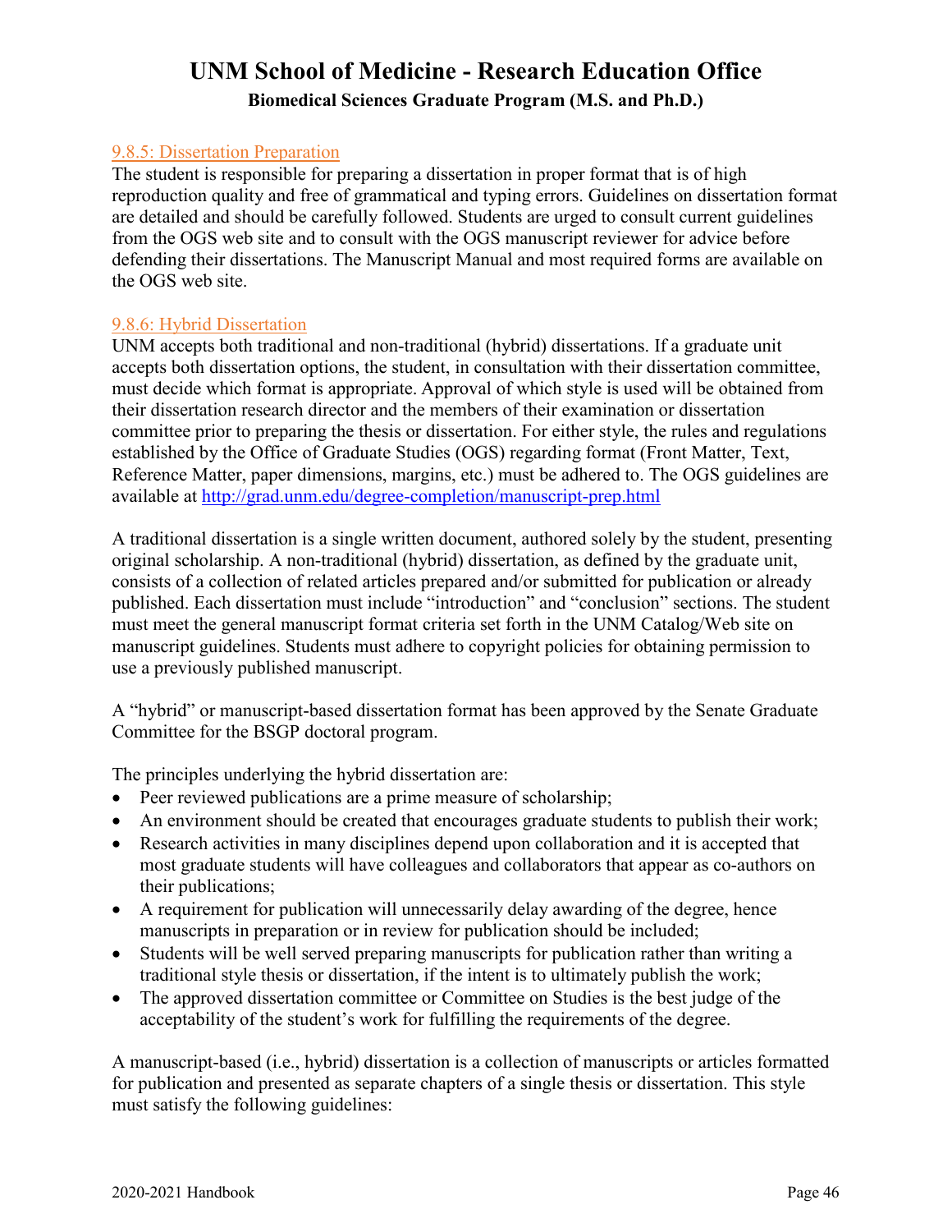### 9.8.5: Dissertation Preparation

The student is responsible for preparing a dissertation in proper format that is of high reproduction quality and free of grammatical and typing errors. Guidelines on dissertation format are detailed and should be carefully followed. Students are urged to consult current guidelines from the OGS web site and to consult with the OGS manuscript reviewer for advice before defending their dissertations. The Manuscript Manual and most required forms are available on the OGS web site.

### 9.8.6: Hybrid Dissertation

UNM accepts both traditional and non-traditional (hybrid) dissertations. If a graduate unit accepts both dissertation options, the student, in consultation with their dissertation committee, must decide which format is appropriate. Approval of which style is used will be obtained from their dissertation research director and the members of their examination or dissertation committee prior to preparing the thesis or dissertation. For either style, the rules and regulations established by the Office of Graduate Studies (OGS) regarding format (Front Matter, Text, Reference Matter, paper dimensions, margins, etc.) must be adhered to. The OGS guidelines are available at http://grad.unm.edu/degree-completion/manuscript-prep.html

A traditional dissertation is a single written document, authored solely by the student, presenting original scholarship. A non-traditional (hybrid) dissertation, as defined by the graduate unit, consists of a collection of related articles prepared and/or submitted for publication or already published. Each dissertation must include "introduction" and "conclusion" sections. The student must meet the general manuscript format criteria set forth in the UNM Catalog/Web site on manuscript guidelines. Students must adhere to copyright policies for obtaining permission to use a previously published manuscript.

A "hybrid" or manuscript-based dissertation format has been approved by the Senate Graduate Committee for the BSGP doctoral program.

The principles underlying the hybrid dissertation are:

- Peer reviewed publications are a prime measure of scholarship;
- An environment should be created that encourages graduate students to publish their work;
- Research activities in many disciplines depend upon collaboration and it is accepted that most graduate students will have colleagues and collaborators that appear as co-authors on their publications;
- A requirement for publication will unnecessarily delay awarding of the degree, hence manuscripts in preparation or in review for publication should be included;
- Students will be well served preparing manuscripts for publication rather than writing a traditional style thesis or dissertation, if the intent is to ultimately publish the work;
- The approved dissertation committee or Committee on Studies is the best judge of the acceptability of the student's work for fulfilling the requirements of the degree.

A manuscript-based (i.e., hybrid) dissertation is a collection of manuscripts or articles formatted for publication and presented as separate chapters of a single thesis or dissertation. This style must satisfy the following guidelines: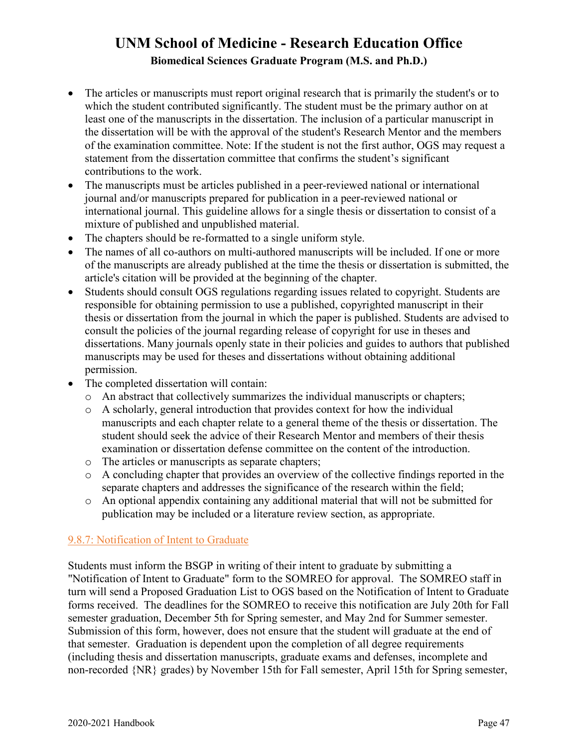- The articles or manuscripts must report original research that is primarily the student's or to which the student contributed significantly. The student must be the primary author on at least one of the manuscripts in the dissertation. The inclusion of a particular manuscript in the dissertation will be with the approval of the student's Research Mentor and the members of the examination committee. Note: If the student is not the first author, OGS may request a statement from the dissertation committee that confirms the student's significant contributions to the work.
- The manuscripts must be articles published in a peer-reviewed national or international journal and/or manuscripts prepared for publication in a peer-reviewed national or international journal. This guideline allows for a single thesis or dissertation to consist of a mixture of published and unpublished material.
- The chapters should be re-formatted to a single uniform style.
- The names of all co-authors on multi-authored manuscripts will be included. If one or more of the manuscripts are already published at the time the thesis or dissertation is submitted, the article's citation will be provided at the beginning of the chapter.
- Students should consult OGS regulations regarding issues related to copyright. Students are responsible for obtaining permission to use a published, copyrighted manuscript in their thesis or dissertation from the journal in which the paper is published. Students are advised to consult the policies of the journal regarding release of copyright for use in theses and dissertations. Many journals openly state in their policies and guides to authors that published manuscripts may be used for theses and dissertations without obtaining additional permission.
- The completed dissertation will contain:
  - An abstract that collectively summarizes the individual manuscripts or chapters;
  - A scholarly, general introduction that provides context for how the individual manuscripts and each chapter relate to a general theme of the thesis or dissertation. The student should seek the advice of their Research Mentor and members of their thesis examination or dissertation defense committee on the content of the introduction.
  - The articles or manuscripts as separate chapters;
  - A concluding chapter that provides an overview of the collective findings reported in the separate chapters and addresses the significance of the research within the field;
  - An optional appendix containing any additional material that will not be submitted for publication may be included or a literature review section, as appropriate.

### 9.8.7: Notification of Intent to Graduate

Students must inform the BSGP in writing of their intent to graduate by submitting a "Notification of Intent to Graduate" form to the SOMREO for approval. The SOMREO staff in turn will send a Proposed Graduation List to OGS based on the Notification of Intent to Graduate forms received. The deadlines for the SOMREO to receive this notification are July 20th for Fall semester graduation, December 5th for Spring semester, and May 2nd for Summer semester. Submission of this form, however, does not ensure that the student will graduate at the end of that semester. Graduation is dependent upon the completion of all degree requirements (including thesis and dissertation manuscripts, graduate exams and defenses, incomplete and non-recorded {NR} grades) by November 15th for Fall semester, April 15th for Spring semester,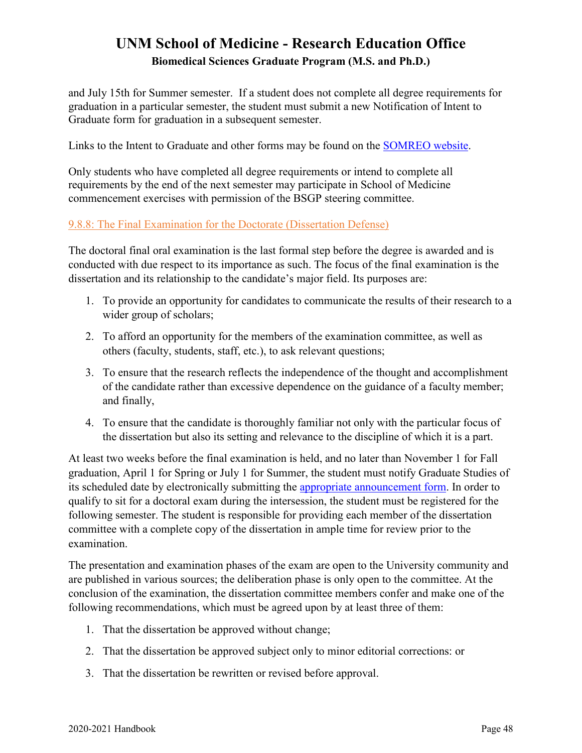and July 15th for Summer semester. If a student does not complete all degree requirements for graduation in a particular semester, the student must submit a new Notification of Intent to Graduate form for graduation in a subsequent semester.

Links to the Intent to Graduate and other forms may be found on the [SOMREO website](#).

Only students who have completed all degree requirements or intend to complete all requirements by the end of the next semester may participate in School of Medicine commencement exercises with permission of the BSGP steering committee.

### 9.8.8: The Final Examination for the Doctorate (Dissertation Defense)

The doctoral final oral examination is the last formal step before the degree is awarded and is conducted with due respect to its importance as such. The focus of the final examination is the dissertation and its relationship to the candidate's major field. Its purposes are:

1. To provide an opportunity for candidates to communicate the results of their research to a wider group of scholars;
2. To afford an opportunity for the members of the examination committee, as well as others (faculty, students, staff, etc.), to ask relevant questions;
3. To ensure that the research reflects the independence of the thought and accomplishment of the candidate rather than excessive dependence on the guidance of a faculty member; and finally,
4. To ensure that the candidate is thoroughly familiar not only with the particular focus of the dissertation but also its setting and relevance to the discipline of which it is a part.

At least two weeks before the final examination is held, and no later than November 1 for Fall graduation, April 1 for Spring or July 1 for Summer, the student must notify Graduate Studies of its scheduled date by electronically submitting the [appropriate announcement form](#). In order to qualify to sit for a doctoral exam during the intersession, the student must be registered for the following semester. The student is responsible for providing each member of the dissertation committee with a complete copy of the dissertation in ample time for review prior to the examination.

The presentation and examination phases of the exam are open to the University community and are published in various sources; the deliberation phase is only open to the committee. At the conclusion of the examination, the dissertation committee members confer and make one of the following recommendations, which must be agreed upon by at least three of them:

1. That the dissertation be approved without change;
2. That the dissertation be approved subject only to minor editorial corrections: or
3. That the dissertation be rewritten or revised before approval.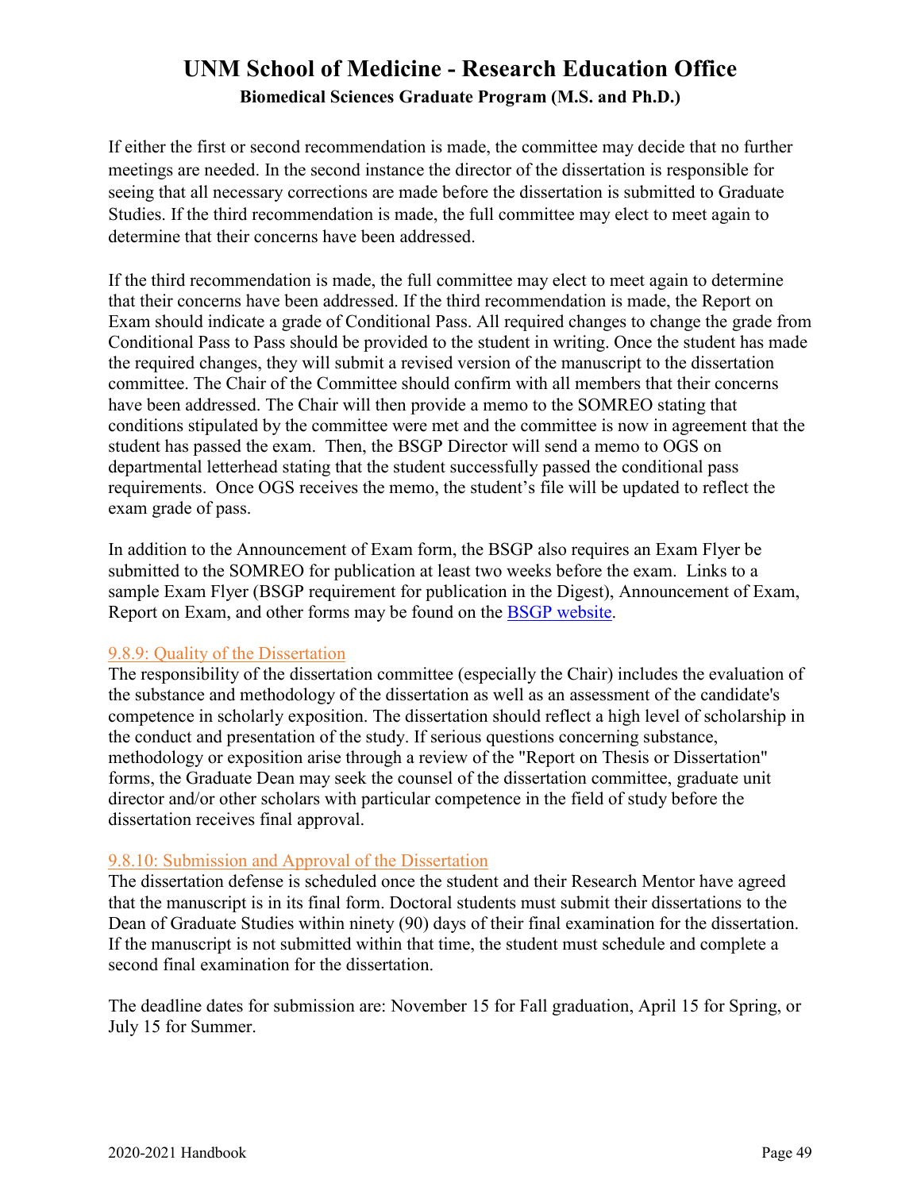If either the first or second recommendation is made, the committee may decide that no further meetings are needed. In the second instance the director of the dissertation is responsible for seeing that all necessary corrections are made before the dissertation is submitted to Graduate Studies. If the third recommendation is made, the full committee may elect to meet again to determine that their concerns have been addressed.

If the third recommendation is made, the full committee may elect to meet again to determine that their concerns have been addressed. If the third recommendation is made, the Report on Exam should indicate a grade of Conditional Pass. All required changes to change the grade from Conditional Pass to Pass should be provided to the student in writing. Once the student has made the required changes, they will submit a revised version of the manuscript to the dissertation committee. The Chair of the Committee should confirm with all members that their concerns have been addressed. The Chair will then provide a memo to the SOMREO stating that conditions stipulated by the committee were met and the committee is now in agreement that the student has passed the exam. Then, the BSGP Director will send a memo to OGS on departmental letterhead stating that the student successfully passed the conditional pass requirements. Once OGS receives the memo, the student's file will be updated to reflect the exam grade of pass.

In addition to the Announcement of Exam form, the BSGP also requires an Exam Flyer be submitted to the SOMREO for publication at least two weeks before the exam. Links to a sample Exam Flyer (BSGP requirement for publication in the Digest), Announcement of Exam, Report on Exam, and other forms may be found on the BSGP website.

### 9.8.9: Quality of the Dissertation

The responsibility of the dissertation committee (especially the Chair) includes the evaluation of the substance and methodology of the dissertation as well as an assessment of the candidate's competence in scholarly exposition. The dissertation should reflect a high level of scholarship in the conduct and presentation of the study. If serious questions concerning substance, methodology or exposition arise through a review of the "Report on Thesis or Dissertation" forms, the Graduate Dean may seek the counsel of the dissertation committee, graduate unit director and/or other scholars with particular competence in the field of study before the dissertation receives final approval.

### 9.8.10: Submission and Approval of the Dissertation

The dissertation defense is scheduled once the student and their Research Mentor have agreed that the manuscript is in its final form. Doctoral students must submit their dissertations to the Dean of Graduate Studies within ninety (90) days of their final examination for the dissertation. If the manuscript is not submitted within that time, the student must schedule and complete a second final examination for the dissertation.

The deadline dates for submission are: November 15 for Fall graduation, April 15 for Spring, or July 15 for Summer.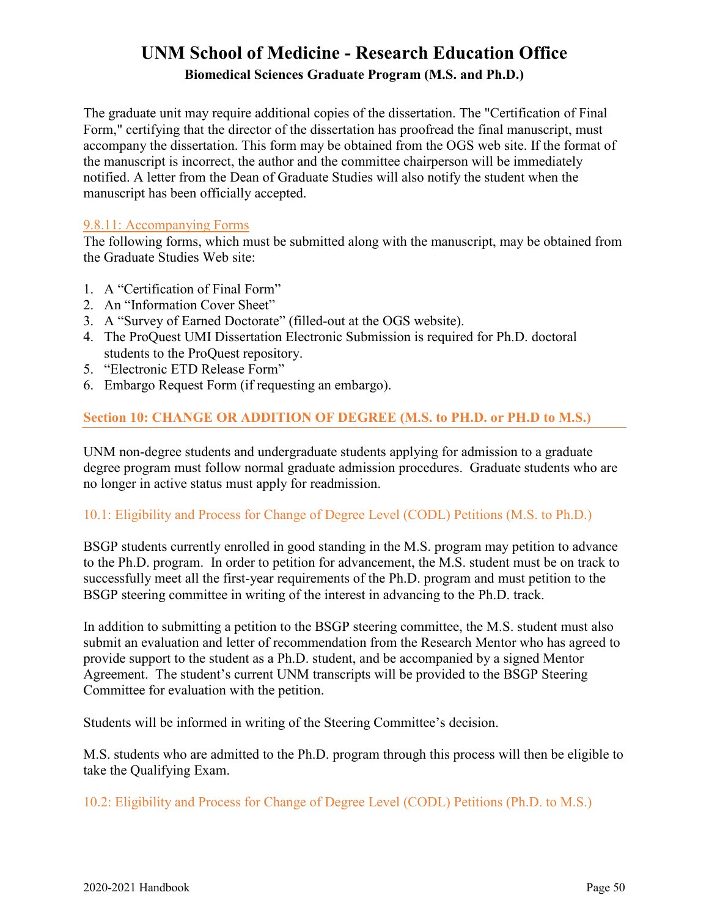The graduate unit may require additional copies of the dissertation. The "Certification of Final Form," certifying that the director of the dissertation has proofread the final manuscript, must accompany the dissertation. This form may be obtained from the OGS web site. If the format of the manuscript is incorrect, the author and the committee chairperson will be immediately notified. A letter from the Dean of Graduate Studies will also notify the student when the manuscript has been officially accepted.

#### 9.8.11: Accompanying Forms

The following forms, which must be submitted along with the manuscript, may be obtained from the Graduate Studies Web site:

1. A "Certification of Final Form"
2. An "Information Cover Sheet"
3. A "Survey of Earned Doctorate" (filled-out at the OGS website).
4. The ProQuest UMI Dissertation Electronic Submission is required for Ph.D. doctoral students to the ProQuest repository.
5. "Electronic ETD Release Form"
6. Embargo Request Form (if requesting an embargo).

## Section 10: CHANGE OR ADDITION OF DEGREE (M.S. to PH.D. or PH.D to M.S.)

UNM non-degree students and undergraduate students applying for admission to a graduate degree program must follow normal graduate admission procedures. Graduate students who are no longer in active status must apply for readmission.

### 10.1: Eligibility and Process for Change of Degree Level (CODL) Petitions (M.S. to Ph.D.)

BSGP students currently enrolled in good standing in the M.S. program may petition to advance to the Ph.D. program. In order to petition for advancement, the M.S. student must be on track to successfully meet all the first-year requirements of the Ph.D. program and must petition to the BSGP steering committee in writing of the interest in advancing to the Ph.D. track.

In addition to submitting a petition to the BSGP steering committee, the M.S. student must also submit an evaluation and letter of recommendation from the Research Mentor who has agreed to provide support to the student as a Ph.D. student, and be accompanied by a signed Mentor Agreement. The student's current UNM transcripts will be provided to the BSGP Steering Committee for evaluation with the petition.

Students will be informed in writing of the Steering Committee's decision.

M.S. students who are admitted to the Ph.D. program through this process will then be eligible to take the Qualifying Exam.

### 10.2: Eligibility and Process for Change of Degree Level (CODL) Petitions (Ph.D. to M.S.)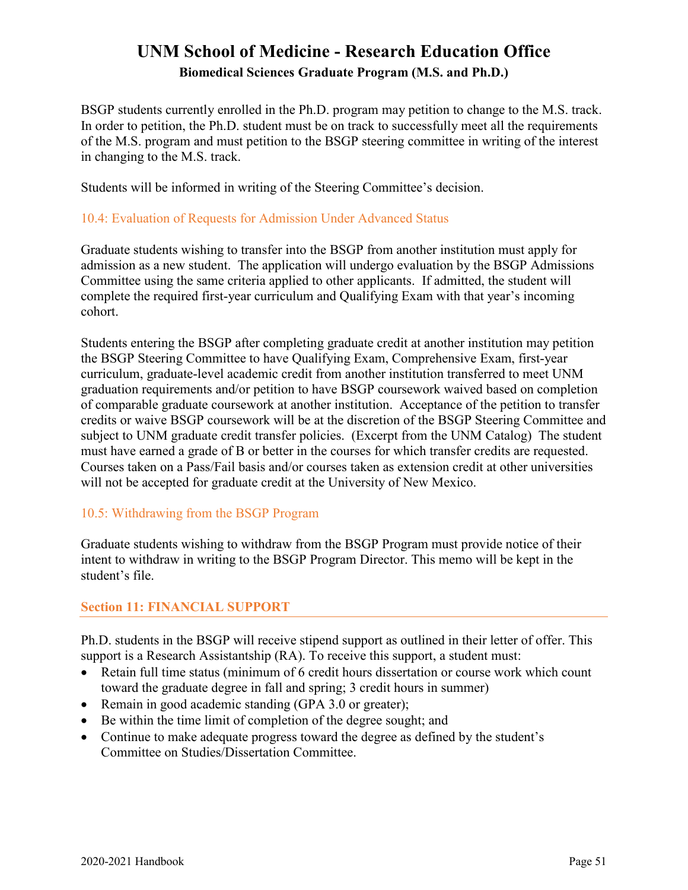BSGP students currently enrolled in the Ph.D. program may petition to change to the M.S. track. In order to petition, the Ph.D. student must be on track to successfully meet all the requirements of the M.S. program and must petition to the BSGP steering committee in writing of the interest in changing to the M.S. track.

Students will be informed in writing of the Steering Committee's decision.

### 10.4: Evaluation of Requests for Admission Under Advanced Status

Graduate students wishing to transfer into the BSGP from another institution must apply for admission as a new student. The application will undergo evaluation by the BSGP Admissions Committee using the same criteria applied to other applicants. If admitted, the student will complete the required first-year curriculum and Qualifying Exam with that year's incoming cohort.

Students entering the BSGP after completing graduate credit at another institution may petition the BSGP Steering Committee to have Qualifying Exam, Comprehensive Exam, first-year curriculum, graduate-level academic credit from another institution transferred to meet UNM graduation requirements and/or petition to have BSGP coursework waived based on completion of comparable graduate coursework at another institution. Acceptance of the petition to transfer credits or waive BSGP coursework will be at the discretion of the BSGP Steering Committee and subject to UNM graduate credit transfer policies. (Excerpt from the UNM Catalog) The student must have earned a grade of B or better in the courses for which transfer credits are requested. Courses taken on a Pass/Fail basis and/or courses taken as extension credit at other universities will not be accepted for graduate credit at the University of New Mexico.

### 10.5: Withdrawing from the BSGP Program

Graduate students wishing to withdraw from the BSGP Program must provide notice of their intent to withdraw in writing to the BSGP Program Director. This memo will be kept in the student's file.

## Section 11: FINANCIAL SUPPORT

Ph.D. students in the BSGP will receive stipend support as outlined in their letter of offer. This support is a Research Assistantship (RA). To receive this support, a student must:

- Retain full time status (minimum of 6 credit hours dissertation or course work which count toward the graduate degree in fall and spring; 3 credit hours in summer)
- Remain in good academic standing (GPA 3.0 or greater);
- Be within the time limit of completion of the degree sought; and
- Continue to make adequate progress toward the degree as defined by the student's Committee on Studies/Dissertation Committee.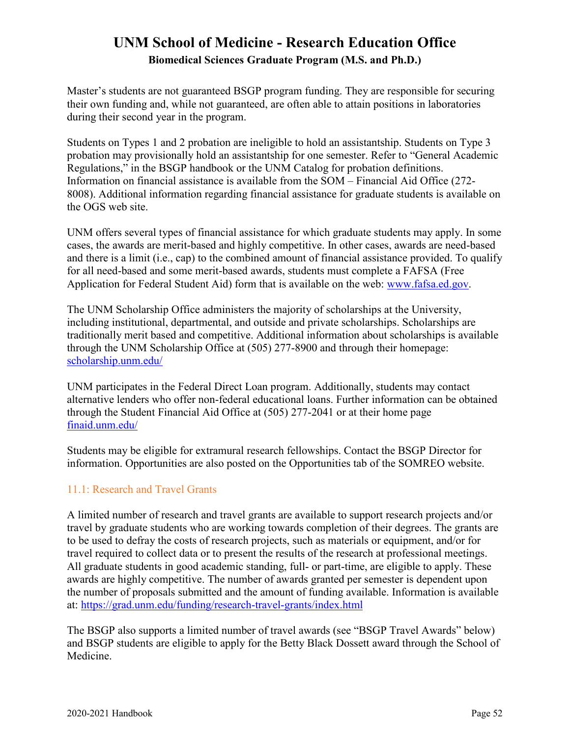Master's students are not guaranteed BSGP program funding. They are responsible for securing their own funding and, while not guaranteed, are often able to attain positions in laboratories during their second year in the program.

Students on Types 1 and 2 probation are ineligible to hold an assistantship. Students on Type 3 probation may provisionally hold an assistantship for one semester. Refer to "General Academic Regulations," in the BSGP handbook or the UNM Catalog for probation definitions. Information on financial assistance is available from the SOM – Financial Aid Office (272-8008). Additional information regarding financial assistance for graduate students is available on the OGS web site.

UNM offers several types of financial assistance for which graduate students may apply. In some cases, the awards are merit-based and highly competitive. In other cases, awards are need-based and there is a limit (i.e., cap) to the combined amount of financial assistance provided. To qualify for all need-based and some merit-based awards, students must complete a FAFSA (Free Application for Federal Student Aid) form that is available on the web: [www.fafsa.ed.gov](http://www.fafsa.ed.gov).

The UNM Scholarship Office administers the majority of scholarships at the University, including institutional, departmental, and outside and private scholarships. Scholarships are traditionally merit based and competitive. Additional information about scholarships is available through the UNM Scholarship Office at (505) 277-8900 and through their homepage: [scholarship.unm.edu/](http://scholarship.unm.edu/)

UNM participates in the Federal Direct Loan program. Additionally, students may contact alternative lenders who offer non-federal educational loans. Further information can be obtained through the Student Financial Aid Office at (505) 277-2041 or at their home page [finaid.unm.edu/](http://finaid.unm.edu/)

Students may be eligible for extramural research fellowships. Contact the BSGP Director for information. Opportunities are also posted on the Opportunities tab of the SOMREO website.

### 11.1: Research and Travel Grants

A limited number of research and travel grants are available to support research projects and/or travel by graduate students who are working towards completion of their degrees. The grants are to be used to defray the costs of research projects, such as materials or equipment, and/or for travel required to collect data or to present the results of the research at professional meetings. All graduate students in good academic standing, full- or part-time, are eligible to apply. These awards are highly competitive. The number of awards granted per semester is dependent upon the number of proposals submitted and the amount of funding available. Information is available at: [https://grad.unm.edu/funding/research-travel-grants/index.html](https://grad.unm.edu/funding/research-travel-grants/index.html)

The BSGP also supports a limited number of travel awards (see "BSGP Travel Awards" below) and BSGP students are eligible to apply for the Betty Black Dossett award through the School of Medicine.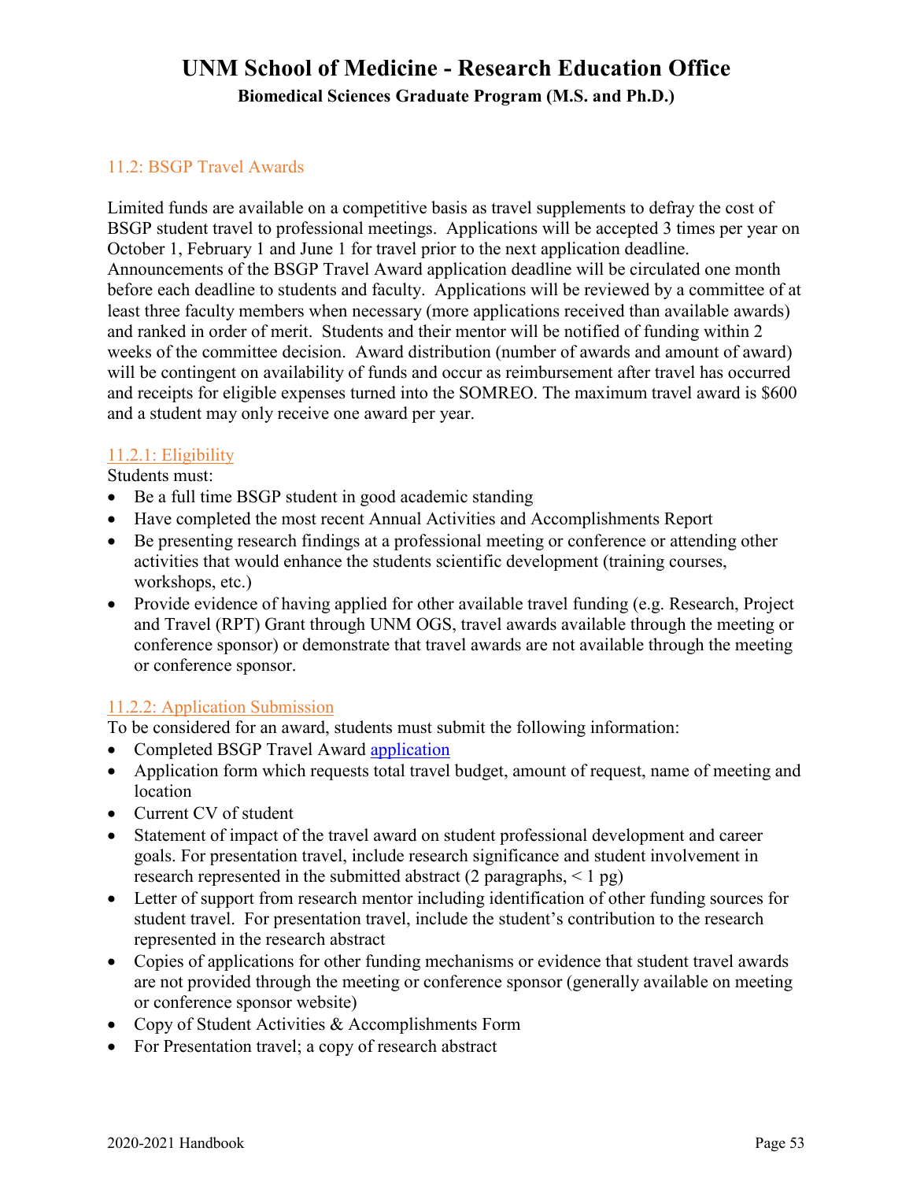### 11.2: BSGP Travel Awards

Limited funds are available on a competitive basis as travel supplements to defray the cost of BSGP student travel to professional meetings. Applications will be accepted 3 times per year on October 1, February 1 and June 1 for travel prior to the next application deadline. Announcements of the BSGP Travel Award application deadline will be circulated one month before each deadline to students and faculty. Applications will be reviewed by a committee of at least three faculty members when necessary (more applications received than available awards) and ranked in order of merit. Students and their mentor will be notified of funding within 2 weeks of the committee decision. Award distribution (number of awards and amount of award) will be contingent on availability of funds and occur as reimbursement after travel has occurred and receipts for eligible expenses turned into the SOMREO. The maximum travel award is $600 and a student may only receive one award per year.

#### 11.2.1: Eligibility

Students must:

- Be a full time BSGP student in good academic standing
- Have completed the most recent Annual Activities and Accomplishments Report
- Be presenting research findings at a professional meeting or conference or attending other activities that would enhance the students scientific development (training courses, workshops, etc.)
- Provide evidence of having applied for other available travel funding (e.g. Research, Project and Travel (RPT) Grant through UNM OGS, travel awards available through the meeting or conference sponsor) or demonstrate that travel awards are not available through the meeting or conference sponsor.

#### 11.2.2: Application Submission

To be considered for an award, students must submit the following information:

- Completed BSGP Travel Award application
- Application form which requests total travel budget, amount of request, name of meeting and location
- Current CV of student
- Statement of impact of the travel award on student professional development and career goals. For presentation travel, include research significance and student involvement in research represented in the submitted abstract (2 paragraphs, < 1 pg)
- Letter of support from research mentor including identification of other funding sources for student travel. For presentation travel, include the student's contribution to the research represented in the research abstract
- Copies of applications for other funding mechanisms or evidence that student travel awards are not provided through the meeting or conference sponsor (generally available on meeting or conference sponsor website)
- Copy of Student Activities & Accomplishments Form
- For Presentation travel; a copy of research abstract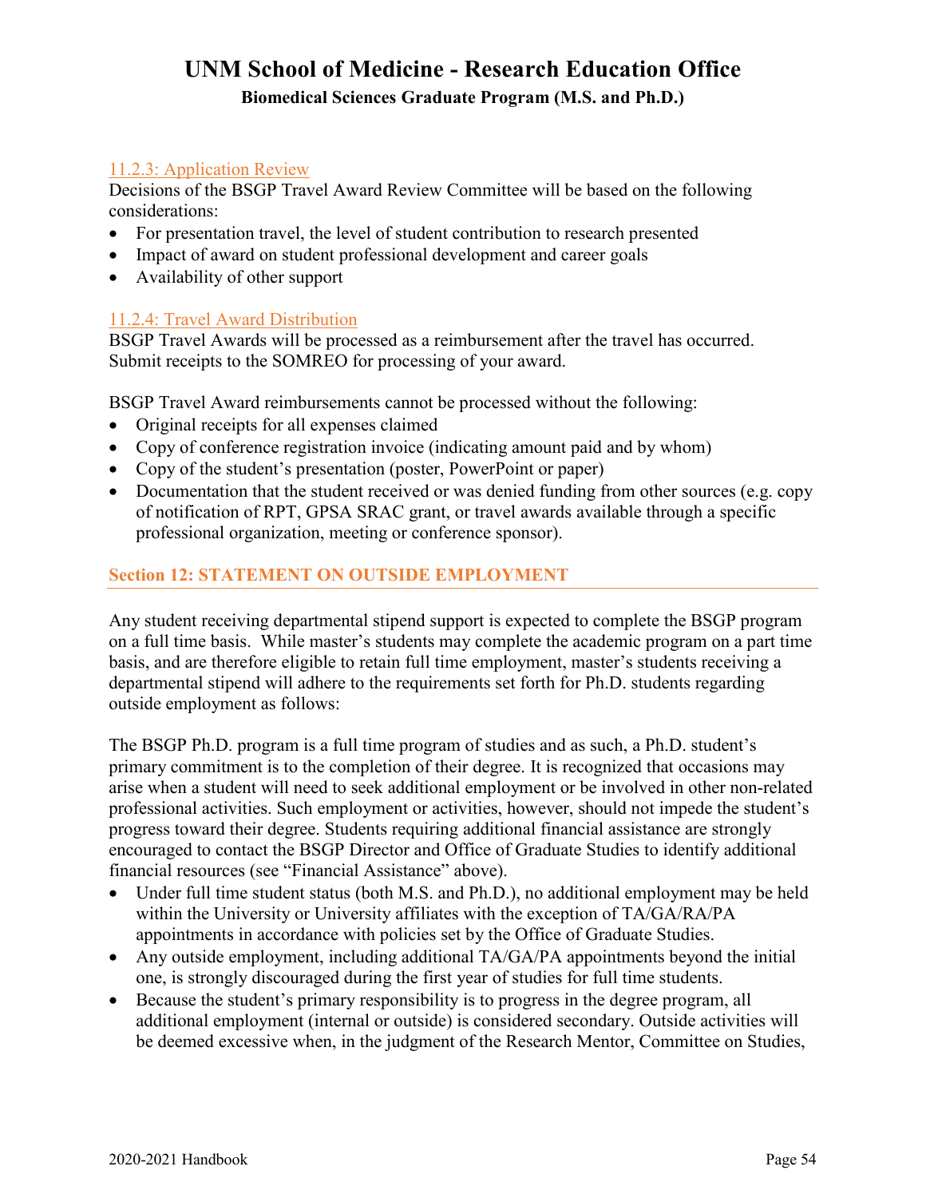### 11.2.3: Application Review

Decisions of the BSGP Travel Award Review Committee will be based on the following considerations:

- For presentation travel, the level of student contribution to research presented
- Impact of award on student professional development and career goals
- Availability of other support

### 11.2.4: Travel Award Distribution

BSGP Travel Awards will be processed as a reimbursement after the travel has occurred. Submit receipts to the SOMREO for processing of your award.

BSGP Travel Award reimbursements cannot be processed without the following:

- Original receipts for all expenses claimed
- Copy of conference registration invoice (indicating amount paid and by whom)
- Copy of the student's presentation (poster, PowerPoint or paper)
- Documentation that the student received or was denied funding from other sources (e.g. copy of notification of RPT, GPSA SRAC grant, or travel awards available through a specific professional organization, meeting or conference sponsor).

## Section 12: STATEMENT ON OUTSIDE EMPLOYMENT

Any student receiving departmental stipend support is expected to complete the BSGP program on a full time basis. While master's students may complete the academic program on a part time basis, and are therefore eligible to retain full time employment, master's students receiving a departmental stipend will adhere to the requirements set forth for Ph.D. students regarding outside employment as follows:

The BSGP Ph.D. program is a full time program of studies and as such, a Ph.D. student's primary commitment is to the completion of their degree. It is recognized that occasions may arise when a student will need to seek additional employment or be involved in other non-related professional activities. Such employment or activities, however, should not impede the student's progress toward their degree. Students requiring additional financial assistance are strongly encouraged to contact the BSGP Director and Office of Graduate Studies to identify additional financial resources (see "Financial Assistance" above).

- Under full time student status (both M.S. and Ph.D.), no additional employment may be held within the University or University affiliates with the exception of TA/GA/RA/PA appointments in accordance with policies set by the Office of Graduate Studies.
- Any outside employment, including additional TA/GA/PA appointments beyond the initial one, is strongly discouraged during the first year of studies for full time students.
- Because the student's primary responsibility is to progress in the degree program, all additional employment (internal or outside) is considered secondary. Outside activities will be deemed excessive when, in the judgment of the Research Mentor, Committee on Studies,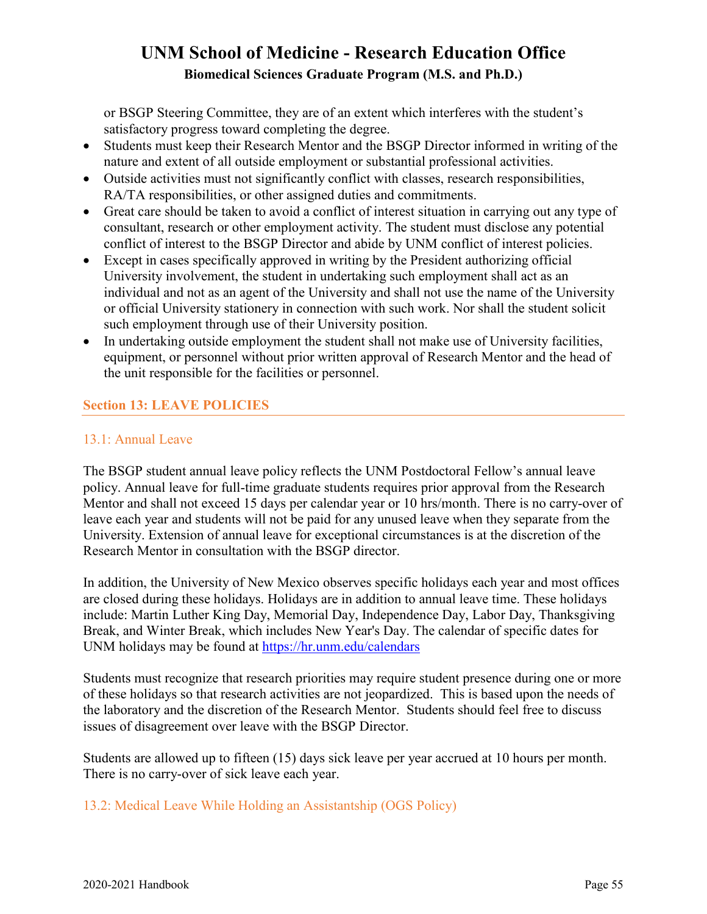or BSGP Steering Committee, they are of an extent which interferes with the student's satisfactory progress toward completing the degree.

- Students must keep their Research Mentor and the BSGP Director informed in writing of the nature and extent of all outside employment or substantial professional activities.
- Outside activities must not significantly conflict with classes, research responsibilities, RA/TA responsibilities, or other assigned duties and commitments.
- Great care should be taken to avoid a conflict of interest situation in carrying out any type of consultant, research or other employment activity. The student must disclose any potential conflict of interest to the BSGP Director and abide by UNM conflict of interest policies.
- Except in cases specifically approved in writing by the President authorizing official University involvement, the student in undertaking such employment shall act as an individual and not as an agent of the University and shall not use the name of the University or official University stationery in connection with such work. Nor shall the student solicit such employment through use of their University position.
- In undertaking outside employment the student shall not make use of University facilities, equipment, or personnel without prior written approval of Research Mentor and the head of the unit responsible for the facilities or personnel.

## Section 13: LEAVE POLICIES

### 13.1: Annual Leave

The BSGP student annual leave policy reflects the UNM Postdoctoral Fellow's annual leave policy. Annual leave for full-time graduate students requires prior approval from the Research Mentor and shall not exceed 15 days per calendar year or 10 hrs/month. There is no carry-over of leave each year and students will not be paid for any unused leave when they separate from the University. Extension of annual leave for exceptional circumstances is at the discretion of the Research Mentor in consultation with the BSGP director.

In addition, the University of New Mexico observes specific holidays each year and most offices are closed during these holidays. Holidays are in addition to annual leave time. These holidays include: Martin Luther King Day, Memorial Day, Independence Day, Labor Day, Thanksgiving Break, and Winter Break, which includes New Year's Day. The calendar of specific dates for UNM holidays may be found at https://hr.unm.edu/calendars

Students must recognize that research priorities may require student presence during one or more of these holidays so that research activities are not jeopardized. This is based upon the needs of the laboratory and the discretion of the Research Mentor. Students should feel free to discuss issues of disagreement over leave with the BSGP Director.

Students are allowed up to fifteen (15) days sick leave per year accrued at 10 hours per month. There is no carry-over of sick leave each year.

### 13.2: Medical Leave While Holding an Assistantship (OGS Policy)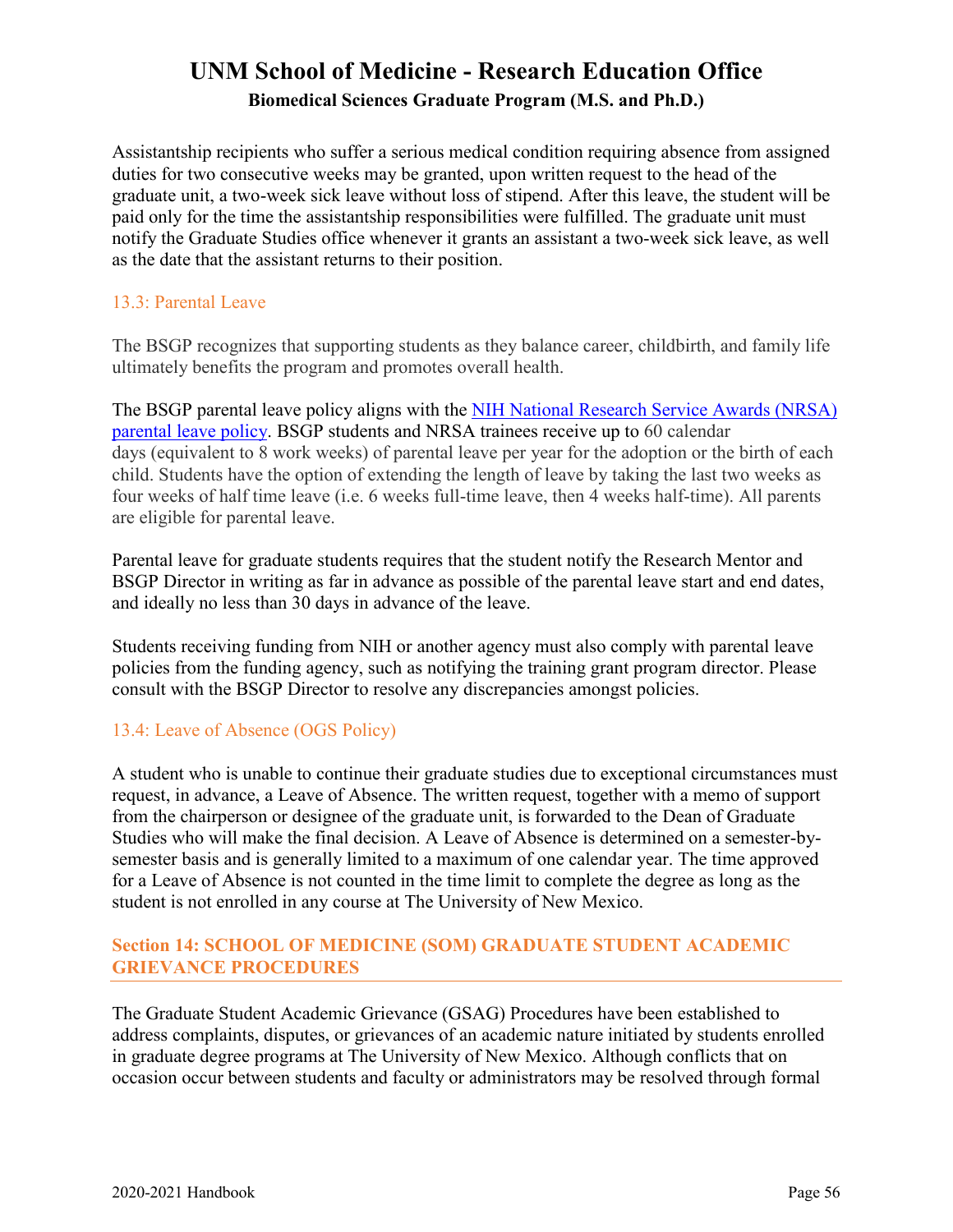Assistantship recipients who suffer a serious medical condition requiring absence from assigned duties for two consecutive weeks may be granted, upon written request to the head of the graduate unit, a two-week sick leave without loss of stipend. After this leave, the student will be paid only for the time the assistantship responsibilities were fulfilled. The graduate unit must notify the Graduate Studies office whenever it grants an assistant a two-week sick leave, as well as the date that the assistant returns to their position.

### 13.3: Parental Leave

The BSGP recognizes that supporting students as they balance career, childbirth, and family life ultimately benefits the program and promotes overall health.

The BSGP parental leave policy aligns with the NIH National Research Service Awards (NRSA) parental leave policy. BSGP students and NRSA trainees receive up to 60 calendar days (equivalent to 8 work weeks) of parental leave per year for the adoption or the birth of each child. Students have the option of extending the length of leave by taking the last two weeks as four weeks of half time leave (i.e. 6 weeks full-time leave, then 4 weeks half-time). All parents are eligible for parental leave.

Parental leave for graduate students requires that the student notify the Research Mentor and BSGP Director in writing as far in advance as possible of the parental leave start and end dates, and ideally no less than 30 days in advance of the leave.

Students receiving funding from NIH or another agency must also comply with parental leave policies from the funding agency, such as notifying the training grant program director. Please consult with the BSGP Director to resolve any discrepancies amongst policies.

### 13.4: Leave of Absence (OGS Policy)

A student who is unable to continue their graduate studies due to exceptional circumstances must request, in advance, a Leave of Absence. The written request, together with a memo of support from the chairperson or designee of the graduate unit, is forwarded to the Dean of Graduate Studies who will make the final decision. A Leave of Absence is determined on a semester-by-semester basis and is generally limited to a maximum of one calendar year. The time approved for a Leave of Absence is not counted in the time limit to complete the degree as long as the student is not enrolled in any course at The University of New Mexico.

## Section 14: SCHOOL OF MEDICINE (SOM) GRADUATE STUDENT ACADEMIC GRIEVANCE PROCEDURES

The Graduate Student Academic Grievance (GSAG) Procedures have been established to address complaints, disputes, or grievances of an academic nature initiated by students enrolled in graduate degree programs at The University of New Mexico. Although conflicts that on occasion occur between students and faculty or administrators may be resolved through formal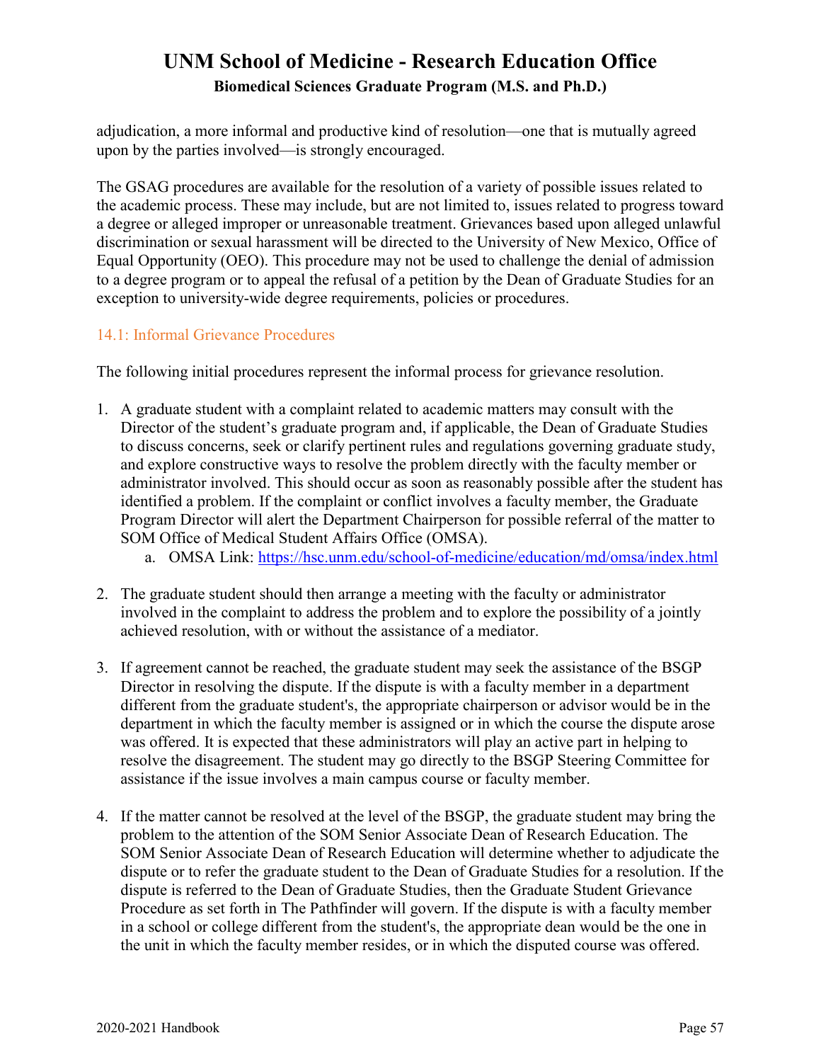adjudication, a more informal and productive kind of resolution—one that is mutually agreed upon by the parties involved—is strongly encouraged.

The GSAG procedures are available for the resolution of a variety of possible issues related to the academic process. These may include, but are not limited to, issues related to progress toward a degree or alleged improper or unreasonable treatment. Grievances based upon alleged unlawful discrimination or sexual harassment will be directed to the University of New Mexico, Office of Equal Opportunity (OEO). This procedure may not be used to challenge the denial of admission to a degree program or to appeal the refusal of a petition by the Dean of Graduate Studies for an exception to university-wide degree requirements, policies or procedures.

### 14.1: Informal Grievance Procedures

The following initial procedures represent the informal process for grievance resolution.

1. A graduate student with a complaint related to academic matters may consult with the Director of the student's graduate program and, if applicable, the Dean of Graduate Studies to discuss concerns, seek or clarify pertinent rules and regulations governing graduate study, and explore constructive ways to resolve the problem directly with the faculty member or administrator involved. This should occur as soon as reasonably possible after the student has identified a problem. If the complaint or conflict involves a faculty member, the Graduate Program Director will alert the Department Chairperson for possible referral of the matter to SOM Office of Medical Student Affairs Office (OMSA).
   a. OMSA Link: https://hsc.unm.edu/school-of-medicine/education/md/omsa/index.html

2. The graduate student should then arrange a meeting with the faculty or administrator involved in the complaint to address the problem and to explore the possibility of a jointly achieved resolution, with or without the assistance of a mediator.

3. If agreement cannot be reached, the graduate student may seek the assistance of the BSGP Director in resolving the dispute. If the dispute is with a faculty member in a department different from the graduate student's, the appropriate chairperson or advisor would be in the department in which the faculty member is assigned or in which the course the dispute arose was offered. It is expected that these administrators will play an active part in helping to resolve the disagreement. The student may go directly to the BSGP Steering Committee for assistance if the issue involves a main campus course or faculty member.

4. If the matter cannot be resolved at the level of the BSGP, the graduate student may bring the problem to the attention of the SOM Senior Associate Dean of Research Education. The SOM Senior Associate Dean of Research Education will determine whether to adjudicate the dispute or to refer the graduate student to the Dean of Graduate Studies for a resolution. If the dispute is referred to the Dean of Graduate Studies, then the Graduate Student Grievance Procedure as set forth in The Pathfinder will govern. If the dispute is with a faculty member in a school or college different from the student's, the appropriate dean would be the one in the unit in which the faculty member resides, or in which the disputed course was offered.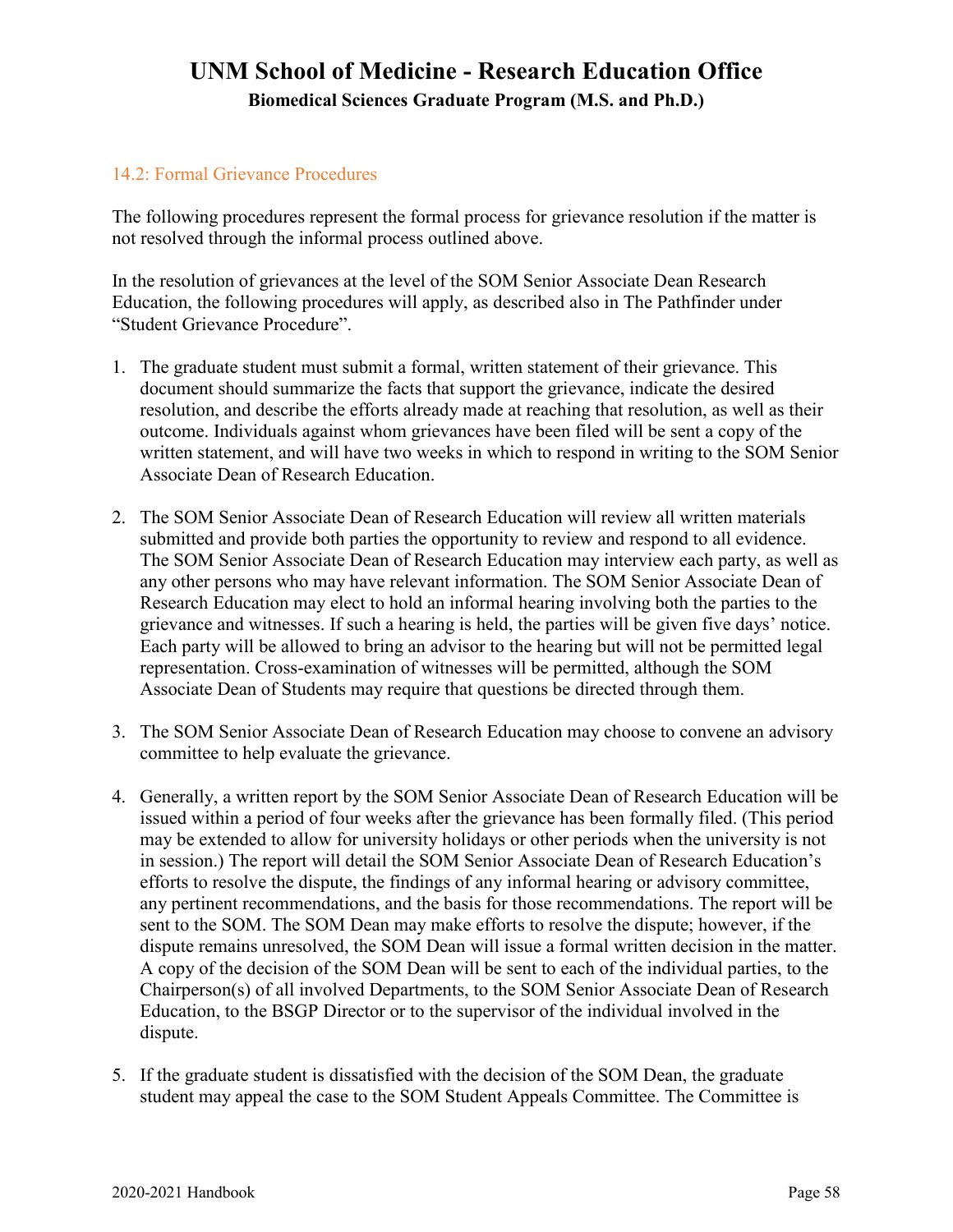### 14.2: Formal Grievance Procedures

The following procedures represent the formal process for grievance resolution if the matter is not resolved through the informal process outlined above.

In the resolution of grievances at the level of the SOM Senior Associate Dean Research Education, the following procedures will apply, as described also in The Pathfinder under "Student Grievance Procedure".

1. The graduate student must submit a formal, written statement of their grievance. This document should summarize the facts that support the grievance, indicate the desired resolution, and describe the efforts already made at reaching that resolution, as well as their outcome. Individuals against whom grievances have been filed will be sent a copy of the written statement, and will have two weeks in which to respond in writing to the SOM Senior Associate Dean of Research Education.

2. The SOM Senior Associate Dean of Research Education will review all written materials submitted and provide both parties the opportunity to review and respond to all evidence. The SOM Senior Associate Dean of Research Education may interview each party, as well as any other persons who may have relevant information. The SOM Senior Associate Dean of Research Education may elect to hold an informal hearing involving both the parties to the grievance and witnesses. If such a hearing is held, the parties will be given five days' notice. Each party will be allowed to bring an advisor to the hearing but will not be permitted legal representation. Cross-examination of witnesses will be permitted, although the SOM Associate Dean of Students may require that questions be directed through them.

3. The SOM Senior Associate Dean of Research Education may choose to convene an advisory committee to help evaluate the grievance.

4. Generally, a written report by the SOM Senior Associate Dean of Research Education will be issued within a period of four weeks after the grievance has been formally filed. (This period may be extended to allow for university holidays or other periods when the university is not in session.) The report will detail the SOM Senior Associate Dean of Research Education's efforts to resolve the dispute, the findings of any informal hearing or advisory committee, any pertinent recommendations, and the basis for those recommendations. The report will be sent to the SOM. The SOM Dean may make efforts to resolve the dispute; however, if the dispute remains unresolved, the SOM Dean will issue a formal written decision in the matter. A copy of the decision of the SOM Dean will be sent to each of the individual parties, to the Chairperson(s) of all involved Departments, to the SOM Senior Associate Dean of Research Education, to the BSGP Director or to the supervisor of the individual involved in the dispute.

5. If the graduate student is dissatisfied with the decision of the SOM Dean, the graduate student may appeal the case to the SOM Student Appeals Committee. The Committee is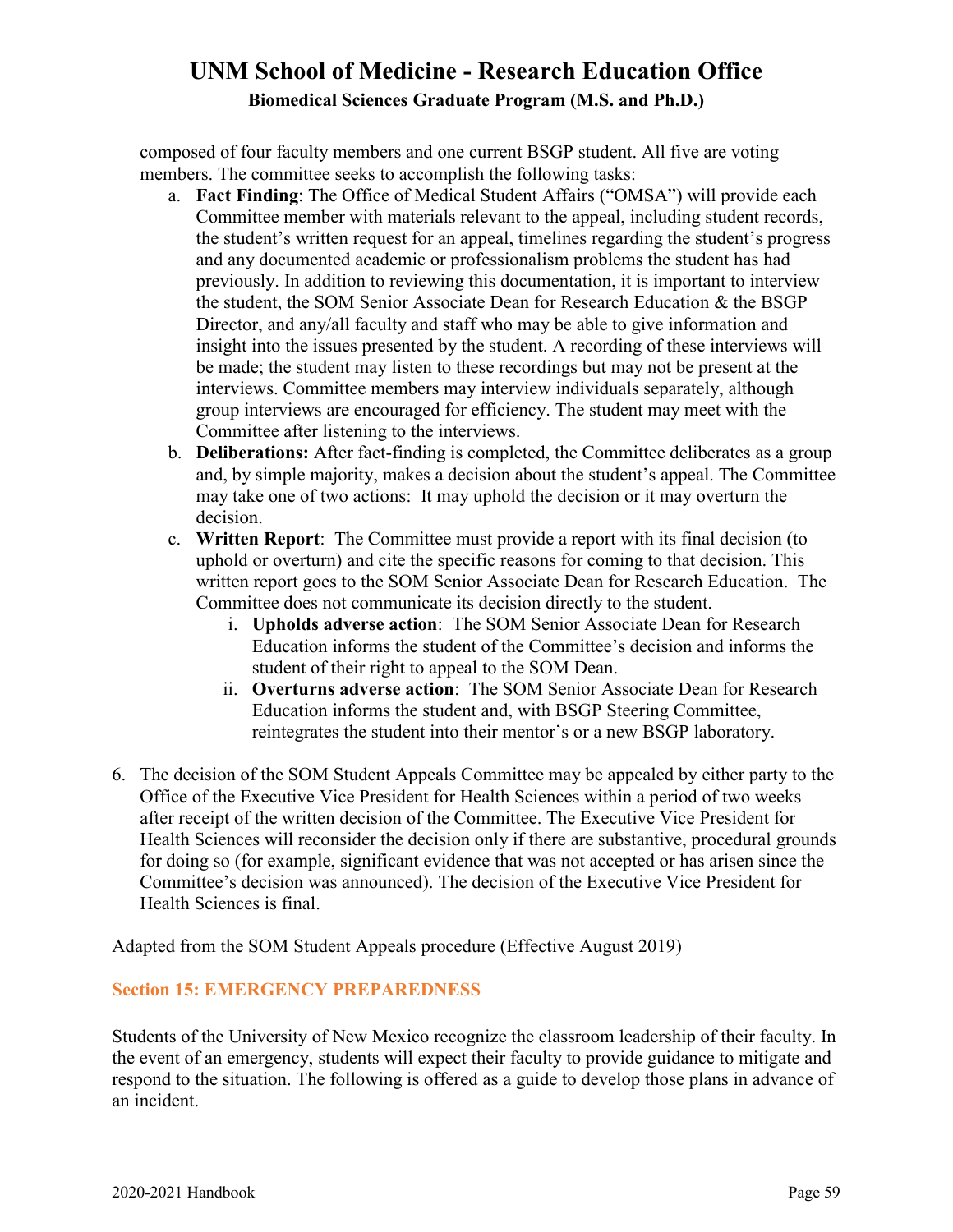composed of four faculty members and one current BSGP student. All five are voting members. The committee seeks to accomplish the following tasks:

a. **Fact Finding**: The Office of Medical Student Affairs ("OMSA") will provide each Committee member with materials relevant to the appeal, including student records, the student's written request for an appeal, timelines regarding the student's progress and any documented academic or professionalism problems the student has had previously. In addition to reviewing this documentation, it is important to interview the student, the SOM Senior Associate Dean for Research Education & the BSGP Director, and any/all faculty and staff who may be able to give information and insight into the issues presented by the student. A recording of these interviews will be made; the student may listen to these recordings but may not be present at the interviews. Committee members may interview individuals separately, although group interviews are encouraged for efficiency. The student may meet with the Committee after listening to the interviews.

b. **Deliberations:** After fact-finding is completed, the Committee deliberates as a group and, by simple majority, makes a decision about the student's appeal. The Committee may take one of two actions: It may uphold the decision or it may overturn the decision.

c. **Written Report**: The Committee must provide a report with its final decision (to uphold or overturn) and cite the specific reasons for coming to that decision. This written report goes to the SOM Senior Associate Dean for Research Education. The Committee does not communicate its decision directly to the student.

   i. **Upholds adverse action**: The SOM Senior Associate Dean for Research Education informs the student of the Committee's decision and informs the student of their right to appeal to the SOM Dean.

   ii. **Overturns adverse action**: The SOM Senior Associate Dean for Research Education informs the student and, with BSGP Steering Committee, reintegrates the student into their mentor's or a new BSGP laboratory.

6. The decision of the SOM Student Appeals Committee may be appealed by either party to the Office of the Executive Vice President for Health Sciences within a period of two weeks after receipt of the written decision of the Committee. The Executive Vice President for Health Sciences will reconsider the decision only if there are substantive, procedural grounds for doing so (for example, significant evidence that was not accepted or has arisen since the Committee's decision was announced). The decision of the Executive Vice President for Health Sciences is final.

Adapted from the SOM Student Appeals procedure (Effective August 2019)

## Section 15: EMERGENCY PREPAREDNESS

Students of the University of New Mexico recognize the classroom leadership of their faculty. In the event of an emergency, students will expect their faculty to provide guidance to mitigate and respond to the situation. The following is offered as a guide to develop those plans in advance of an incident.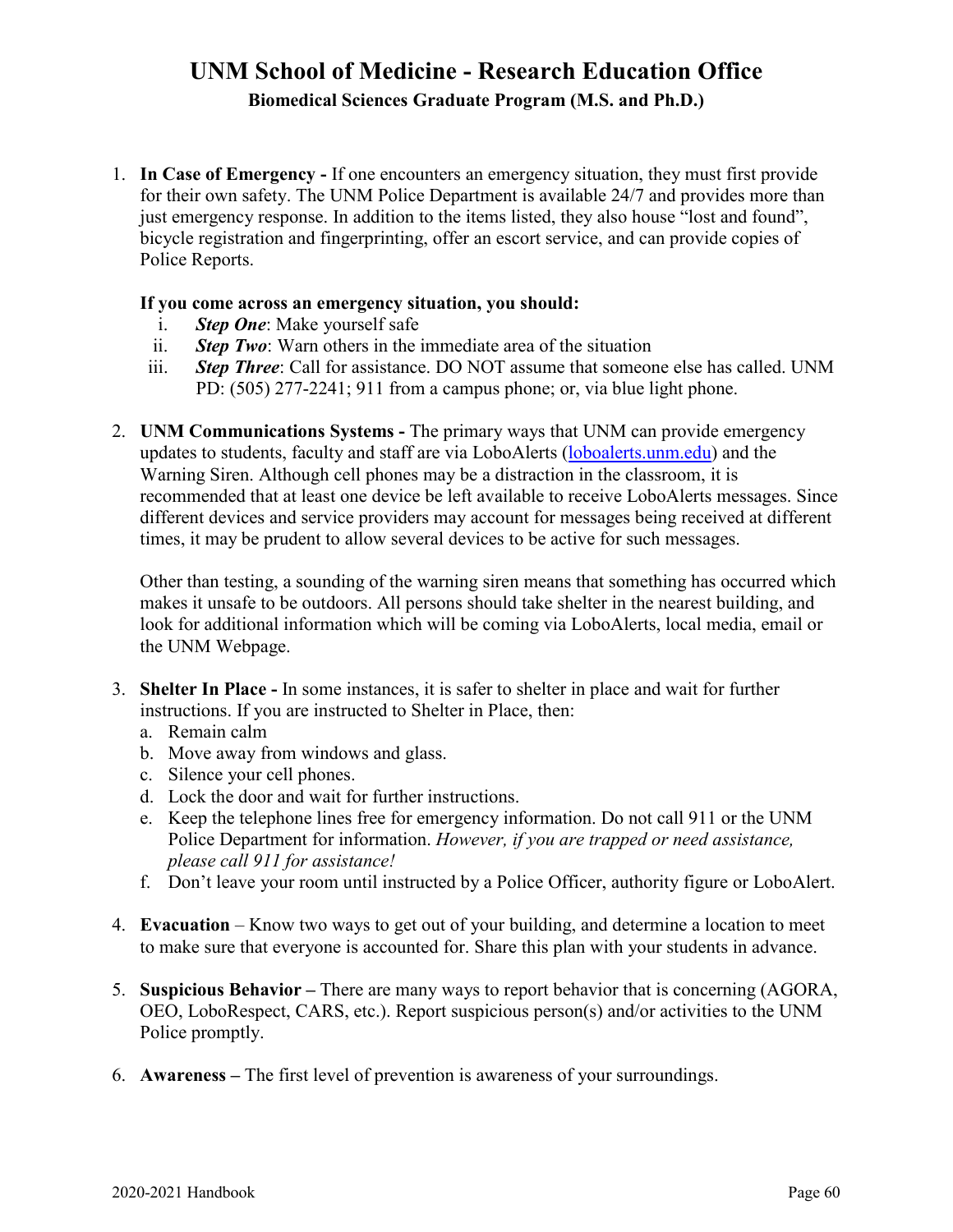# UNM School of Medicine - Research Education Office

**Biomedical Sciences Graduate Program (M.S. and Ph.D.)**

1. **In Case of Emergency -** If one encounters an emergency situation, they must first provide for their own safety. The UNM Police Department is available 24/7 and provides more than just emergency response. In addition to the items listed, they also house "lost and found", bicycle registration and fingerprinting, offer an escort service, and can provide copies of Police Reports.

   **If you come across an emergency situation, you should:**

   i. ***Step One***: Make yourself safe
   ii. ***Step Two***: Warn others in the immediate area of the situation
   iii. ***Step Three***: Call for assistance. DO NOT assume that someone else has called. UNM PD: (505) 277-2241; 911 from a campus phone; or, via blue light phone.

2. **UNM Communications Systems -** The primary ways that UNM can provide emergency updates to students, faculty and staff are via LoboAlerts (loboalerts.unm.edu) and the Warning Siren. Although cell phones may be a distraction in the classroom, it is recommended that at least one device be left available to receive LoboAlerts messages. Since different devices and service providers may account for messages being received at different times, it may be prudent to allow several devices to be active for such messages.

   Other than testing, a sounding of the warning siren means that something has occurred which makes it unsafe to be outdoors. All persons should take shelter in the nearest building, and look for additional information which will be coming via LoboAlerts, local media, email or the UNM Webpage.

3. **Shelter In Place -** In some instances, it is safer to shelter in place and wait for further instructions. If you are instructed to Shelter in Place, then:
   a. Remain calm
   b. Move away from windows and glass.
   c. Silence your cell phones.
   d. Lock the door and wait for further instructions.
   e. Keep the telephone lines free for emergency information. Do not call 911 or the UNM Police Department for information. *However, if you are trapped or need assistance, please call 911 for assistance!*
   f. Don't leave your room until instructed by a Police Officer, authority figure or LoboAlert.

4. **Evacuation** – Know two ways to get out of your building, and determine a location to meet to make sure that everyone is accounted for. Share this plan with your students in advance.

5. **Suspicious Behavior –** There are many ways to report behavior that is concerning (AGORA, OEO, LoboRespect, CARS, etc.). Report suspicious person(s) and/or activities to the UNM Police promptly.

6. **Awareness –** The first level of prevention is awareness of your surroundings.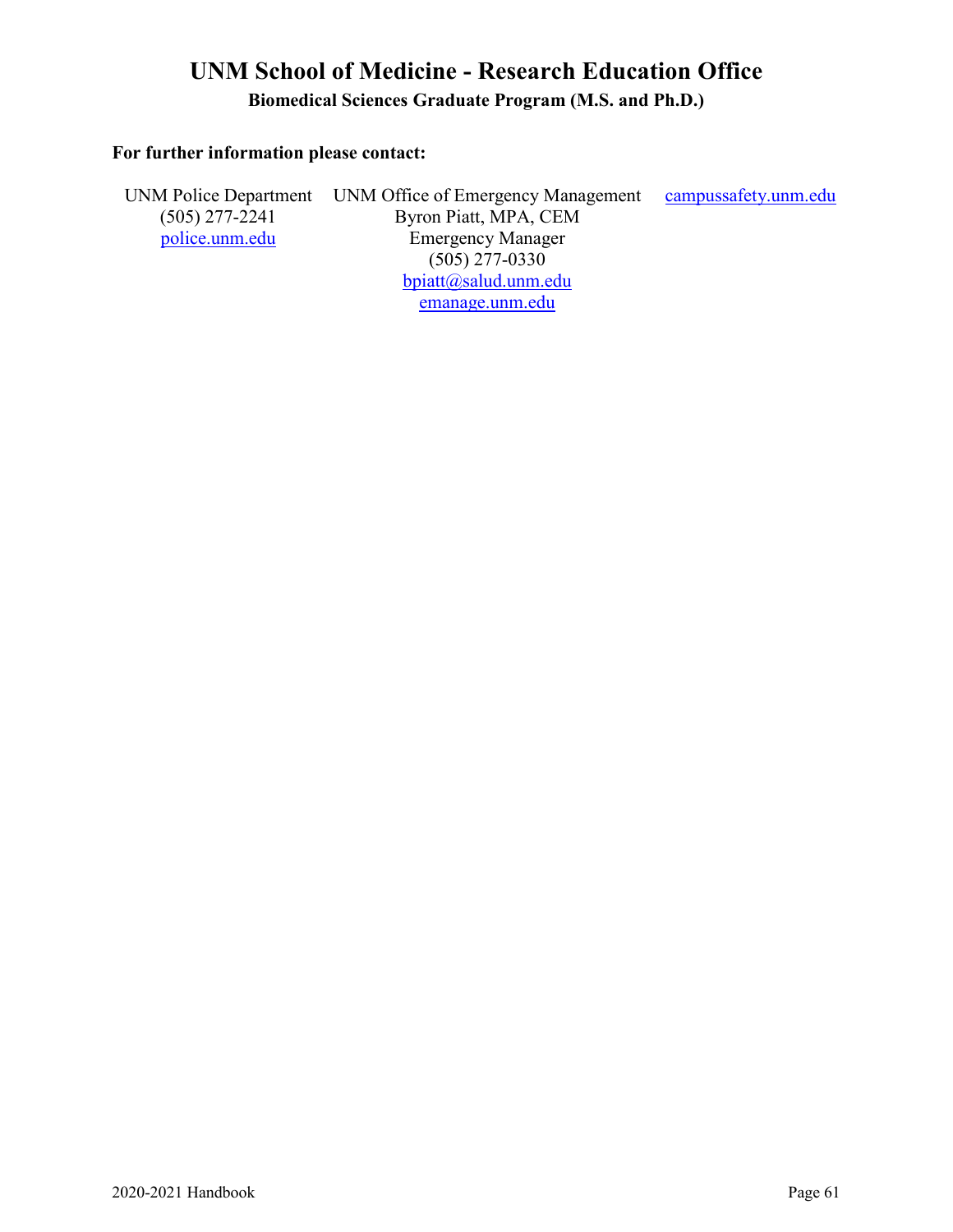# UNM School of Medicine - Research Education Office

**Biomedical Sciences Graduate Program (M.S. and Ph.D.)**

**For further information please contact:**

UNM Police Department
(505) 277-2241
police.unm.edu

UNM Office of Emergency Management
Byron Piatt, MPA, CEM
Emergency Manager
(505) 277-0330
bpiatt@salud.unm.edu
emanage.unm.edu

campussafety.unm.edu